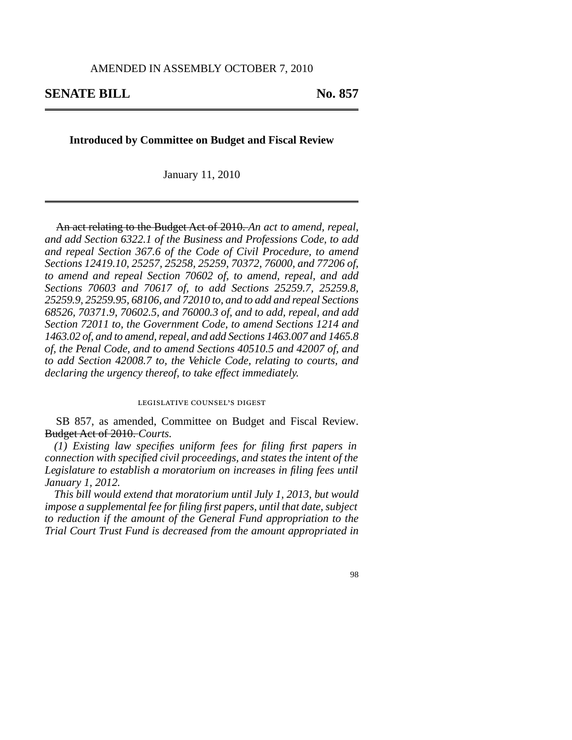AMENDED IN ASSEMBLY OCTOBER 7, 2010

**SENATE BILL** **No. 857**

---

**Introduced by Committee on Budget and Fiscal Review**

January 11, 2010

---

~~An act relating to the Budget Act of 2010.~~ *An act to amend, repeal, and add Section 6322.1 of the Business and Professions Code, to add and repeal Section 367.6 of the Code of Civil Procedure, to amend Sections 12419.10, 25257, 25258, 25259, 70372, 76000, and 77206 of, to amend and repeal Section 70602 of, to amend, repeal, and add Sections 70603 and 70617 of, to add Sections 25259.7, 25259.8, 25259.9, 25259.95, 68106, and 72010 to, and to add and repeal Sections 68526, 70371.9, 70602.5, and 76000.3 of, and to add, repeal, and add Section 72011 to, the Government Code, to amend Sections 1214 and 1463.02 of, and to amend, repeal, and add Sections 1463.007 and 1465.8 of, the Penal Code, and to amend Sections 40510.5 and 42007 of, and to add Section 42008.7 to, the Vehicle Code, relating to courts, and declaring the urgency thereof, to take effect immediately.*

LEGISLATIVE COUNSEL'S DIGEST

SB 857, as amended, Committee on Budget and Fiscal Review. ~~Budget Act of 2010.~~ *Courts.*

*(1) Existing law specifies uniform fees for filing first papers in connection with specified civil proceedings, and states the intent of the Legislature to establish a moratorium on increases in filing fees until January 1, 2012.*

*This bill would extend that moratorium until July 1, 2013, but would impose a supplemental fee for filing first papers, until that date, subject to reduction if the amount of the General Fund appropriation to the Trial Court Trust Fund is decreased from the amount appropriated in*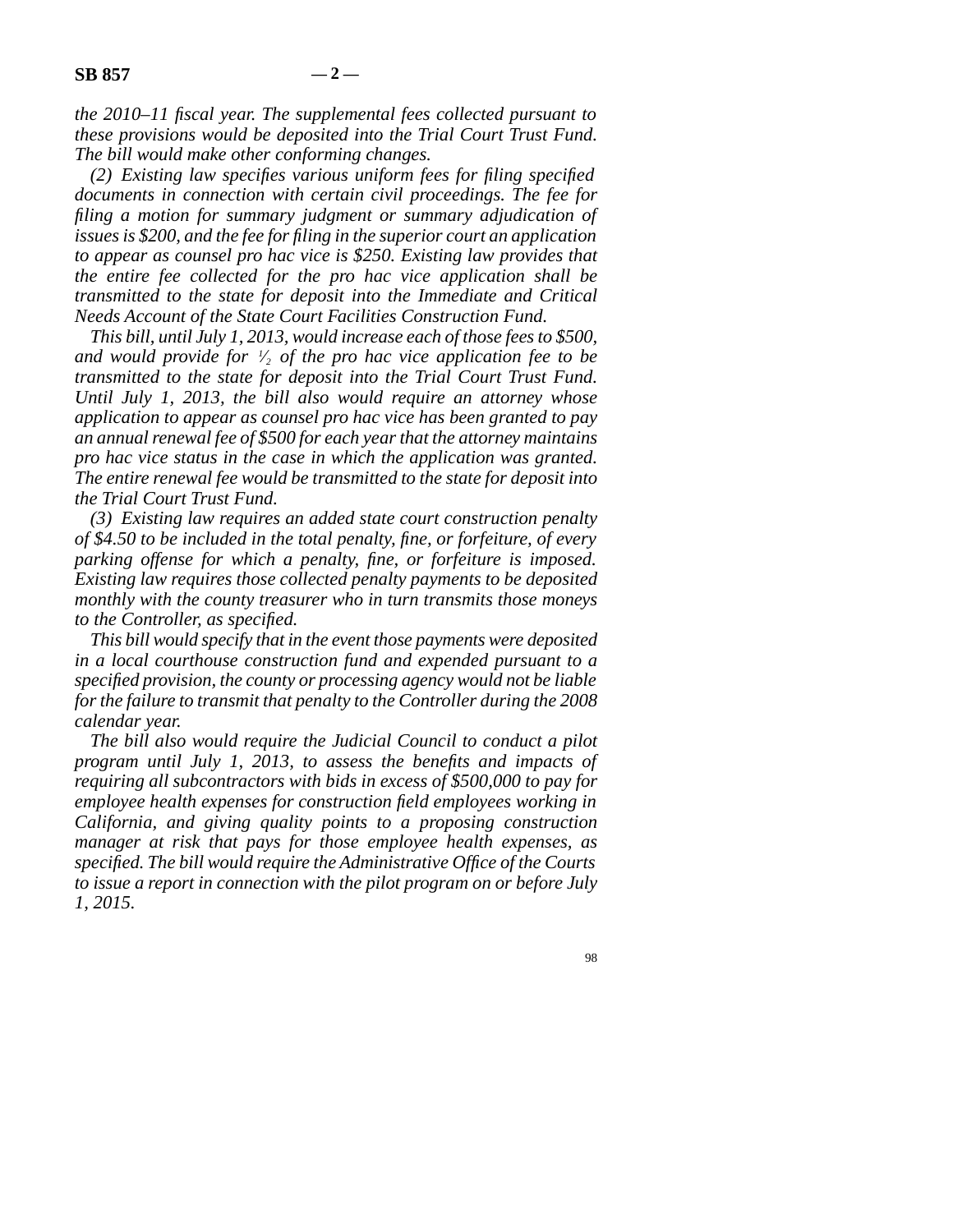*the 2010–11 fiscal year. The supplemental fees collected pursuant to these provisions would be deposited into the Trial Court Trust Fund. The bill would make other conforming changes.*

*(2) Existing law specifies various uniform fees for filing specified documents in connection with certain civil proceedings. The fee for filing a motion for summary judgment or summary adjudication of issues is $200, and the fee for filing in the superior court an application to appear as counsel pro hac vice is $250. Existing law provides that the entire fee collected for the pro hac vice application shall be transmitted to the state for deposit into the Immediate and Critical Needs Account of the State Court Facilities Construction Fund.*

*This bill, until July 1, 2013, would increase each of those fees to $500, and would provide for ½ of the pro hac vice application fee to be transmitted to the state for deposit into the Trial Court Trust Fund. Until July 1, 2013, the bill also would require an attorney whose application to appear as counsel pro hac vice has been granted to pay an annual renewal fee of $500 for each year that the attorney maintains pro hac vice status in the case in which the application was granted. The entire renewal fee would be transmitted to the state for deposit into the Trial Court Trust Fund.*

*(3) Existing law requires an added state court construction penalty of $4.50 to be included in the total penalty, fine, or forfeiture, of every parking offense for which a penalty, fine, or forfeiture is imposed. Existing law requires those collected penalty payments to be deposited monthly with the county treasurer who in turn transmits those moneys to the Controller, as specified.*

*This bill would specify that in the event those payments were deposited in a local courthouse construction fund and expended pursuant to a specified provision, the county or processing agency would not be liable for the failure to transmit that penalty to the Controller during the 2008 calendar year.*

*The bill also would require the Judicial Council to conduct a pilot program until July 1, 2013, to assess the benefits and impacts of requiring all subcontractors with bids in excess of $500,000 to pay for employee health expenses for construction field employees working in California, and giving quality points to a proposing construction manager at risk that pays for those employee health expenses, as specified. The bill would require the Administrative Office of the Courts to issue a report in connection with the pilot program on or before July 1, 2015.*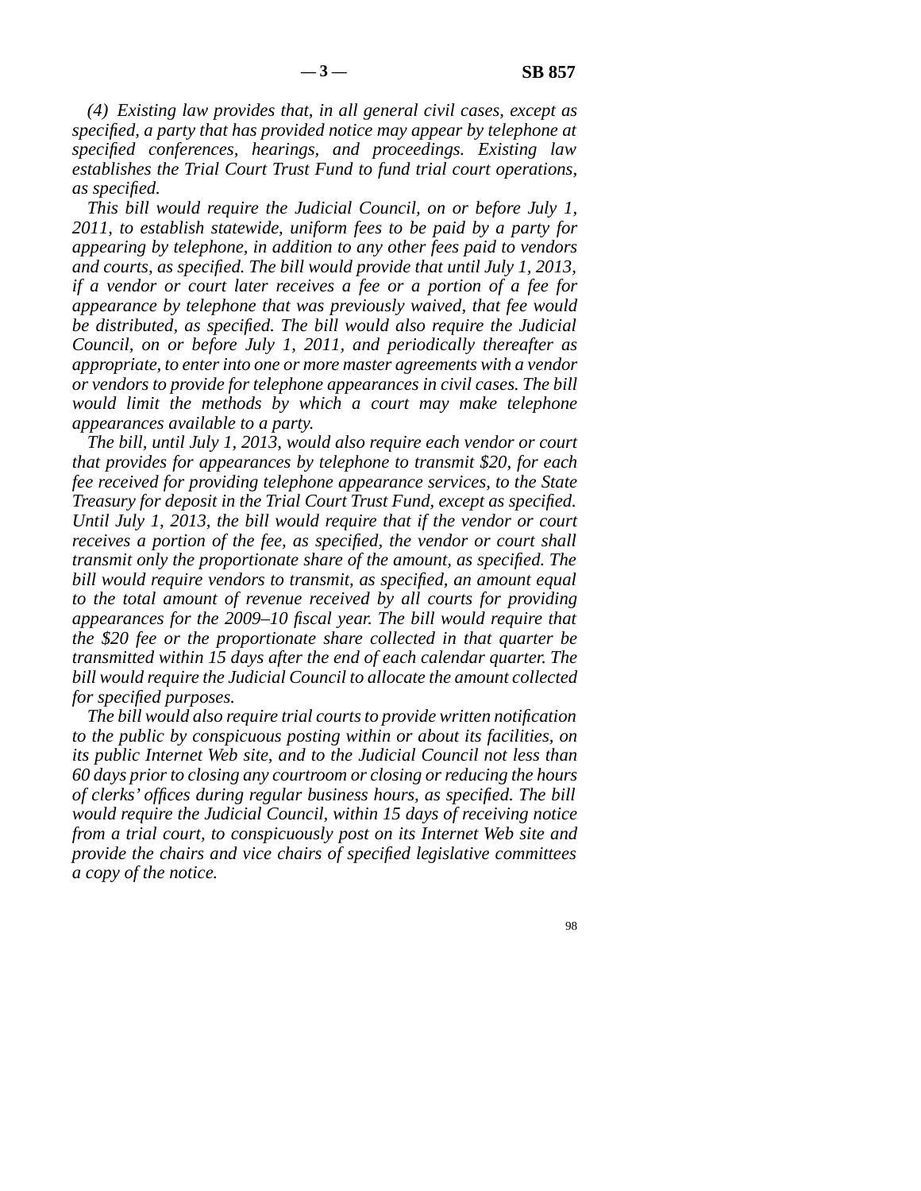*(4) Existing law provides that, in all general civil cases, except as specified, a party that has provided notice may appear by telephone at specified conferences, hearings, and proceedings. Existing law establishes the Trial Court Trust Fund to fund trial court operations, as specified.*

*This bill would require the Judicial Council, on or before July 1, 2011, to establish statewide, uniform fees to be paid by a party for appearing by telephone, in addition to any other fees paid to vendors and courts, as specified. The bill would provide that until July 1, 2013, if a vendor or court later receives a fee or a portion of a fee for appearance by telephone that was previously waived, that fee would be distributed, as specified. The bill would also require the Judicial Council, on or before July 1, 2011, and periodically thereafter as appropriate, to enter into one or more master agreements with a vendor or vendors to provide for telephone appearances in civil cases. The bill would limit the methods by which a court may make telephone appearances available to a party.*

*The bill, until July 1, 2013, would also require each vendor or court that provides for appearances by telephone to transmit $20, for each fee received for providing telephone appearance services, to the State Treasury for deposit in the Trial Court Trust Fund, except as specified. Until July 1, 2013, the bill would require that if the vendor or court receives a portion of the fee, as specified, the vendor or court shall transmit only the proportionate share of the amount, as specified. The bill would require vendors to transmit, as specified, an amount equal to the total amount of revenue received by all courts for providing appearances for the 2009–10 fiscal year. The bill would require that the $20 fee or the proportionate share collected in that quarter be transmitted within 15 days after the end of each calendar quarter. The bill would require the Judicial Council to allocate the amount collected for specified purposes.*

*The bill would also require trial courts to provide written notification to the public by conspicuous posting within or about its facilities, on its public Internet Web site, and to the Judicial Council not less than 60 days prior to closing any courtroom or closing or reducing the hours of clerks' offices during regular business hours, as specified. The bill would require the Judicial Council, within 15 days of receiving notice from a trial court, to conspicuously post on its Internet Web site and provide the chairs and vice chairs of specified legislative committees a copy of the notice.*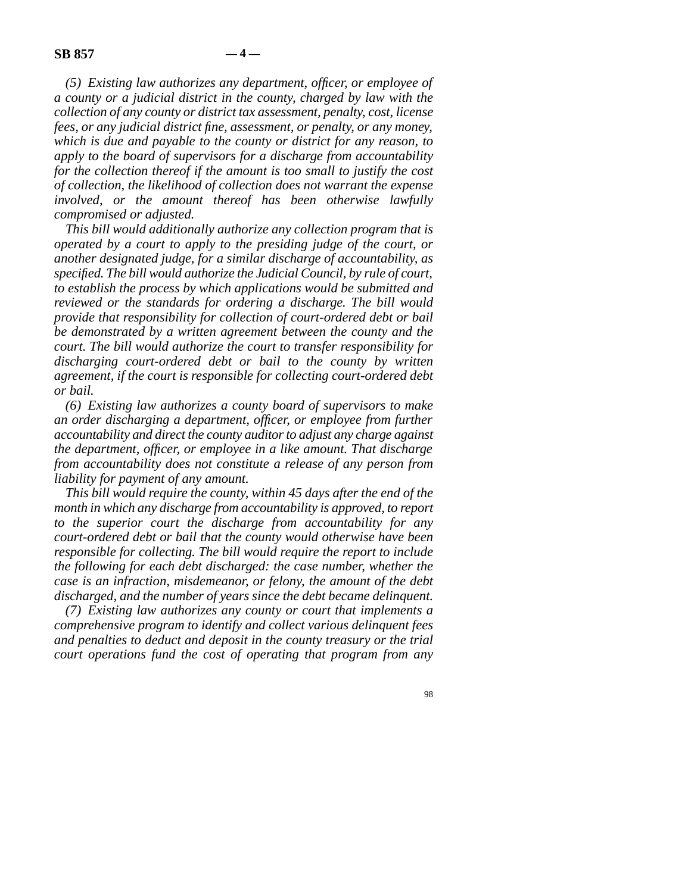*(5) Existing law authorizes any department, officer, or employee of a county or a judicial district in the county, charged by law with the collection of any county or district tax assessment, penalty, cost, license fees, or any judicial district fine, assessment, or penalty, or any money, which is due and payable to the county or district for any reason, to apply to the board of supervisors for a discharge from accountability for the collection thereof if the amount is too small to justify the cost of collection, the likelihood of collection does not warrant the expense involved, or the amount thereof has been otherwise lawfully compromised or adjusted.*

*This bill would additionally authorize any collection program that is operated by a court to apply to the presiding judge of the court, or another designated judge, for a similar discharge of accountability, as specified. The bill would authorize the Judicial Council, by rule of court, to establish the process by which applications would be submitted and reviewed or the standards for ordering a discharge. The bill would provide that responsibility for collection of court-ordered debt or bail be demonstrated by a written agreement between the county and the court. The bill would authorize the court to transfer responsibility for discharging court-ordered debt or bail to the county by written agreement, if the court is responsible for collecting court-ordered debt or bail.*

*(6) Existing law authorizes a county board of supervisors to make an order discharging a department, officer, or employee from further accountability and direct the county auditor to adjust any charge against the department, officer, or employee in a like amount. That discharge from accountability does not constitute a release of any person from liability for payment of any amount.*

*This bill would require the county, within 45 days after the end of the month in which any discharge from accountability is approved, to report to the superior court the discharge from accountability for any court-ordered debt or bail that the county would otherwise have been responsible for collecting. The bill would require the report to include the following for each debt discharged: the case number, whether the case is an infraction, misdemeanor, or felony, the amount of the debt discharged, and the number of years since the debt became delinquent.*

*(7) Existing law authorizes any county or court that implements a comprehensive program to identify and collect various delinquent fees and penalties to deduct and deposit in the county treasury or the trial court operations fund the cost of operating that program from any*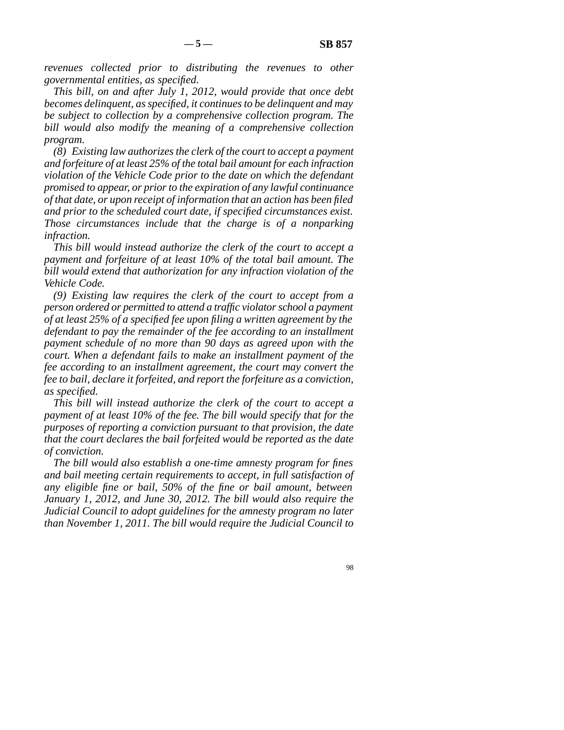*revenues collected prior to distributing the revenues to other governmental entities, as specified.*

*This bill, on and after July 1, 2012, would provide that once debt becomes delinquent, as specified, it continues to be delinquent and may be subject to collection by a comprehensive collection program. The bill would also modify the meaning of a comprehensive collection program.*

*(8) Existing law authorizes the clerk of the court to accept a payment and forfeiture of at least 25% of the total bail amount for each infraction violation of the Vehicle Code prior to the date on which the defendant promised to appear, or prior to the expiration of any lawful continuance of that date, or upon receipt of information that an action has been filed and prior to the scheduled court date, if specified circumstances exist. Those circumstances include that the charge is of a nonparking infraction.*

*This bill would instead authorize the clerk of the court to accept a payment and forfeiture of at least 10% of the total bail amount. The bill would extend that authorization for any infraction violation of the Vehicle Code.*

*(9) Existing law requires the clerk of the court to accept from a person ordered or permitted to attend a traffic violator school a payment of at least 25% of a specified fee upon filing a written agreement by the defendant to pay the remainder of the fee according to an installment payment schedule of no more than 90 days as agreed upon with the court. When a defendant fails to make an installment payment of the fee according to an installment agreement, the court may convert the fee to bail, declare it forfeited, and report the forfeiture as a conviction, as specified.*

*This bill will instead authorize the clerk of the court to accept a payment of at least 10% of the fee. The bill would specify that for the purposes of reporting a conviction pursuant to that provision, the date that the court declares the bail forfeited would be reported as the date of conviction.*

*The bill would also establish a one-time amnesty program for fines and bail meeting certain requirements to accept, in full satisfaction of any eligible fine or bail, 50% of the fine or bail amount, between January 1, 2012, and June 30, 2012. The bill would also require the Judicial Council to adopt guidelines for the amnesty program no later than November 1, 2011. The bill would require the Judicial Council to*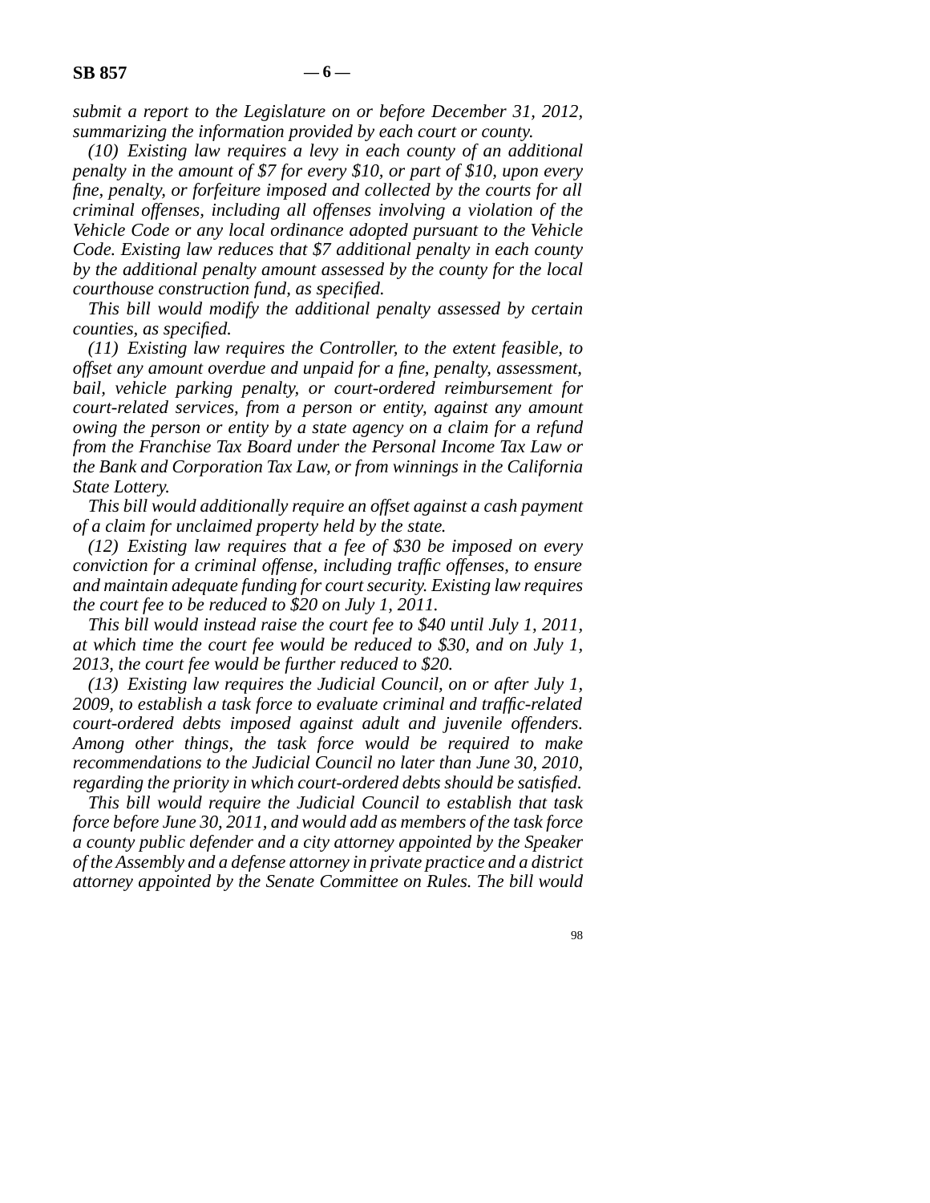*submit a report to the Legislature on or before December 31, 2012, summarizing the information provided by each court or county.*

*(10) Existing law requires a levy in each county of an additional penalty in the amount of $7 for every $10, or part of $10, upon every fine, penalty, or forfeiture imposed and collected by the courts for all criminal offenses, including all offenses involving a violation of the Vehicle Code or any local ordinance adopted pursuant to the Vehicle Code. Existing law reduces that $7 additional penalty in each county by the additional penalty amount assessed by the county for the local courthouse construction fund, as specified.*

*This bill would modify the additional penalty assessed by certain counties, as specified.*

*(11) Existing law requires the Controller, to the extent feasible, to offset any amount overdue and unpaid for a fine, penalty, assessment, bail, vehicle parking penalty, or court-ordered reimbursement for court-related services, from a person or entity, against any amount owing the person or entity by a state agency on a claim for a refund from the Franchise Tax Board under the Personal Income Tax Law or the Bank and Corporation Tax Law, or from winnings in the California State Lottery.*

*This bill would additionally require an offset against a cash payment of a claim for unclaimed property held by the state.*

*(12) Existing law requires that a fee of $30 be imposed on every conviction for a criminal offense, including traffic offenses, to ensure and maintain adequate funding for court security. Existing law requires the court fee to be reduced to $20 on July 1, 2011.*

*This bill would instead raise the court fee to $40 until July 1, 2011, at which time the court fee would be reduced to $30, and on July 1, 2013, the court fee would be further reduced to $20.*

*(13) Existing law requires the Judicial Council, on or after July 1, 2009, to establish a task force to evaluate criminal and traffic-related court-ordered debts imposed against adult and juvenile offenders. Among other things, the task force would be required to make recommendations to the Judicial Council no later than June 30, 2010, regarding the priority in which court-ordered debts should be satisfied.*

*This bill would require the Judicial Council to establish that task force before June 30, 2011, and would add as members of the task force a county public defender and a city attorney appointed by the Speaker of the Assembly and a defense attorney in private practice and a district attorney appointed by the Senate Committee on Rules. The bill would*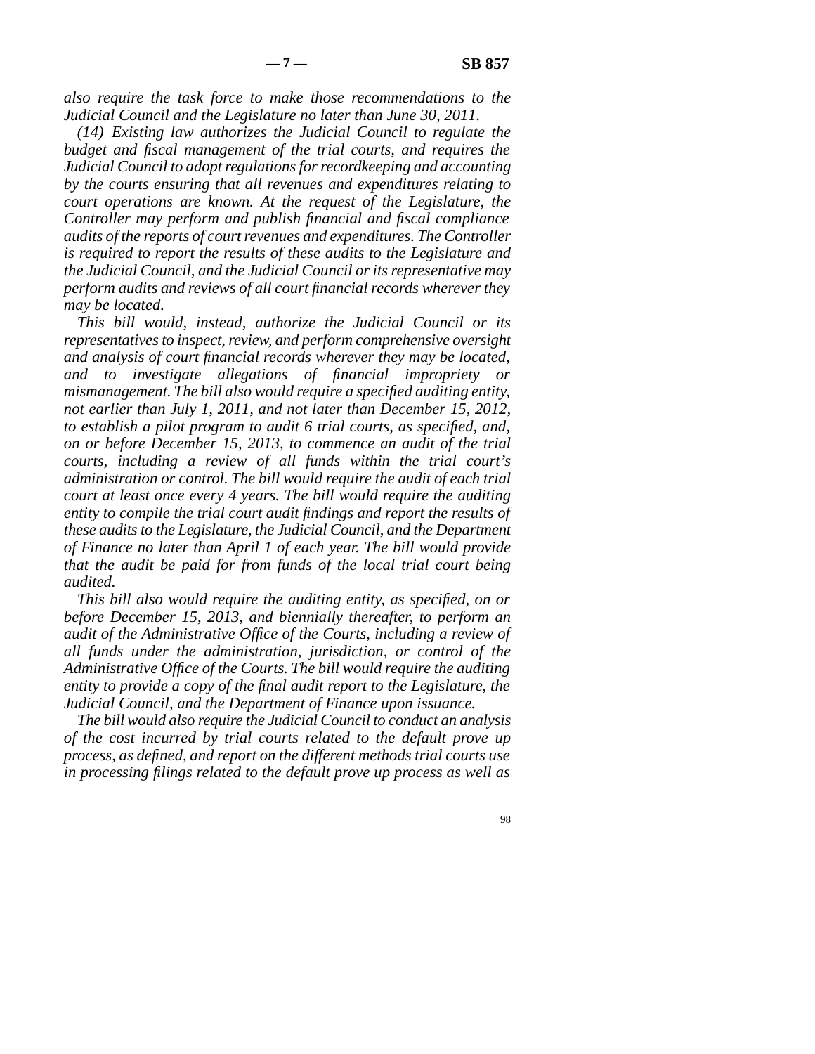*also require the task force to make those recommendations to the Judicial Council and the Legislature no later than June 30, 2011.*

*(14) Existing law authorizes the Judicial Council to regulate the budget and fiscal management of the trial courts, and requires the Judicial Council to adopt regulations for recordkeeping and accounting by the courts ensuring that all revenues and expenditures relating to court operations are known. At the request of the Legislature, the Controller may perform and publish financial and fiscal compliance audits of the reports of court revenues and expenditures. The Controller is required to report the results of these audits to the Legislature and the Judicial Council, and the Judicial Council or its representative may perform audits and reviews of all court financial records wherever they may be located.*

*This bill would, instead, authorize the Judicial Council or its representatives to inspect, review, and perform comprehensive oversight and analysis of court financial records wherever they may be located, and to investigate allegations of financial impropriety or mismanagement. The bill also would require a specified auditing entity, not earlier than July 1, 2011, and not later than December 15, 2012, to establish a pilot program to audit 6 trial courts, as specified, and, on or before December 15, 2013, to commence an audit of the trial courts, including a review of all funds within the trial court's administration or control. The bill would require the audit of each trial court at least once every 4 years. The bill would require the auditing entity to compile the trial court audit findings and report the results of these audits to the Legislature, the Judicial Council, and the Department of Finance no later than April 1 of each year. The bill would provide that the audit be paid for from funds of the local trial court being audited.*

*This bill also would require the auditing entity, as specified, on or before December 15, 2013, and biennially thereafter, to perform an audit of the Administrative Office of the Courts, including a review of all funds under the administration, jurisdiction, or control of the Administrative Office of the Courts. The bill would require the auditing entity to provide a copy of the final audit report to the Legislature, the Judicial Council, and the Department of Finance upon issuance.*

*The bill would also require the Judicial Council to conduct an analysis of the cost incurred by trial courts related to the default prove up process, as defined, and report on the different methods trial courts use in processing filings related to the default prove up process as well as*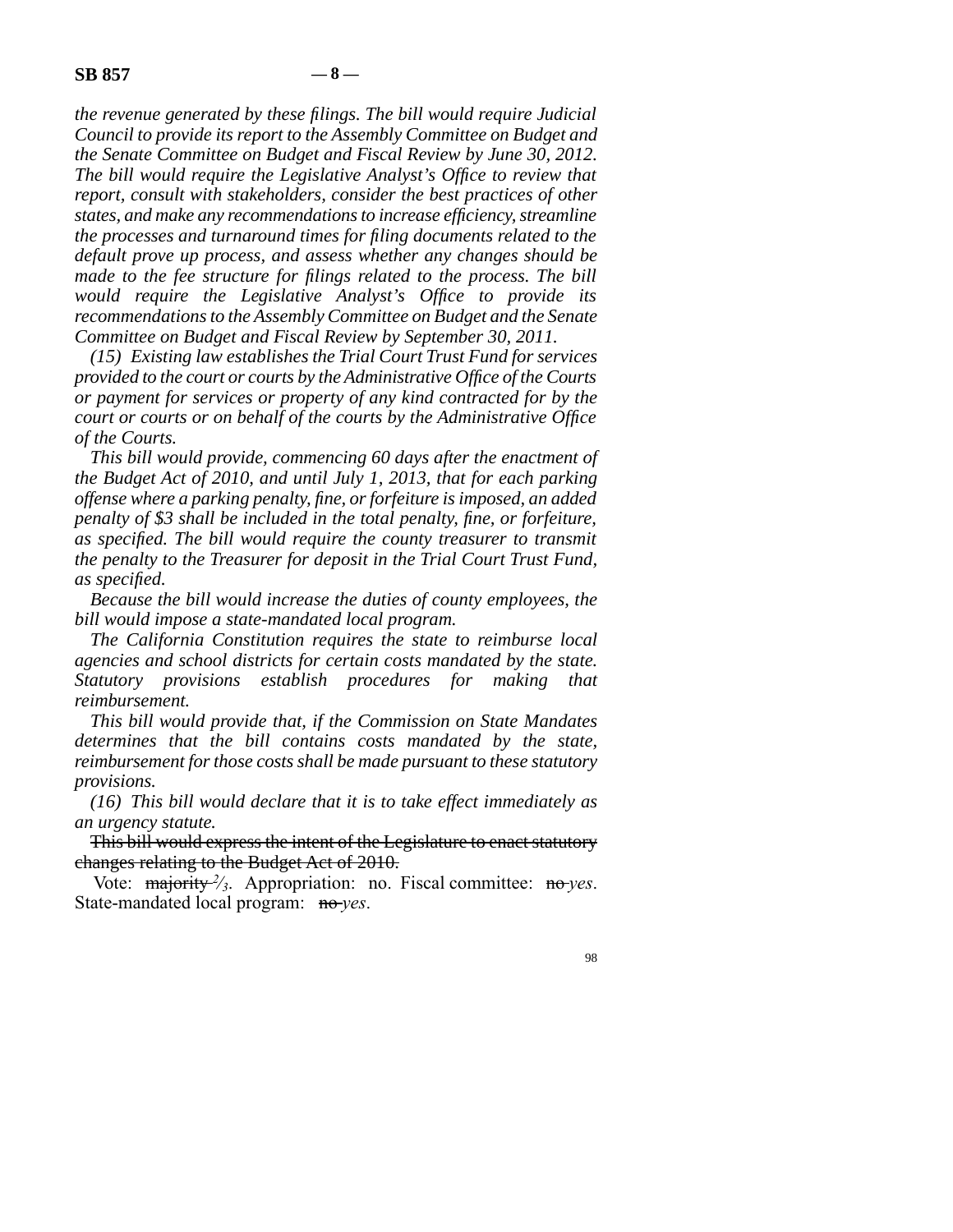*the revenue generated by these filings. The bill would require Judicial Council to provide its report to the Assembly Committee on Budget and the Senate Committee on Budget and Fiscal Review by June 30, 2012. The bill would require the Legislative Analyst's Office to review that report, consult with stakeholders, consider the best practices of other states, and make any recommendations to increase efficiency, streamline the processes and turnaround times for filing documents related to the default prove up process, and assess whether any changes should be made to the fee structure for filings related to the process. The bill would require the Legislative Analyst's Office to provide its recommendations to the Assembly Committee on Budget and the Senate Committee on Budget and Fiscal Review by September 30, 2011.*

*(15) Existing law establishes the Trial Court Trust Fund for services provided to the court or courts by the Administrative Office of the Courts or payment for services or property of any kind contracted for by the court or courts or on behalf of the courts by the Administrative Office of the Courts.*

*This bill would provide, commencing 60 days after the enactment of the Budget Act of 2010, and until July 1, 2013, that for each parking offense where a parking penalty, fine, or forfeiture is imposed, an added penalty of $3 shall be included in the total penalty, fine, or forfeiture, as specified. The bill would require the county treasurer to transmit the penalty to the Treasurer for deposit in the Trial Court Trust Fund, as specified.*

*Because the bill would increase the duties of county employees, the bill would impose a state-mandated local program.*

*The California Constitution requires the state to reimburse local agencies and school districts for certain costs mandated by the state. Statutory provisions establish procedures for making that reimbursement.*

*This bill would provide that, if the Commission on State Mandates determines that the bill contains costs mandated by the state, reimbursement for those costs shall be made pursuant to these statutory provisions.*

*(16) This bill would declare that it is to take effect immediately as an urgency statute.*

~~This bill would express the intent of the Legislature to enact statutory changes relating to the Budget Act of 2010.~~

Vote: ~~majority~~ *2/3*. Appropriation: no. Fiscal committee: ~~no~~ *yes*. State-mandated local program: ~~no~~ *yes*.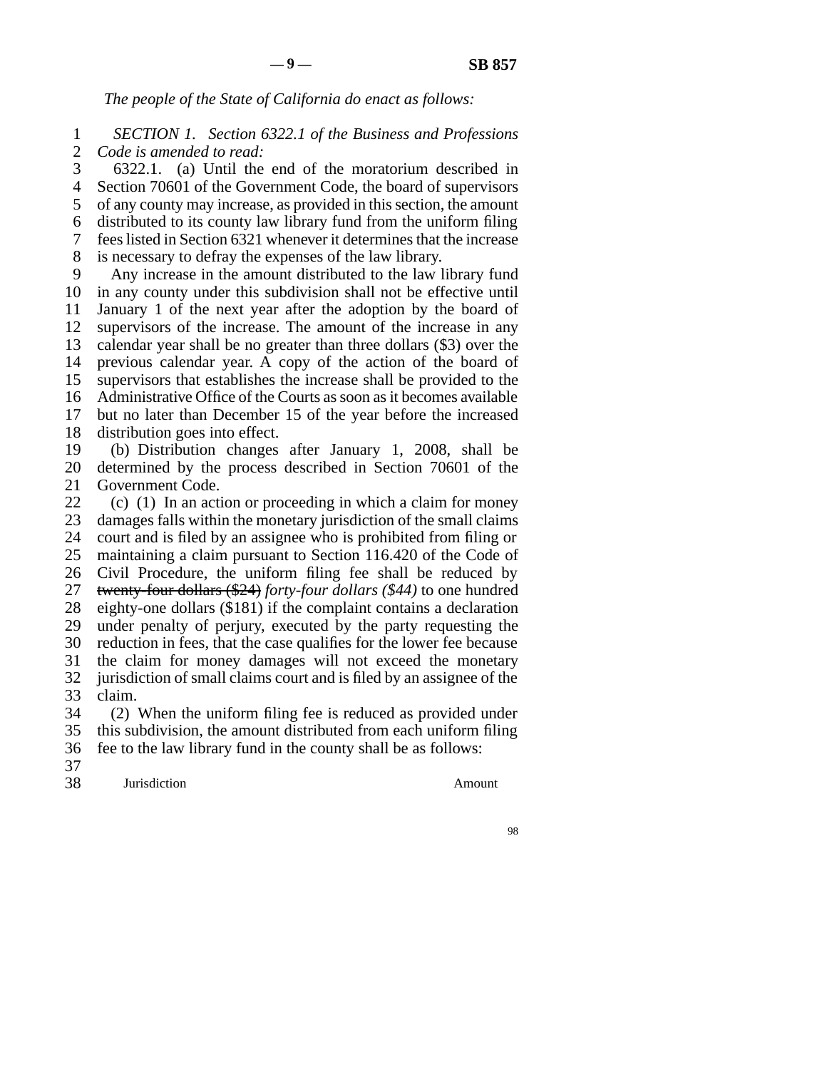*The people of the State of California do enact as follows:*

*SECTION 1. Section 6322.1 of the Business and Professions Code is amended to read:*

6322.1. (a) Until the end of the moratorium described in Section 70601 of the Government Code, the board of supervisors of any county may increase, as provided in this section, the amount distributed to its county law library fund from the uniform filing fees listed in Section 6321 whenever it determines that the increase is necessary to defray the expenses of the law library.

Any increase in the amount distributed to the law library fund in any county under this subdivision shall not be effective until January 1 of the next year after the adoption by the board of supervisors of the increase. The amount of the increase in any calendar year shall be no greater than three dollars ($3) over the previous calendar year. A copy of the action of the board of supervisors that establishes the increase shall be provided to the Administrative Office of the Courts as soon as it becomes available but no later than December 15 of the year before the increased distribution goes into effect.

(b) Distribution changes after January 1, 2008, shall be determined by the process described in Section 70601 of the Government Code.

(c) (1) In an action or proceeding in which a claim for money damages falls within the monetary jurisdiction of the small claims court and is filed by an assignee who is prohibited from filing or maintaining a claim pursuant to Section 116.420 of the Code of Civil Procedure, the uniform filing fee shall be reduced by ~~twenty-four dollars ($24)~~ *forty-four dollars ($44)* to one hundred eighty-one dollars ($181) if the complaint contains a declaration under penalty of perjury, executed by the party requesting the reduction in fees, that the case qualifies for the lower fee because the claim for money damages will not exceed the monetary jurisdiction of small claims court and is filed by an assignee of the claim.

(2) When the uniform filing fee is reduced as provided under this subdivision, the amount distributed from each uniform filing fee to the law library fund in the county shall be as follows:

| Jurisdiction | Amount |
|---|---|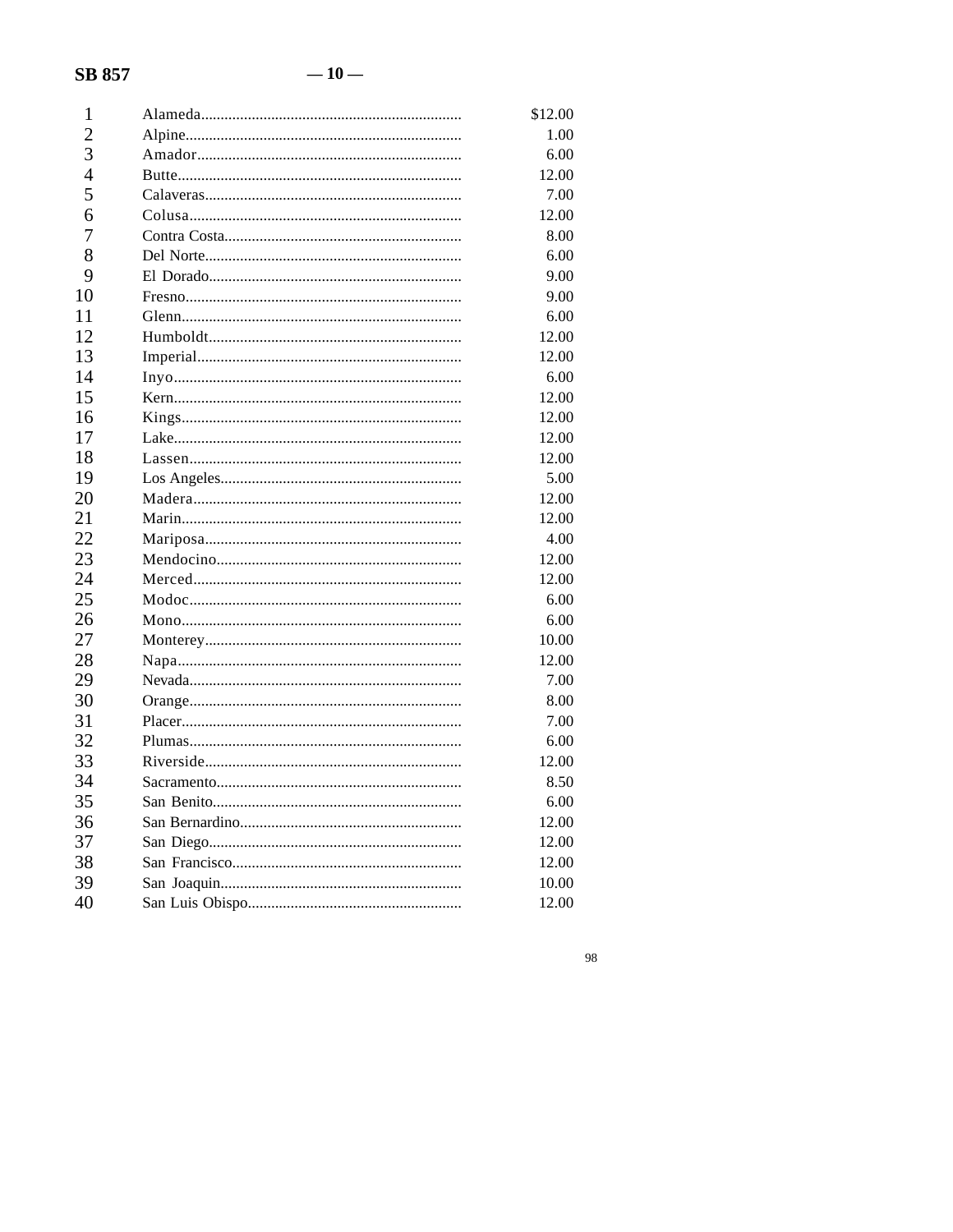| County | Amount |
|---|---|
| Alameda | $12.00 |
| Alpine | 1.00 |
| Amador | 6.00 |
| Butte | 12.00 |
| Calaveras | 7.00 |
| Colusa | 12.00 |
| Contra Costa | 8.00 |
| Del Norte | 6.00 |
| El Dorado | 9.00 |
| Fresno | 9.00 |
| Glenn | 6.00 |
| Humboldt | 12.00 |
| Imperial | 12.00 |
| Inyo | 6.00 |
| Kern | 12.00 |
| Kings | 12.00 |
| Lake | 12.00 |
| Lassen | 12.00 |
| Los Angeles | 5.00 |
| Madera | 12.00 |
| Marin | 12.00 |
| Mariposa | 4.00 |
| Mendocino | 12.00 |
| Merced | 12.00 |
| Modoc | 6.00 |
| Mono | 6.00 |
| Monterey | 10.00 |
| Napa | 12.00 |
| Nevada | 7.00 |
| Orange | 8.00 |
| Placer | 7.00 |
| Plumas | 6.00 |
| Riverside | 12.00 |
| Sacramento | 8.50 |
| San Benito | 6.00 |
| San Bernardino | 12.00 |
| San Diego | 12.00 |
| San Francisco | 12.00 |
| San Joaquin | 10.00 |
| San Luis Obispo | 12.00 |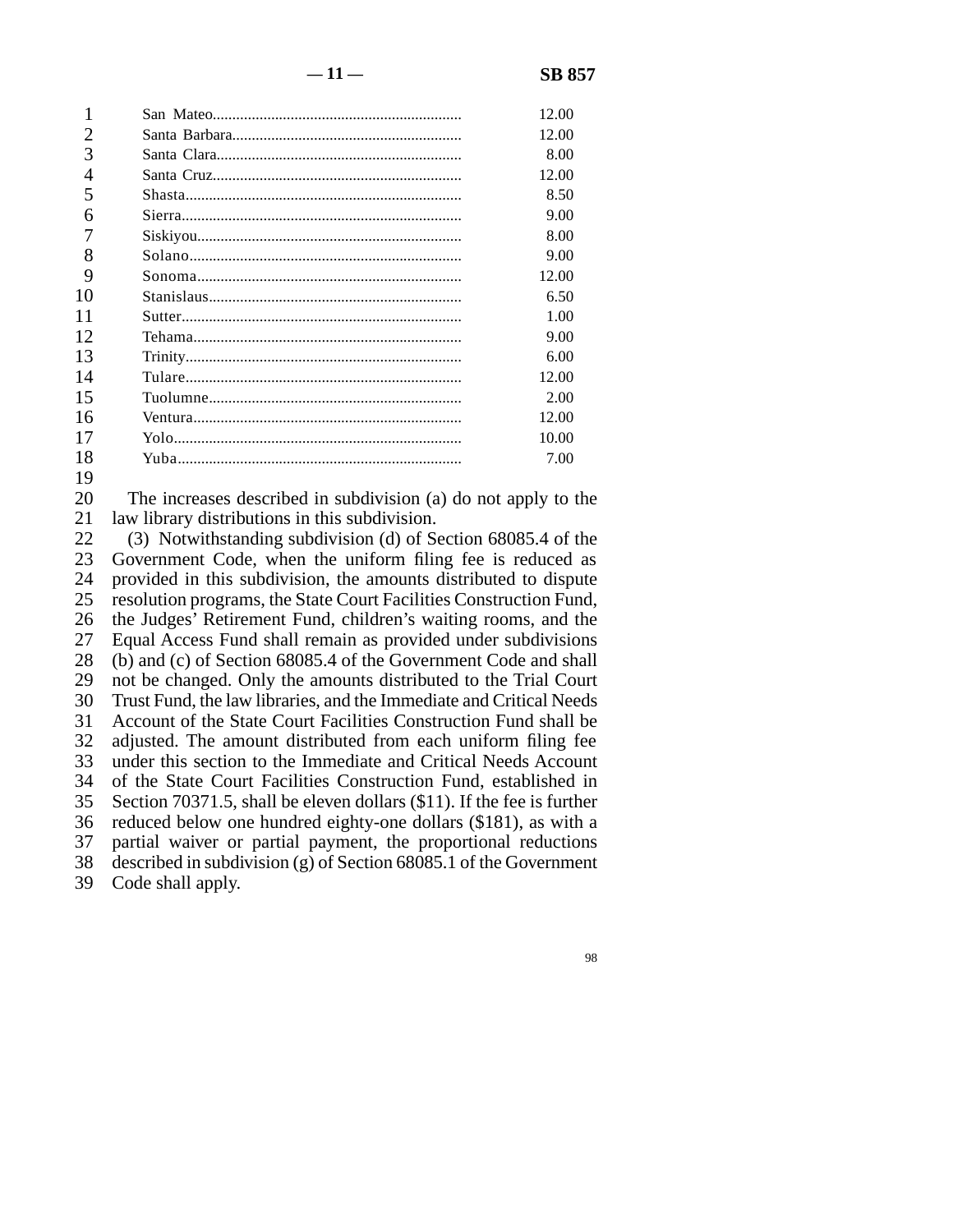| County | Amount |
|---|---|
| San Mateo | 12.00 |
| Santa Barbara | 12.00 |
| Santa Clara | 8.00 |
| Santa Cruz | 12.00 |
| Shasta | 8.50 |
| Sierra | 9.00 |
| Siskiyou | 8.00 |
| Solano | 9.00 |
| Sonoma | 12.00 |
| Stanislaus | 6.50 |
| Sutter | 1.00 |
| Tehama | 9.00 |
| Trinity | 6.00 |
| Tulare | 12.00 |
| Tuolumne | 2.00 |
| Ventura | 12.00 |
| Yolo | 10.00 |
| Yuba | 7.00 |

The increases described in subdivision (a) do not apply to the law library distributions in this subdivision.

(3) Notwithstanding subdivision (d) of Section 68085.4 of the Government Code, when the uniform filing fee is reduced as provided in this subdivision, the amounts distributed to dispute resolution programs, the State Court Facilities Construction Fund, the Judges' Retirement Fund, children's waiting rooms, and the Equal Access Fund shall remain as provided under subdivisions (b) and (c) of Section 68085.4 of the Government Code and shall not be changed. Only the amounts distributed to the Trial Court Trust Fund, the law libraries, and the Immediate and Critical Needs Account of the State Court Facilities Construction Fund shall be adjusted. The amount distributed from each uniform filing fee under this section to the Immediate and Critical Needs Account of the State Court Facilities Construction Fund, established in Section 70371.5, shall be eleven dollars ($11). If the fee is further reduced below one hundred eighty-one dollars ($181), as with a partial waiver or partial payment, the proportional reductions described in subdivision (g) of Section 68085.1 of the Government Code shall apply.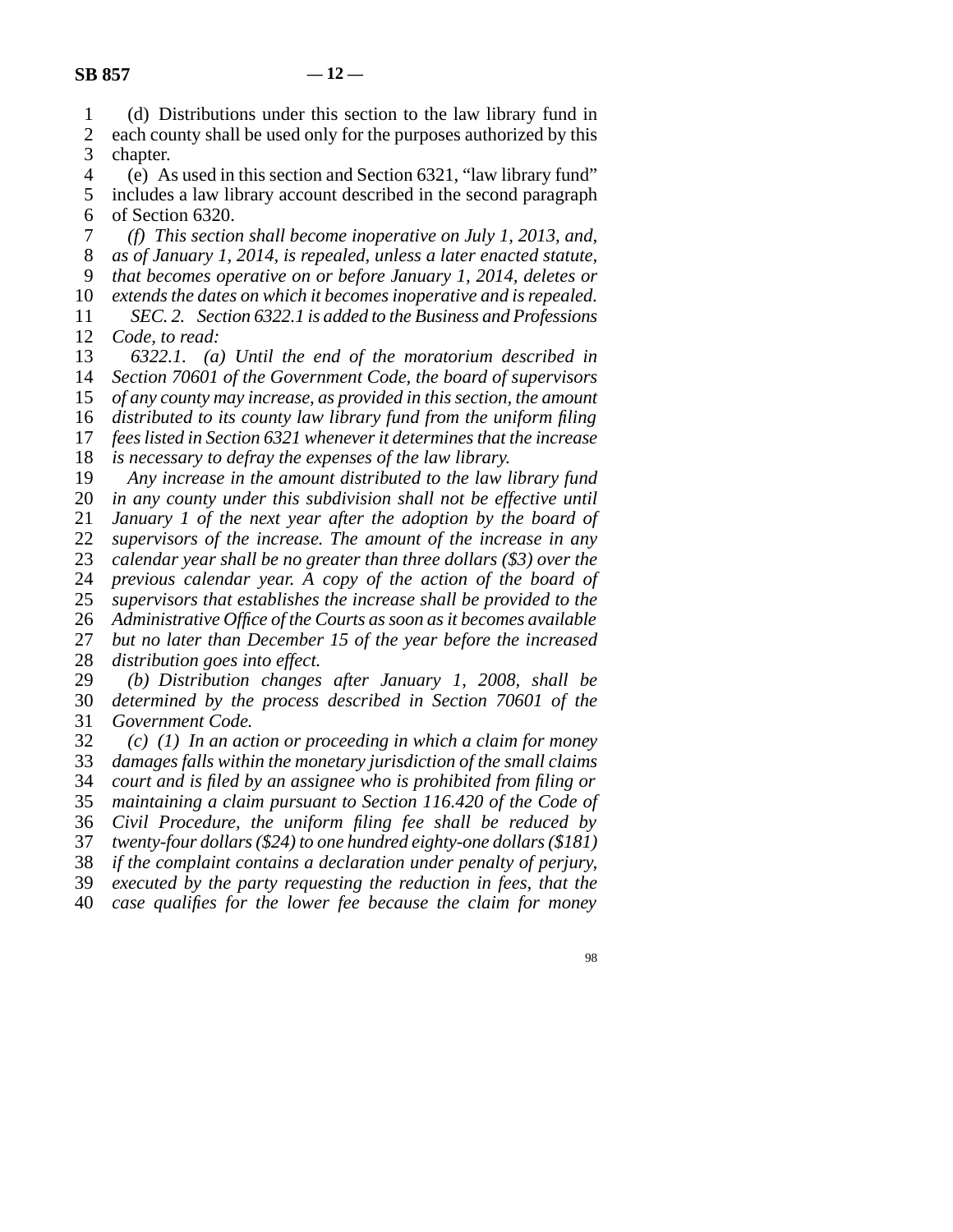(d) Distributions under this section to the law library fund in each county shall be used only for the purposes authorized by this chapter.

(e) As used in this section and Section 6321, "law library fund" includes a law library account described in the second paragraph of Section 6320.

*(f) This section shall become inoperative on July 1, 2013, and, as of January 1, 2014, is repealed, unless a later enacted statute, that becomes operative on or before January 1, 2014, deletes or extends the dates on which it becomes inoperative and is repealed.*

*SEC. 2. Section 6322.1 is added to the Business and Professions Code, to read:*

*6322.1. (a) Until the end of the moratorium described in Section 70601 of the Government Code, the board of supervisors of any county may increase, as provided in this section, the amount distributed to its county law library fund from the uniform filing fees listed in Section 6321 whenever it determines that the increase is necessary to defray the expenses of the law library.*

*Any increase in the amount distributed to the law library fund in any county under this subdivision shall not be effective until January 1 of the next year after the adoption by the board of supervisors of the increase. The amount of the increase in any calendar year shall be no greater than three dollars ($3) over the previous calendar year. A copy of the action of the board of supervisors that establishes the increase shall be provided to the Administrative Office of the Courts as soon as it becomes available but no later than December 15 of the year before the increased distribution goes into effect.*

*(b) Distribution changes after January 1, 2008, shall be determined by the process described in Section 70601 of the Government Code.*

*(c) (1) In an action or proceeding in which a claim for money damages falls within the monetary jurisdiction of the small claims court and is filed by an assignee who is prohibited from filing or maintaining a claim pursuant to Section 116.420 of the Code of Civil Procedure, the uniform filing fee shall be reduced by twenty-four dollars ($24) to one hundred eighty-one dollars ($181) if the complaint contains a declaration under penalty of perjury, executed by the party requesting the reduction in fees, that the case qualifies for the lower fee because the claim for money*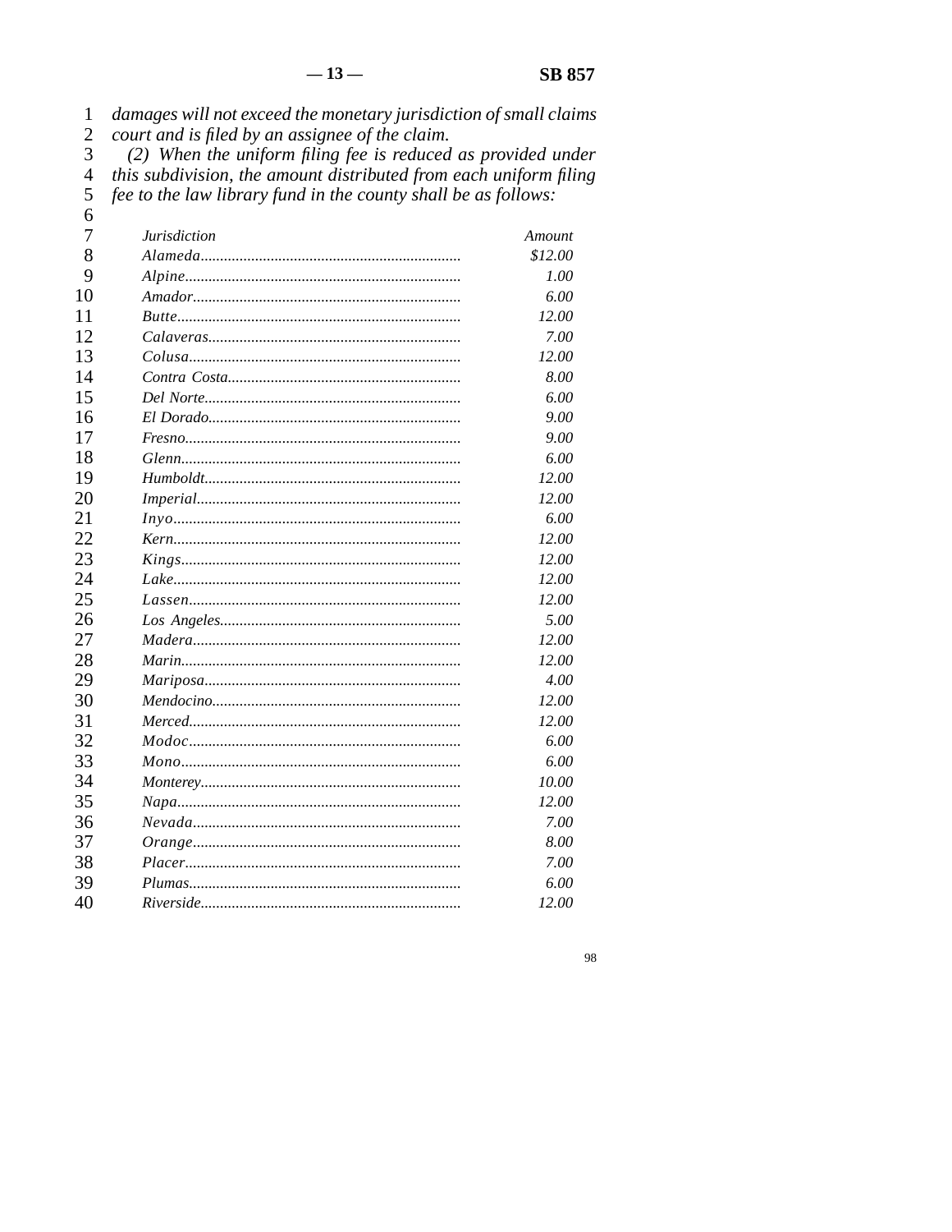*damages will not exceed the monetary jurisdiction of small claims court and is filed by an assignee of the claim.*

*(2) When the uniform filing fee is reduced as provided under this subdivision, the amount distributed from each uniform filing fee to the law library fund in the county shall be as follows:*

| *Jurisdiction* | *Amount* |
|---|---|
| *Alameda* | *$12.00* |
| *Alpine* | *1.00* |
| *Amador* | *6.00* |
| *Butte* | *12.00* |
| *Calaveras* | *7.00* |
| *Colusa* | *12.00* |
| *Contra Costa* | *8.00* |
| *Del Norte* | *6.00* |
| *El Dorado* | *9.00* |
| *Fresno* | *9.00* |
| *Glenn* | *6.00* |
| *Humboldt* | *12.00* |
| *Imperial* | *12.00* |
| *Inyo* | *6.00* |
| *Kern* | *12.00* |
| *Kings* | *12.00* |
| *Lake* | *12.00* |
| *Lassen* | *12.00* |
| *Los Angeles* | *5.00* |
| *Madera* | *12.00* |
| *Marin* | *12.00* |
| *Mariposa* | *4.00* |
| *Mendocino* | *12.00* |
| *Merced* | *12.00* |
| *Modoc* | *6.00* |
| *Mono* | *6.00* |
| *Monterey* | *10.00* |
| *Napa* | *12.00* |
| *Nevada* | *7.00* |
| *Orange* | *8.00* |
| *Placer* | *7.00* |
| *Plumas* | *6.00* |
| *Riverside* | *12.00* |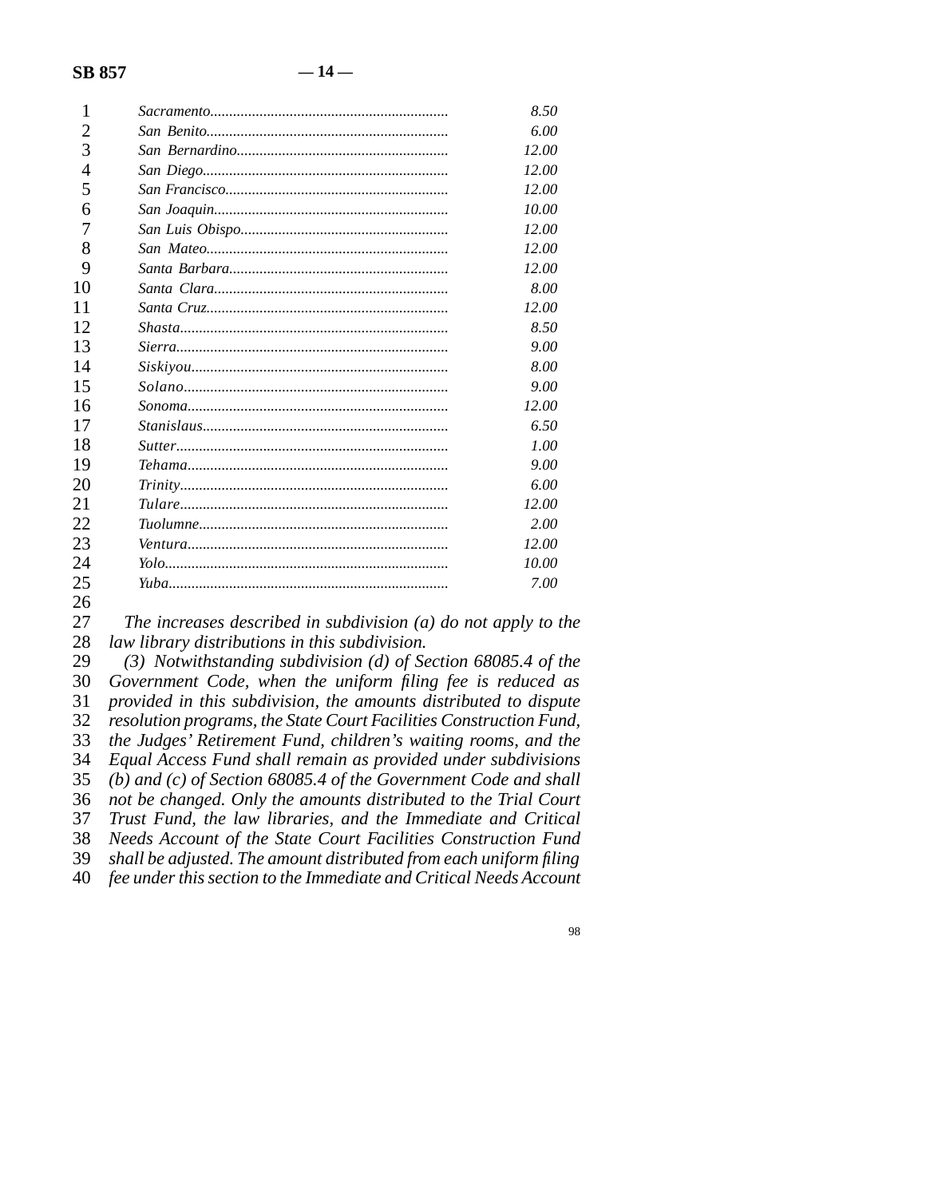| | |
|---|---|
| *Sacramento* | *8.50* |
| *San Benito* | *6.00* |
| *San Bernardino* | *12.00* |
| *San Diego* | *12.00* |
| *San Francisco* | *12.00* |
| *San Joaquin* | *10.00* |
| *San Luis Obispo* | *12.00* |
| *San Mateo* | *12.00* |
| *Santa Barbara* | *12.00* |
| *Santa Clara* | *8.00* |
| *Santa Cruz* | *12.00* |
| *Shasta* | *8.50* |
| *Sierra* | *9.00* |
| *Siskiyou* | *8.00* |
| *Solano* | *9.00* |
| *Sonoma* | *12.00* |
| *Stanislaus* | *6.50* |
| *Sutter* | *1.00* |
| *Tehama* | *9.00* |
| *Trinity* | *6.00* |
| *Tulare* | *12.00* |
| *Tuolumne* | *2.00* |
| *Ventura* | *12.00* |
| *Yolo* | *10.00* |
| *Yuba* | *7.00* |

*The increases described in subdivision (a) do not apply to the law library distributions in this subdivision.*

*(3) Notwithstanding subdivision (d) of Section 68085.4 of the Government Code, when the uniform filing fee is reduced as provided in this subdivision, the amounts distributed to dispute resolution programs, the State Court Facilities Construction Fund, the Judges' Retirement Fund, children's waiting rooms, and the Equal Access Fund shall remain as provided under subdivisions (b) and (c) of Section 68085.4 of the Government Code and shall not be changed. Only the amounts distributed to the Trial Court Trust Fund, the law libraries, and the Immediate and Critical Needs Account of the State Court Facilities Construction Fund shall be adjusted. The amount distributed from each uniform filing fee under this section to the Immediate and Critical Needs Account*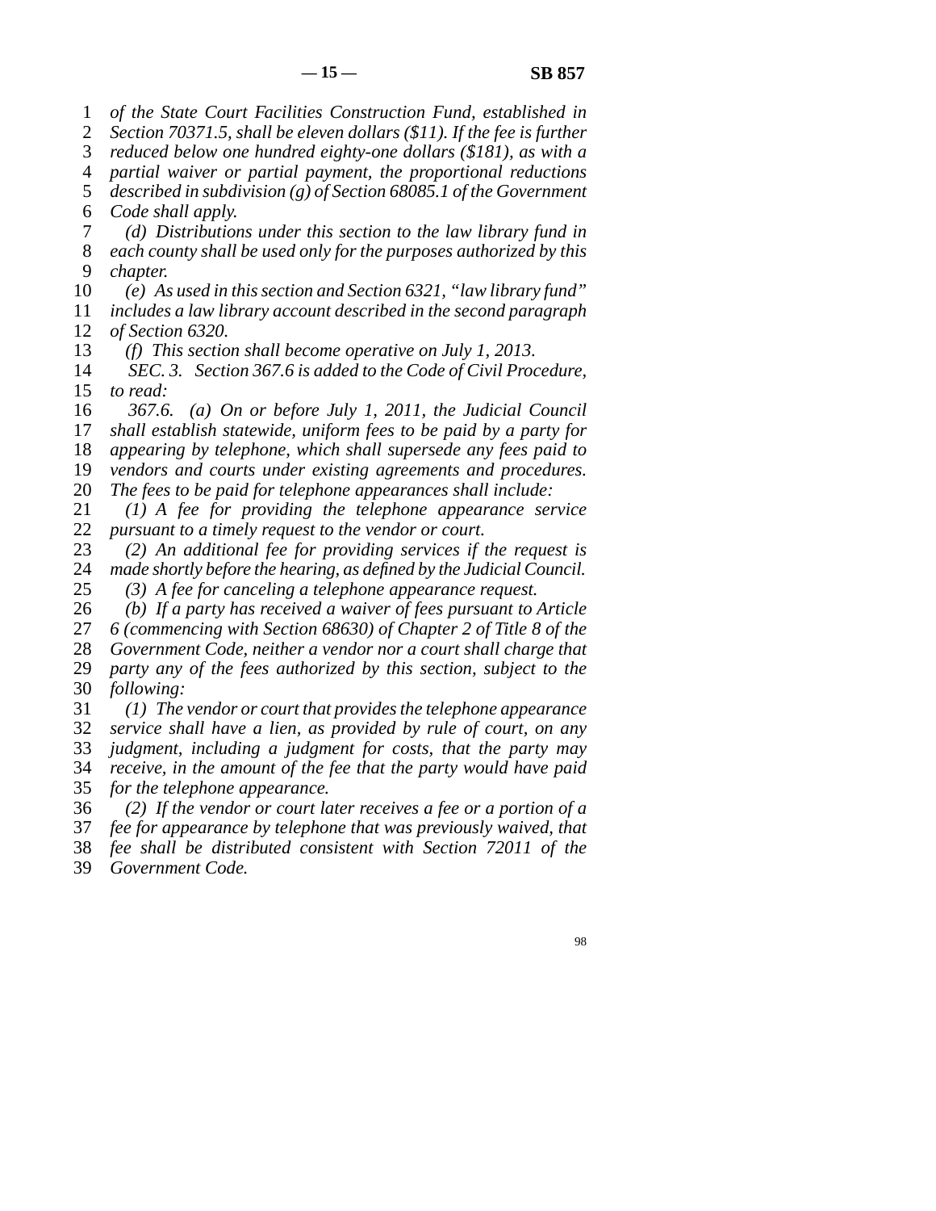*of the State Court Facilities Construction Fund, established in Section 70371.5, shall be eleven dollars ($11). If the fee is further reduced below one hundred eighty-one dollars ($181), as with a partial waiver or partial payment, the proportional reductions described in subdivision (g) of Section 68085.1 of the Government Code shall apply.*

*(d) Distributions under this section to the law library fund in each county shall be used only for the purposes authorized by this chapter.*

*(e) As used in this section and Section 6321, "law library fund" includes a law library account described in the second paragraph of Section 6320.*

*(f) This section shall become operative on July 1, 2013.*

*SEC. 3. Section 367.6 is added to the Code of Civil Procedure, to read:*

*367.6. (a) On or before July 1, 2011, the Judicial Council shall establish statewide, uniform fees to be paid by a party for appearing by telephone, which shall supersede any fees paid to vendors and courts under existing agreements and procedures. The fees to be paid for telephone appearances shall include:*

*(1) A fee for providing the telephone appearance service pursuant to a timely request to the vendor or court.*

*(2) An additional fee for providing services if the request is made shortly before the hearing, as defined by the Judicial Council.*

*(3) A fee for canceling a telephone appearance request.*

*(b) If a party has received a waiver of fees pursuant to Article 6 (commencing with Section 68630) of Chapter 2 of Title 8 of the Government Code, neither a vendor nor a court shall charge that party any of the fees authorized by this section, subject to the following:*

*(1) The vendor or court that provides the telephone appearance service shall have a lien, as provided by rule of court, on any judgment, including a judgment for costs, that the party may receive, in the amount of the fee that the party would have paid for the telephone appearance.*

*(2) If the vendor or court later receives a fee or a portion of a fee for appearance by telephone that was previously waived, that fee shall be distributed consistent with Section 72011 of the Government Code.*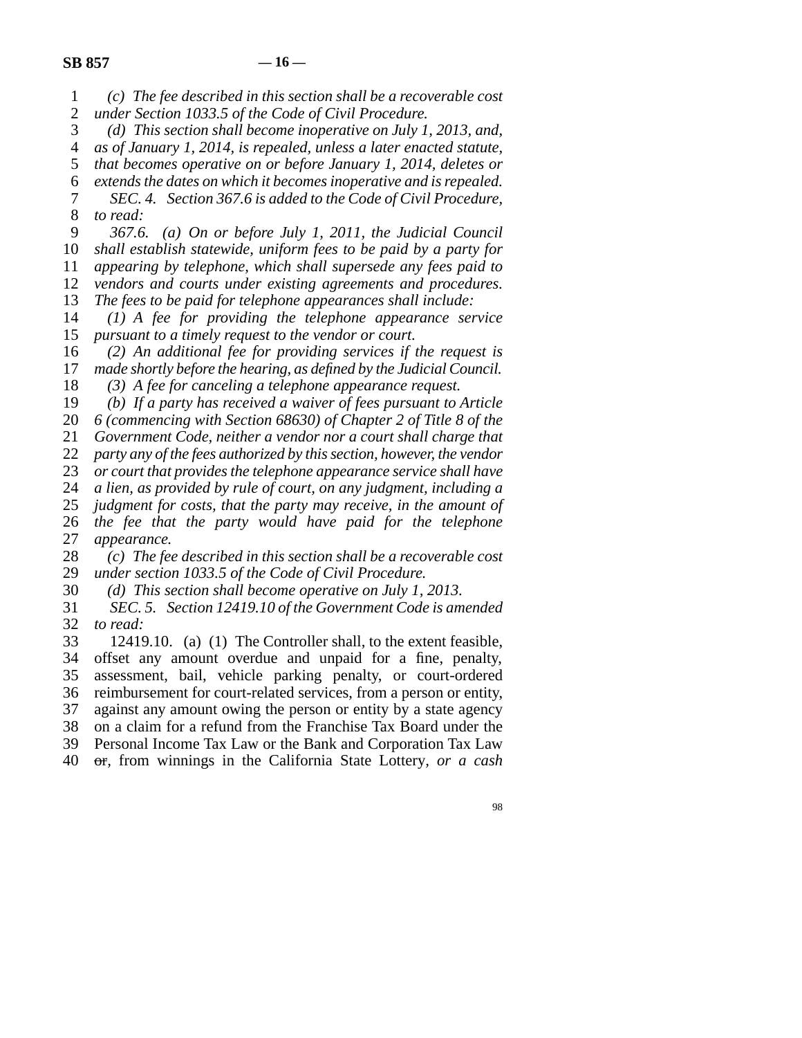*(c) The fee described in this section shall be a recoverable cost under Section 1033.5 of the Code of Civil Procedure.*

*(d) This section shall become inoperative on July 1, 2013, and, as of January 1, 2014, is repealed, unless a later enacted statute, that becomes operative on or before January 1, 2014, deletes or extends the dates on which it becomes inoperative and is repealed.*

*SEC. 4. Section 367.6 is added to the Code of Civil Procedure, to read:*

*367.6. (a) On or before July 1, 2011, the Judicial Council shall establish statewide, uniform fees to be paid by a party for appearing by telephone, which shall supersede any fees paid to vendors and courts under existing agreements and procedures. The fees to be paid for telephone appearances shall include:*

*(1) A fee for providing the telephone appearance service pursuant to a timely request to the vendor or court.*

*(2) An additional fee for providing services if the request is made shortly before the hearing, as defined by the Judicial Council.*

*(3) A fee for canceling a telephone appearance request.*

*(b) If a party has received a waiver of fees pursuant to Article 6 (commencing with Section 68630) of Chapter 2 of Title 8 of the Government Code, neither a vendor nor a court shall charge that party any of the fees authorized by this section, however, the vendor or court that provides the telephone appearance service shall have a lien, as provided by rule of court, on any judgment, including a judgment for costs, that the party may receive, in the amount of the fee that the party would have paid for the telephone appearance.*

*(c) The fee described in this section shall be a recoverable cost under section 1033.5 of the Code of Civil Procedure.*

*(d) This section shall become operative on July 1, 2013.*

*SEC. 5. Section 12419.10 of the Government Code is amended to read:*

12419.10. (a) (1) The Controller shall, to the extent feasible, offset any amount overdue and unpaid for a fine, penalty, assessment, bail, vehicle parking penalty, or court-ordered reimbursement for court-related services, from a person or entity, against any amount owing the person or entity by a state agency on a claim for a refund from the Franchise Tax Board under the Personal Income Tax Law or the Bank and Corporation Tax Law ~~or~~, from winnings in the California State Lottery*, or a cash*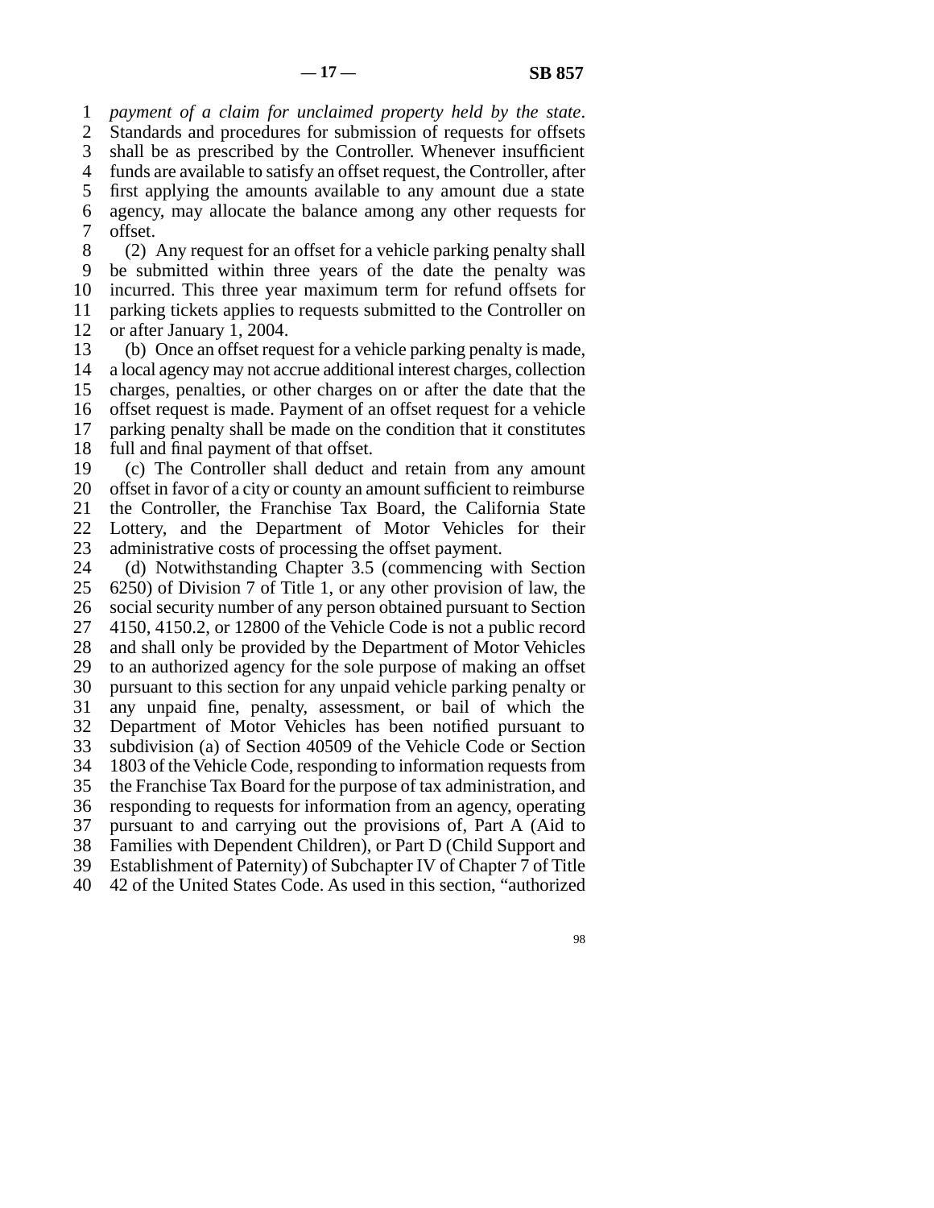*payment of a claim for unclaimed property held by the state*. Standards and procedures for submission of requests for offsets shall be as prescribed by the Controller. Whenever insufficient funds are available to satisfy an offset request, the Controller, after first applying the amounts available to any amount due a state agency, may allocate the balance among any other requests for offset.

(2) Any request for an offset for a vehicle parking penalty shall be submitted within three years of the date the penalty was incurred. This three year maximum term for refund offsets for parking tickets applies to requests submitted to the Controller on or after January 1, 2004.

(b) Once an offset request for a vehicle parking penalty is made, a local agency may not accrue additional interest charges, collection charges, penalties, or other charges on or after the date that the offset request is made. Payment of an offset request for a vehicle parking penalty shall be made on the condition that it constitutes full and final payment of that offset.

(c) The Controller shall deduct and retain from any amount offset in favor of a city or county an amount sufficient to reimburse the Controller, the Franchise Tax Board, the California State Lottery, and the Department of Motor Vehicles for their administrative costs of processing the offset payment.

(d) Notwithstanding Chapter 3.5 (commencing with Section 6250) of Division 7 of Title 1, or any other provision of law, the social security number of any person obtained pursuant to Section 4150, 4150.2, or 12800 of the Vehicle Code is not a public record and shall only be provided by the Department of Motor Vehicles to an authorized agency for the sole purpose of making an offset pursuant to this section for any unpaid vehicle parking penalty or any unpaid fine, penalty, assessment, or bail of which the Department of Motor Vehicles has been notified pursuant to subdivision (a) of Section 40509 of the Vehicle Code or Section 1803 of the Vehicle Code, responding to information requests from the Franchise Tax Board for the purpose of tax administration, and responding to requests for information from an agency, operating pursuant to and carrying out the provisions of, Part A (Aid to Families with Dependent Children), or Part D (Child Support and Establishment of Paternity) of Subchapter IV of Chapter 7 of Title 42 of the United States Code. As used in this section, "authorized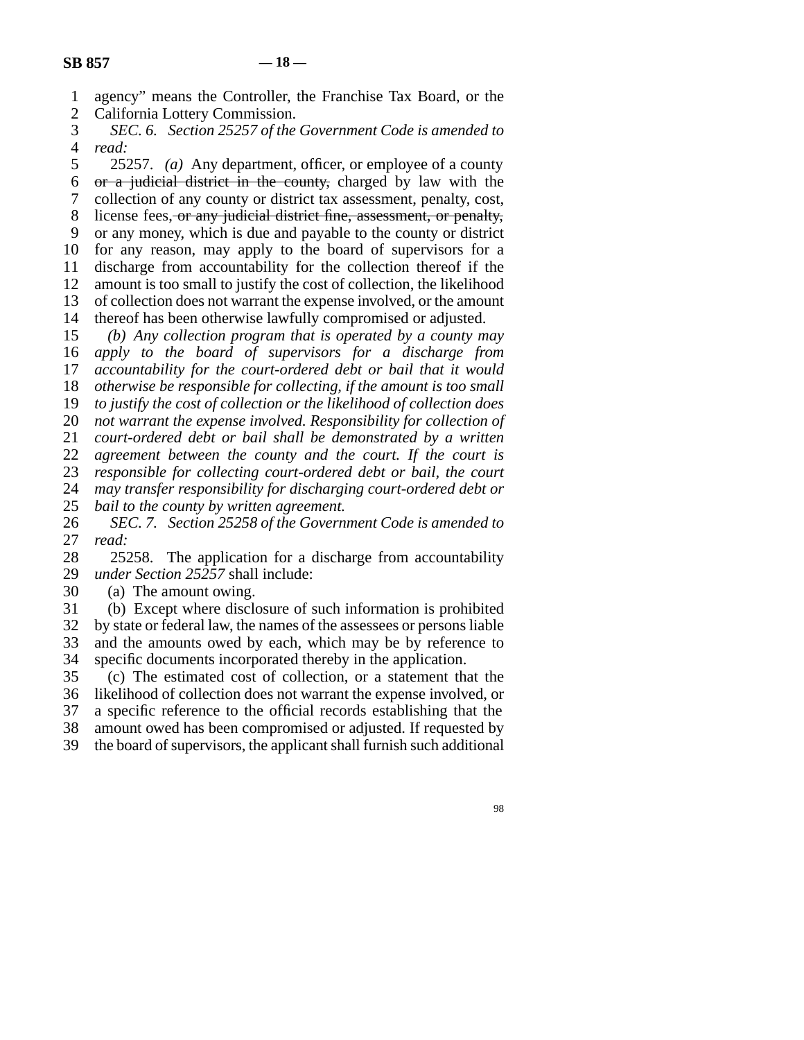agency" means the Controller, the Franchise Tax Board, or the California Lottery Commission.

*SEC. 6. Section 25257 of the Government Code is amended to read:*

25257. *(a)* Any department, officer, or employee of a county ~~or a judicial district in the county,~~ charged by law with the collection of any county or district tax assessment, penalty, cost, license fees, ~~or any judicial district fine, assessment, or penalty,~~ or any money, which is due and payable to the county or district for any reason, may apply to the board of supervisors for a discharge from accountability for the collection thereof if the amount is too small to justify the cost of collection, the likelihood of collection does not warrant the expense involved, or the amount thereof has been otherwise lawfully compromised or adjusted.

*(b) Any collection program that is operated by a county may apply to the board of supervisors for a discharge from accountability for the court-ordered debt or bail that it would otherwise be responsible for collecting, if the amount is too small to justify the cost of collection or the likelihood of collection does not warrant the expense involved. Responsibility for collection of court-ordered debt or bail shall be demonstrated by a written agreement between the county and the court. If the court is responsible for collecting court-ordered debt or bail, the court may transfer responsibility for discharging court-ordered debt or bail to the county by written agreement.*

*SEC. 7. Section 25258 of the Government Code is amended to read:*

25258. The application for a discharge from accountability *under Section 25257* shall include:

(a) The amount owing.

(b) Except where disclosure of such information is prohibited by state or federal law, the names of the assessees or persons liable and the amounts owed by each, which may be by reference to specific documents incorporated thereby in the application.

(c) The estimated cost of collection, or a statement that the likelihood of collection does not warrant the expense involved, or a specific reference to the official records establishing that the amount owed has been compromised or adjusted. If requested by the board of supervisors, the applicant shall furnish such additional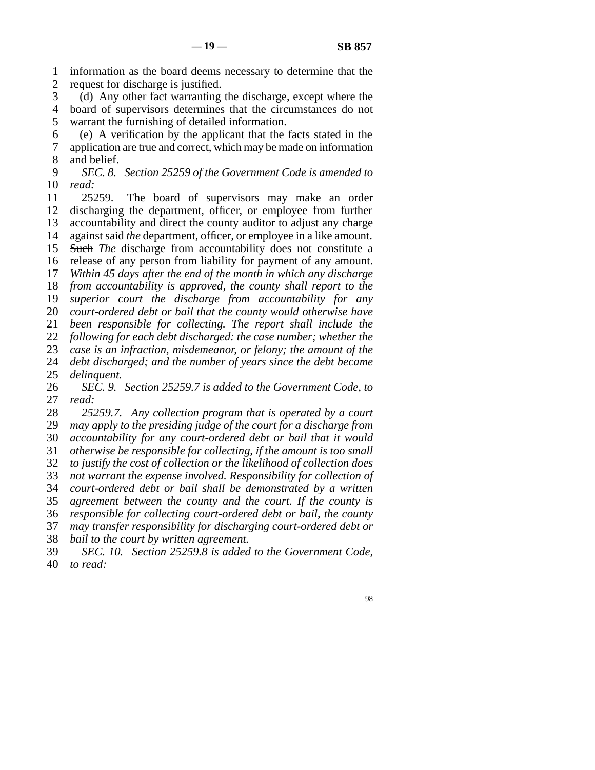information as the board deems necessary to determine that the request for discharge is justified.

(d) Any other fact warranting the discharge, except where the board of supervisors determines that the circumstances do not warrant the furnishing of detailed information.

(e) A verification by the applicant that the facts stated in the application are true and correct, which may be made on information and belief.

*SEC. 8. Section 25259 of the Government Code is amended to read:*

25259. The board of supervisors may make an order discharging the department, officer, or employee from further accountability and direct the county auditor to adjust any charge against ~~said~~ *the* department, officer, or employee in a like amount. ~~Such~~ *The* discharge from accountability does not constitute a release of any person from liability for payment of any amount. *Within 45 days after the end of the month in which any discharge from accountability is approved, the county shall report to the superior court the discharge from accountability for any court-ordered debt or bail that the county would otherwise have been responsible for collecting. The report shall include the following for each debt discharged: the case number; whether the case is an infraction, misdemeanor, or felony; the amount of the debt discharged; and the number of years since the debt became delinquent.*

*SEC. 9. Section 25259.7 is added to the Government Code, to read:*

*25259.7. Any collection program that is operated by a court may apply to the presiding judge of the court for a discharge from accountability for any court-ordered debt or bail that it would otherwise be responsible for collecting, if the amount is too small to justify the cost of collection or the likelihood of collection does not warrant the expense involved. Responsibility for collection of court-ordered debt or bail shall be demonstrated by a written agreement between the county and the court. If the county is responsible for collecting court-ordered debt or bail, the county may transfer responsibility for discharging court-ordered debt or bail to the court by written agreement.*

*SEC. 10. Section 25259.8 is added to the Government Code, to read:*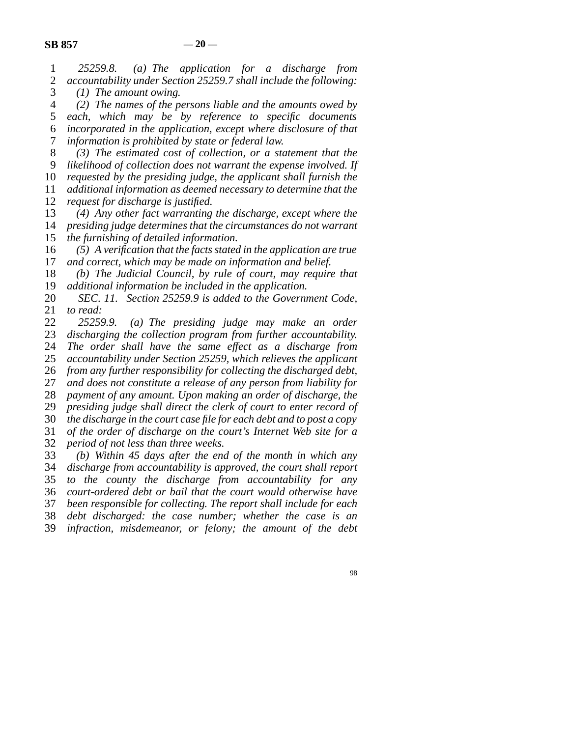*25259.8. (a) The application for a discharge from accountability under Section 25259.7 shall include the following:*

*(1) The amount owing.*

*(2) The names of the persons liable and the amounts owed by each, which may be by reference to specific documents incorporated in the application, except where disclosure of that information is prohibited by state or federal law.*

*(3) The estimated cost of collection, or a statement that the likelihood of collection does not warrant the expense involved. If requested by the presiding judge, the applicant shall furnish the additional information as deemed necessary to determine that the request for discharge is justified.*

*(4) Any other fact warranting the discharge, except where the presiding judge determines that the circumstances do not warrant the furnishing of detailed information.*

*(5) A verification that the facts stated in the application are true and correct, which may be made on information and belief.*

*(b) The Judicial Council, by rule of court, may require that additional information be included in the application.*

*SEC. 11. Section 25259.9 is added to the Government Code, to read:*

*25259.9. (a) The presiding judge may make an order discharging the collection program from further accountability. The order shall have the same effect as a discharge from accountability under Section 25259, which relieves the applicant from any further responsibility for collecting the discharged debt, and does not constitute a release of any person from liability for payment of any amount. Upon making an order of discharge, the presiding judge shall direct the clerk of court to enter record of the discharge in the court case file for each debt and to post a copy of the order of discharge on the court's Internet Web site for a period of not less than three weeks.*

*(b) Within 45 days after the end of the month in which any discharge from accountability is approved, the court shall report to the county the discharge from accountability for any court-ordered debt or bail that the court would otherwise have been responsible for collecting. The report shall include for each debt discharged: the case number; whether the case is an infraction, misdemeanor, or felony; the amount of the debt*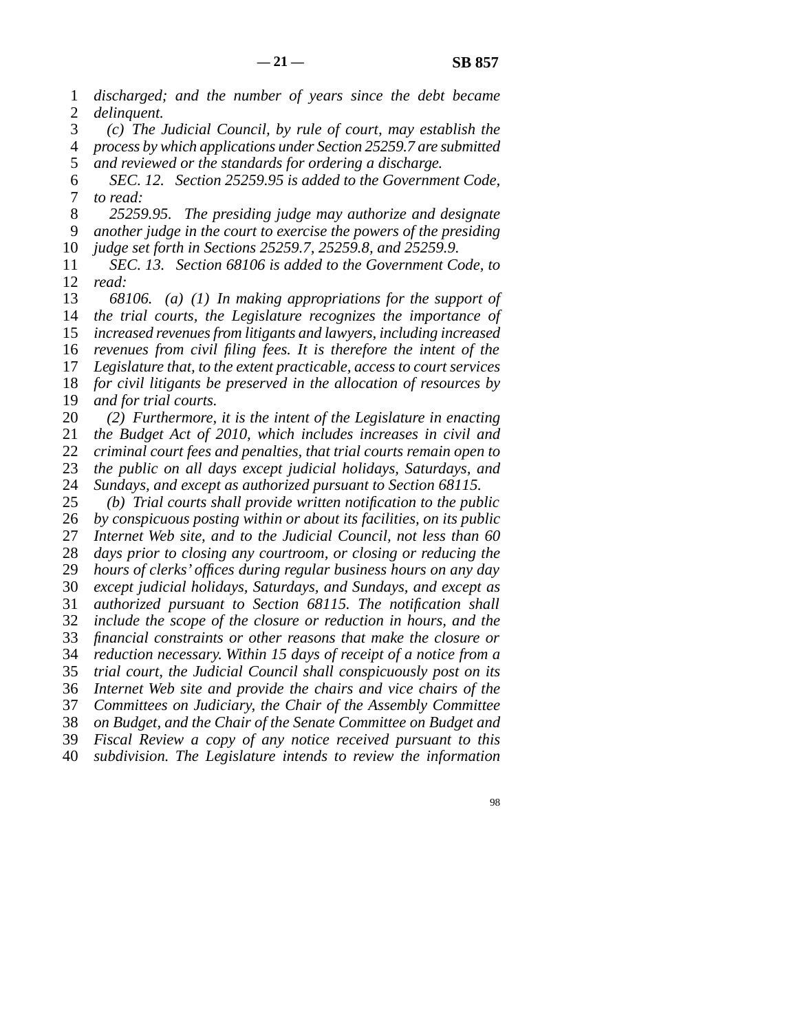*discharged; and the number of years since the debt became delinquent.*

*(c) The Judicial Council, by rule of court, may establish the process by which applications under Section 25259.7 are submitted and reviewed or the standards for ordering a discharge.*

*SEC. 12. Section 25259.95 is added to the Government Code, to read:*

*25259.95. The presiding judge may authorize and designate another judge in the court to exercise the powers of the presiding judge set forth in Sections 25259.7, 25259.8, and 25259.9.*

*SEC. 13. Section 68106 is added to the Government Code, to read:*

*68106. (a) (1) In making appropriations for the support of the trial courts, the Legislature recognizes the importance of increased revenues from litigants and lawyers, including increased revenues from civil filing fees. It is therefore the intent of the Legislature that, to the extent practicable, access to court services for civil litigants be preserved in the allocation of resources by and for trial courts.*

*(2) Furthermore, it is the intent of the Legislature in enacting the Budget Act of 2010, which includes increases in civil and criminal court fees and penalties, that trial courts remain open to the public on all days except judicial holidays, Saturdays, and Sundays, and except as authorized pursuant to Section 68115.*

*(b) Trial courts shall provide written notification to the public by conspicuous posting within or about its facilities, on its public Internet Web site, and to the Judicial Council, not less than 60 days prior to closing any courtroom, or closing or reducing the hours of clerks' offices during regular business hours on any day except judicial holidays, Saturdays, and Sundays, and except as authorized pursuant to Section 68115. The notification shall include the scope of the closure or reduction in hours, and the financial constraints or other reasons that make the closure or reduction necessary. Within 15 days of receipt of a notice from a trial court, the Judicial Council shall conspicuously post on its Internet Web site and provide the chairs and vice chairs of the Committees on Judiciary, the Chair of the Assembly Committee on Budget, and the Chair of the Senate Committee on Budget and Fiscal Review a copy of any notice received pursuant to this subdivision. The Legislature intends to review the information*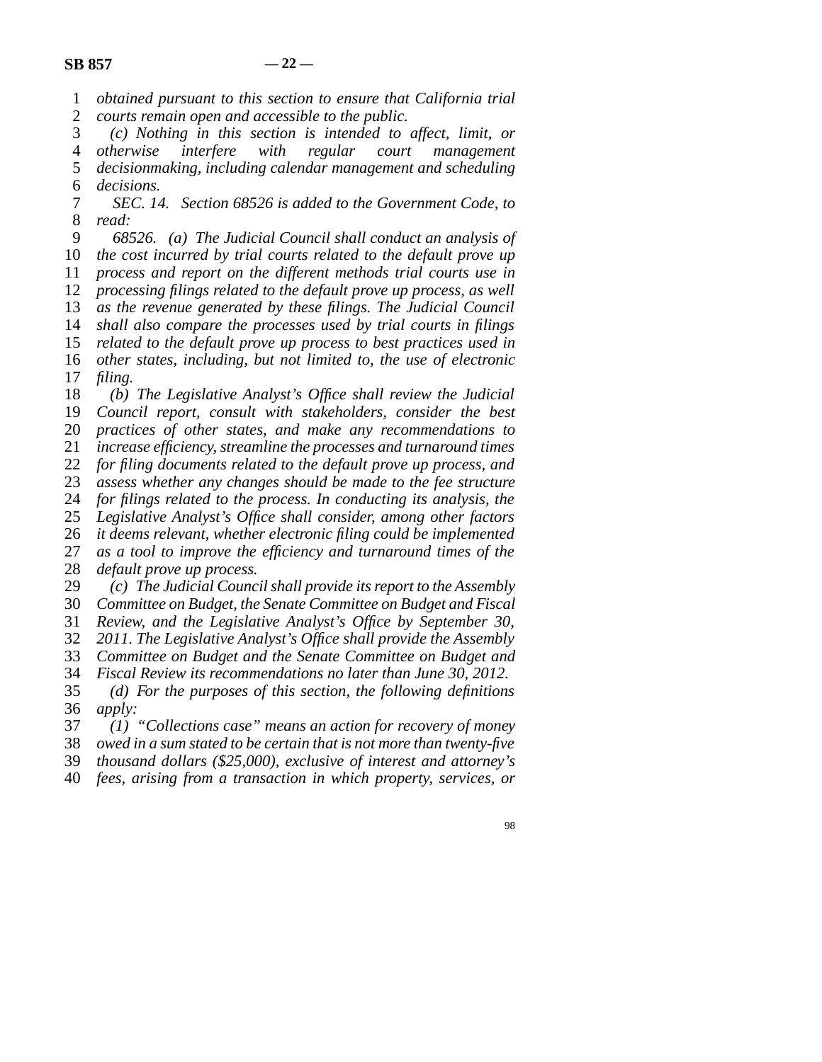*obtained pursuant to this section to ensure that California trial courts remain open and accessible to the public.*

*(c) Nothing in this section is intended to affect, limit, or otherwise interfere with regular court management decisionmaking, including calendar management and scheduling decisions.*

*SEC. 14. Section 68526 is added to the Government Code, to read:*

*68526. (a) The Judicial Council shall conduct an analysis of the cost incurred by trial courts related to the default prove up process and report on the different methods trial courts use in processing filings related to the default prove up process, as well as the revenue generated by these filings. The Judicial Council shall also compare the processes used by trial courts in filings related to the default prove up process to best practices used in other states, including, but not limited to, the use of electronic filing.*

*(b) The Legislative Analyst's Office shall review the Judicial Council report, consult with stakeholders, consider the best practices of other states, and make any recommendations to increase efficiency, streamline the processes and turnaround times for filing documents related to the default prove up process, and assess whether any changes should be made to the fee structure for filings related to the process. In conducting its analysis, the Legislative Analyst's Office shall consider, among other factors it deems relevant, whether electronic filing could be implemented as a tool to improve the efficiency and turnaround times of the default prove up process.*

*(c) The Judicial Council shall provide its report to the Assembly Committee on Budget, the Senate Committee on Budget and Fiscal Review, and the Legislative Analyst's Office by September 30, 2011. The Legislative Analyst's Office shall provide the Assembly Committee on Budget and the Senate Committee on Budget and Fiscal Review its recommendations no later than June 30, 2012.*

*(d) For the purposes of this section, the following definitions apply:*

*(1) "Collections case" means an action for recovery of money owed in a sum stated to be certain that is not more than twenty-five thousand dollars ($25,000), exclusive of interest and attorney's fees, arising from a transaction in which property, services, or*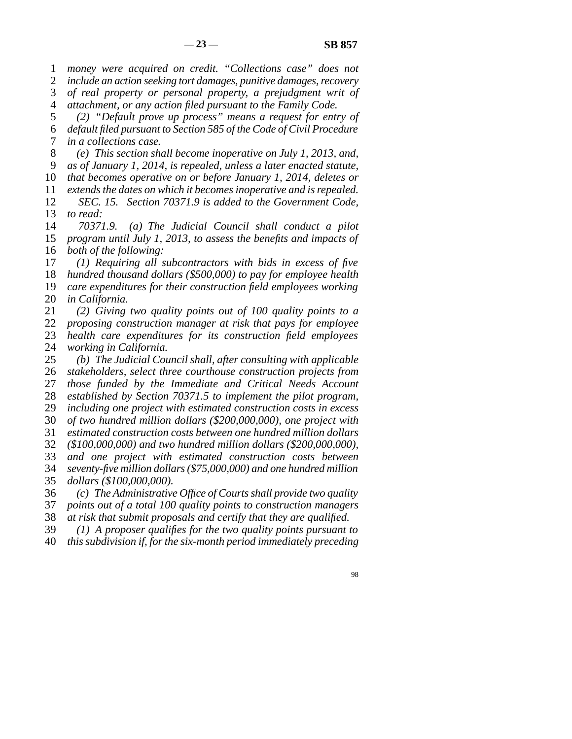*money were acquired on credit. "Collections case" does not include an action seeking tort damages, punitive damages, recovery of real property or personal property, a prejudgment writ of attachment, or any action filed pursuant to the Family Code.*

*(2) "Default prove up process" means a request for entry of default filed pursuant to Section 585 of the Code of Civil Procedure in a collections case.*

*(e) This section shall become inoperative on July 1, 2013, and, as of January 1, 2014, is repealed, unless a later enacted statute, that becomes operative on or before January 1, 2014, deletes or extends the dates on which it becomes inoperative and is repealed.*

*SEC. 15. Section 70371.9 is added to the Government Code, to read:*

*70371.9. (a) The Judicial Council shall conduct a pilot program until July 1, 2013, to assess the benefits and impacts of both of the following:*

*(1) Requiring all subcontractors with bids in excess of five hundred thousand dollars ($500,000) to pay for employee health care expenditures for their construction field employees working in California.*

*(2) Giving two quality points out of 100 quality points to a proposing construction manager at risk that pays for employee health care expenditures for its construction field employees working in California.*

*(b) The Judicial Council shall, after consulting with applicable stakeholders, select three courthouse construction projects from those funded by the Immediate and Critical Needs Account established by Section 70371.5 to implement the pilot program, including one project with estimated construction costs in excess of two hundred million dollars ($200,000,000), one project with estimated construction costs between one hundred million dollars ($100,000,000) and two hundred million dollars ($200,000,000), and one project with estimated construction costs between seventy-five million dollars ($75,000,000) and one hundred million dollars ($100,000,000).*

*(c) The Administrative Office of Courts shall provide two quality points out of a total 100 quality points to construction managers at risk that submit proposals and certify that they are qualified.*

*(1) A proposer qualifies for the two quality points pursuant to this subdivision if, for the six-month period immediately preceding*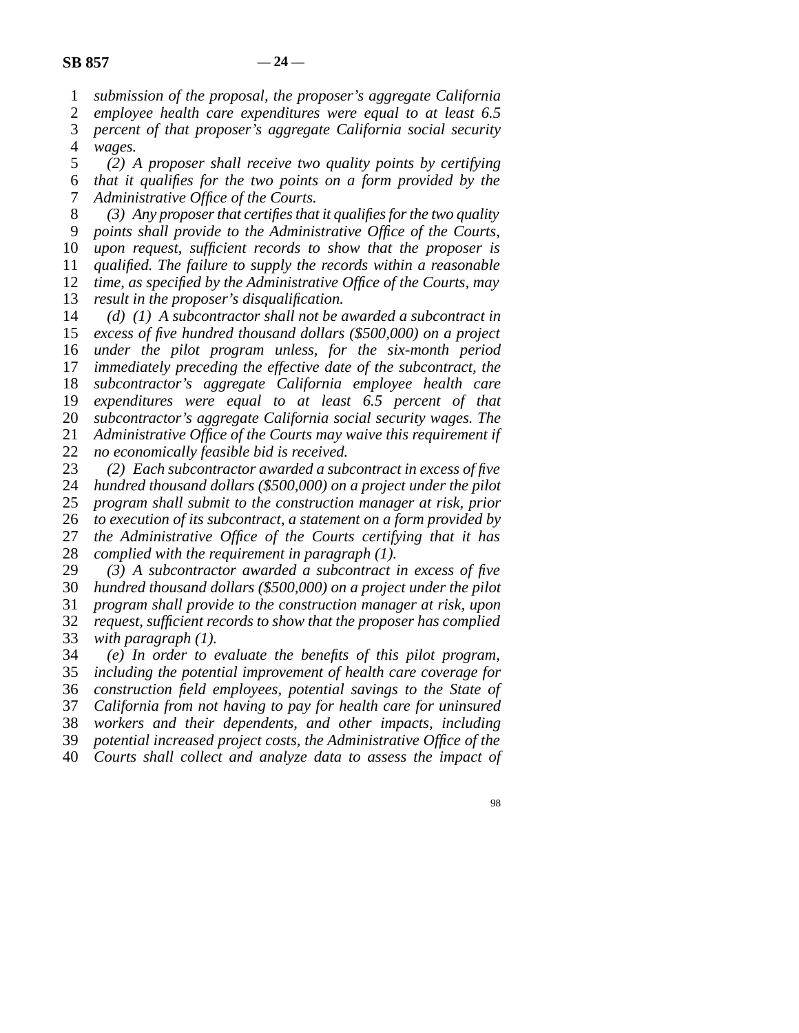*submission of the proposal, the proposer's aggregate California employee health care expenditures were equal to at least 6.5 percent of that proposer's aggregate California social security wages.*

*(2) A proposer shall receive two quality points by certifying that it qualifies for the two points on a form provided by the Administrative Office of the Courts.*

*(3) Any proposer that certifies that it qualifies for the two quality points shall provide to the Administrative Office of the Courts, upon request, sufficient records to show that the proposer is qualified. The failure to supply the records within a reasonable time, as specified by the Administrative Office of the Courts, may result in the proposer's disqualification.*

*(d) (1) A subcontractor shall not be awarded a subcontract in excess of five hundred thousand dollars ($500,000) on a project under the pilot program unless, for the six-month period immediately preceding the effective date of the subcontract, the subcontractor's aggregate California employee health care expenditures were equal to at least 6.5 percent of that subcontractor's aggregate California social security wages. The Administrative Office of the Courts may waive this requirement if no economically feasible bid is received.*

*(2) Each subcontractor awarded a subcontract in excess of five hundred thousand dollars ($500,000) on a project under the pilot program shall submit to the construction manager at risk, prior to execution of its subcontract, a statement on a form provided by the Administrative Office of the Courts certifying that it has complied with the requirement in paragraph (1).*

*(3) A subcontractor awarded a subcontract in excess of five hundred thousand dollars ($500,000) on a project under the pilot program shall provide to the construction manager at risk, upon request, sufficient records to show that the proposer has complied with paragraph (1).*

*(e) In order to evaluate the benefits of this pilot program, including the potential improvement of health care coverage for construction field employees, potential savings to the State of California from not having to pay for health care for uninsured workers and their dependents, and other impacts, including potential increased project costs, the Administrative Office of the Courts shall collect and analyze data to assess the impact of*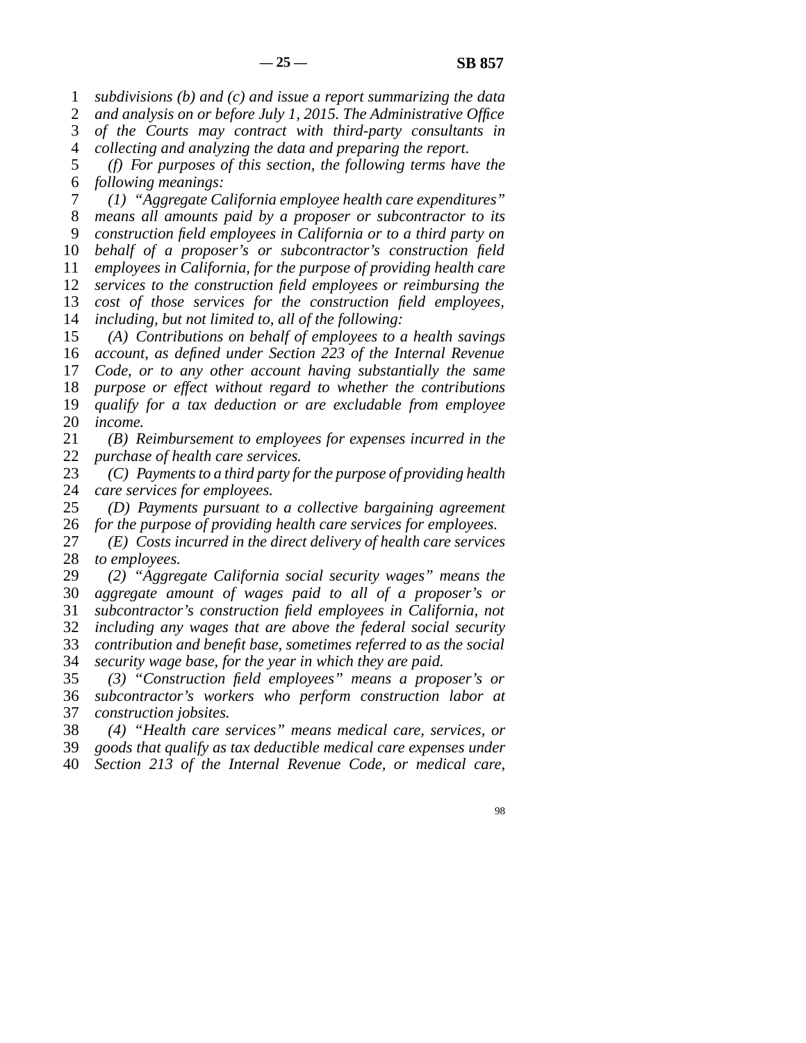*subdivisions (b) and (c) and issue a report summarizing the data and analysis on or before July 1, 2015. The Administrative Office of the Courts may contract with third-party consultants in collecting and analyzing the data and preparing the report.*

*(f) For purposes of this section, the following terms have the following meanings:*

*(1) "Aggregate California employee health care expenditures" means all amounts paid by a proposer or subcontractor to its construction field employees in California or to a third party on behalf of a proposer's or subcontractor's construction field employees in California, for the purpose of providing health care services to the construction field employees or reimbursing the cost of those services for the construction field employees, including, but not limited to, all of the following:*

*(A) Contributions on behalf of employees to a health savings account, as defined under Section 223 of the Internal Revenue Code, or to any other account having substantially the same purpose or effect without regard to whether the contributions qualify for a tax deduction or are excludable from employee income.*

*(B) Reimbursement to employees for expenses incurred in the purchase of health care services.*

*(C) Payments to a third party for the purpose of providing health care services for employees.*

*(D) Payments pursuant to a collective bargaining agreement for the purpose of providing health care services for employees.*

*(E) Costs incurred in the direct delivery of health care services to employees.*

*(2) "Aggregate California social security wages" means the aggregate amount of wages paid to all of a proposer's or subcontractor's construction field employees in California, not including any wages that are above the federal social security contribution and benefit base, sometimes referred to as the social security wage base, for the year in which they are paid.*

*(3) "Construction field employees" means a proposer's or subcontractor's workers who perform construction labor at construction jobsites.*

*(4) "Health care services" means medical care, services, or goods that qualify as tax deductible medical care expenses under Section 213 of the Internal Revenue Code, or medical care,*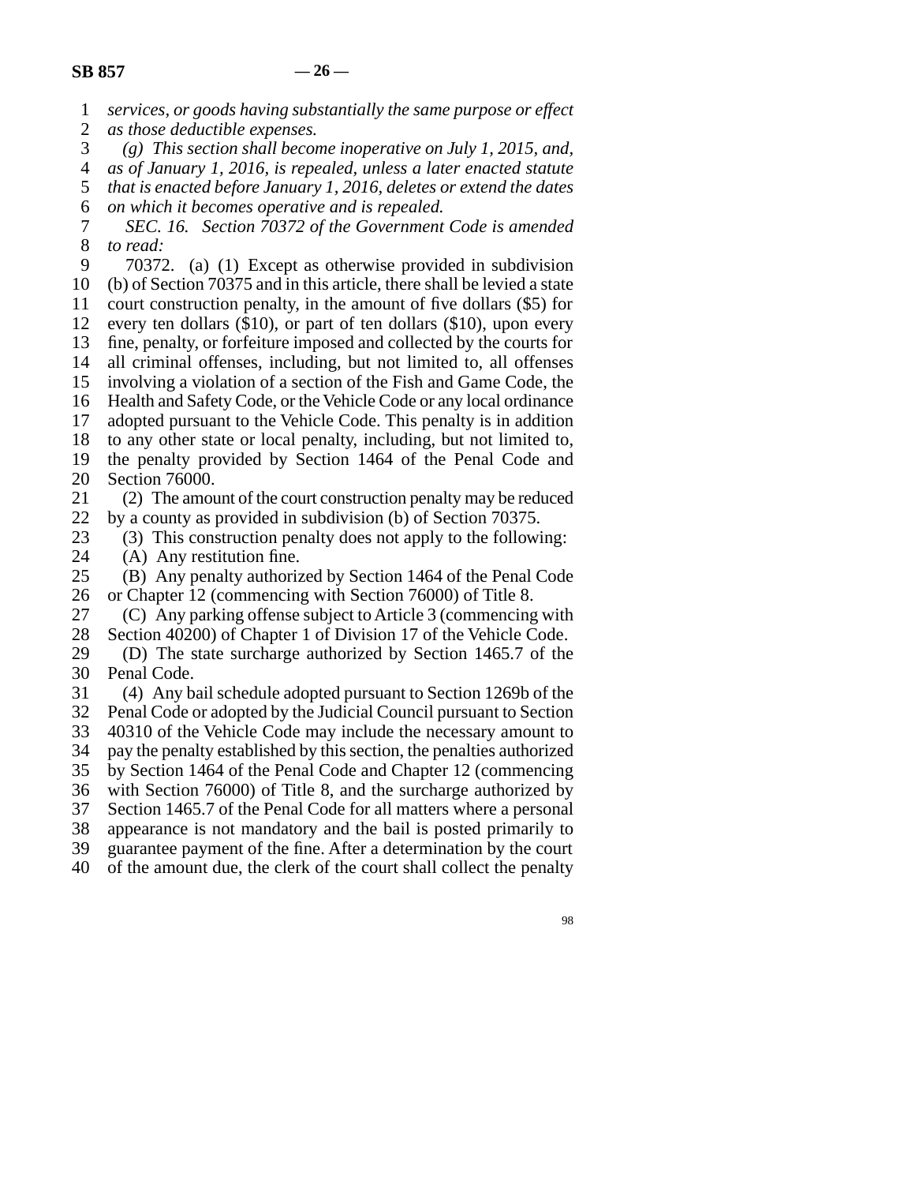*services, or goods having substantially the same purpose or effect as those deductible expenses.*

*(g) This section shall become inoperative on July 1, 2015, and, as of January 1, 2016, is repealed, unless a later enacted statute that is enacted before January 1, 2016, deletes or extend the dates on which it becomes operative and is repealed.*

*SEC. 16. Section 70372 of the Government Code is amended to read:*

70372. (a) (1) Except as otherwise provided in subdivision (b) of Section 70375 and in this article, there shall be levied a state court construction penalty, in the amount of five dollars ($5) for every ten dollars ($10), or part of ten dollars ($10), upon every fine, penalty, or forfeiture imposed and collected by the courts for all criminal offenses, including, but not limited to, all offenses involving a violation of a section of the Fish and Game Code, the Health and Safety Code, or the Vehicle Code or any local ordinance adopted pursuant to the Vehicle Code. This penalty is in addition to any other state or local penalty, including, but not limited to, the penalty provided by Section 1464 of the Penal Code and Section 76000.

(2) The amount of the court construction penalty may be reduced by a county as provided in subdivision (b) of Section 70375.

(3) This construction penalty does not apply to the following:

(A) Any restitution fine.

(B) Any penalty authorized by Section 1464 of the Penal Code or Chapter 12 (commencing with Section 76000) of Title 8.

(C) Any parking offense subject to Article 3 (commencing with Section 40200) of Chapter 1 of Division 17 of the Vehicle Code.

(D) The state surcharge authorized by Section 1465.7 of the Penal Code.

(4) Any bail schedule adopted pursuant to Section 1269b of the Penal Code or adopted by the Judicial Council pursuant to Section 40310 of the Vehicle Code may include the necessary amount to pay the penalty established by this section, the penalties authorized by Section 1464 of the Penal Code and Chapter 12 (commencing with Section 76000) of Title 8, and the surcharge authorized by Section 1465.7 of the Penal Code for all matters where a personal appearance is not mandatory and the bail is posted primarily to guarantee payment of the fine. After a determination by the court of the amount due, the clerk of the court shall collect the penalty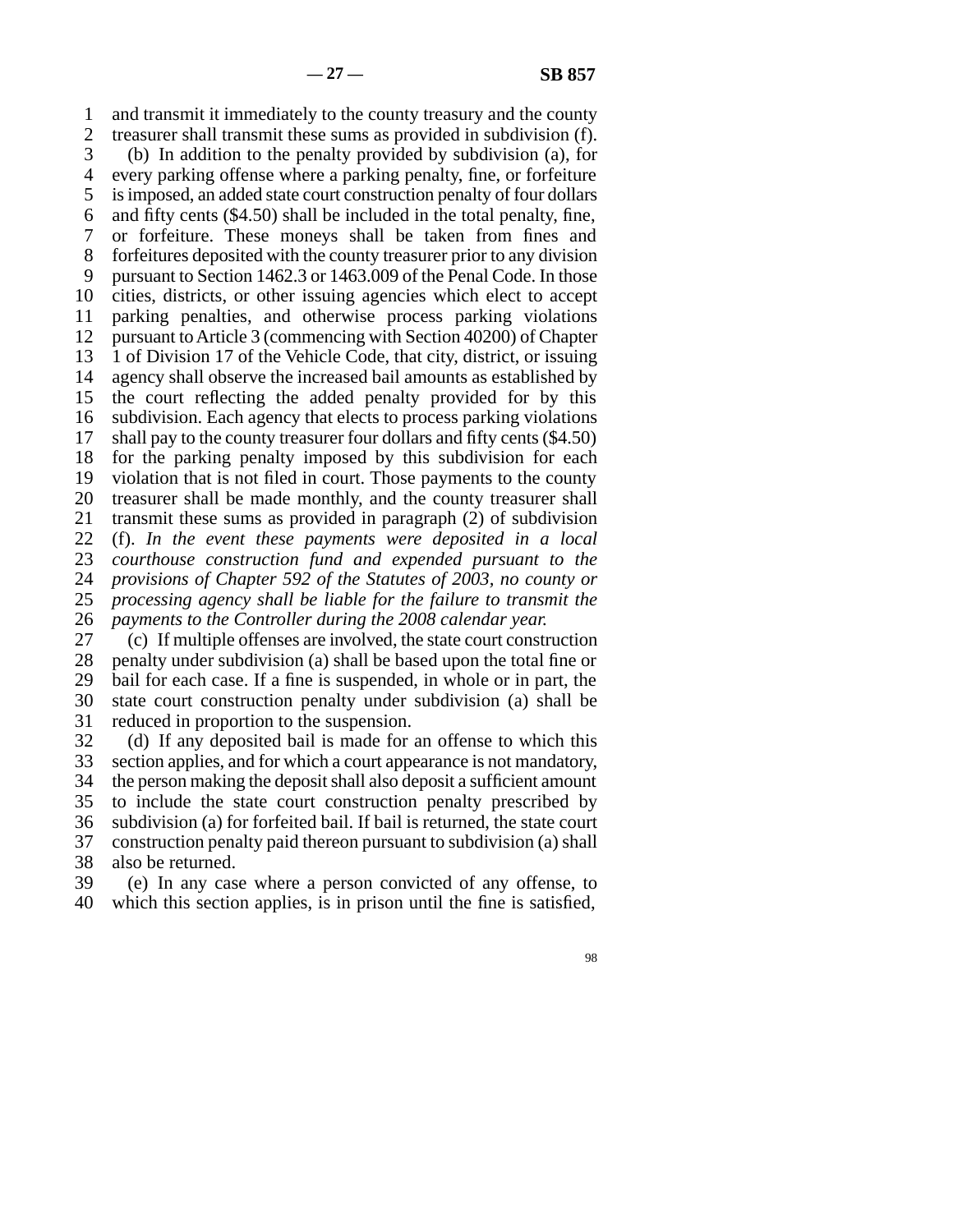and transmit it immediately to the county treasury and the county treasurer shall transmit these sums as provided in subdivision (f).

(b) In addition to the penalty provided by subdivision (a), for every parking offense where a parking penalty, fine, or forfeiture is imposed, an added state court construction penalty of four dollars and fifty cents ($4.50) shall be included in the total penalty, fine, or forfeiture. These moneys shall be taken from fines and forfeitures deposited with the county treasurer prior to any division pursuant to Section 1462.3 or 1463.009 of the Penal Code. In those cities, districts, or other issuing agencies which elect to accept parking penalties, and otherwise process parking violations pursuant to Article 3 (commencing with Section 40200) of Chapter 1 of Division 17 of the Vehicle Code, that city, district, or issuing agency shall observe the increased bail amounts as established by the court reflecting the added penalty provided for by this subdivision. Each agency that elects to process parking violations shall pay to the county treasurer four dollars and fifty cents ($4.50) for the parking penalty imposed by this subdivision for each violation that is not filed in court. Those payments to the county treasurer shall be made monthly, and the county treasurer shall transmit these sums as provided in paragraph (2) of subdivision (f). *In the event these payments were deposited in a local courthouse construction fund and expended pursuant to the provisions of Chapter 592 of the Statutes of 2003, no county or processing agency shall be liable for the failure to transmit the payments to the Controller during the 2008 calendar year.*

(c) If multiple offenses are involved, the state court construction penalty under subdivision (a) shall be based upon the total fine or bail for each case. If a fine is suspended, in whole or in part, the state court construction penalty under subdivision (a) shall be reduced in proportion to the suspension.

(d) If any deposited bail is made for an offense to which this section applies, and for which a court appearance is not mandatory, the person making the deposit shall also deposit a sufficient amount to include the state court construction penalty prescribed by subdivision (a) for forfeited bail. If bail is returned, the state court construction penalty paid thereon pursuant to subdivision (a) shall also be returned.

(e) In any case where a person convicted of any offense, to which this section applies, is in prison until the fine is satisfied,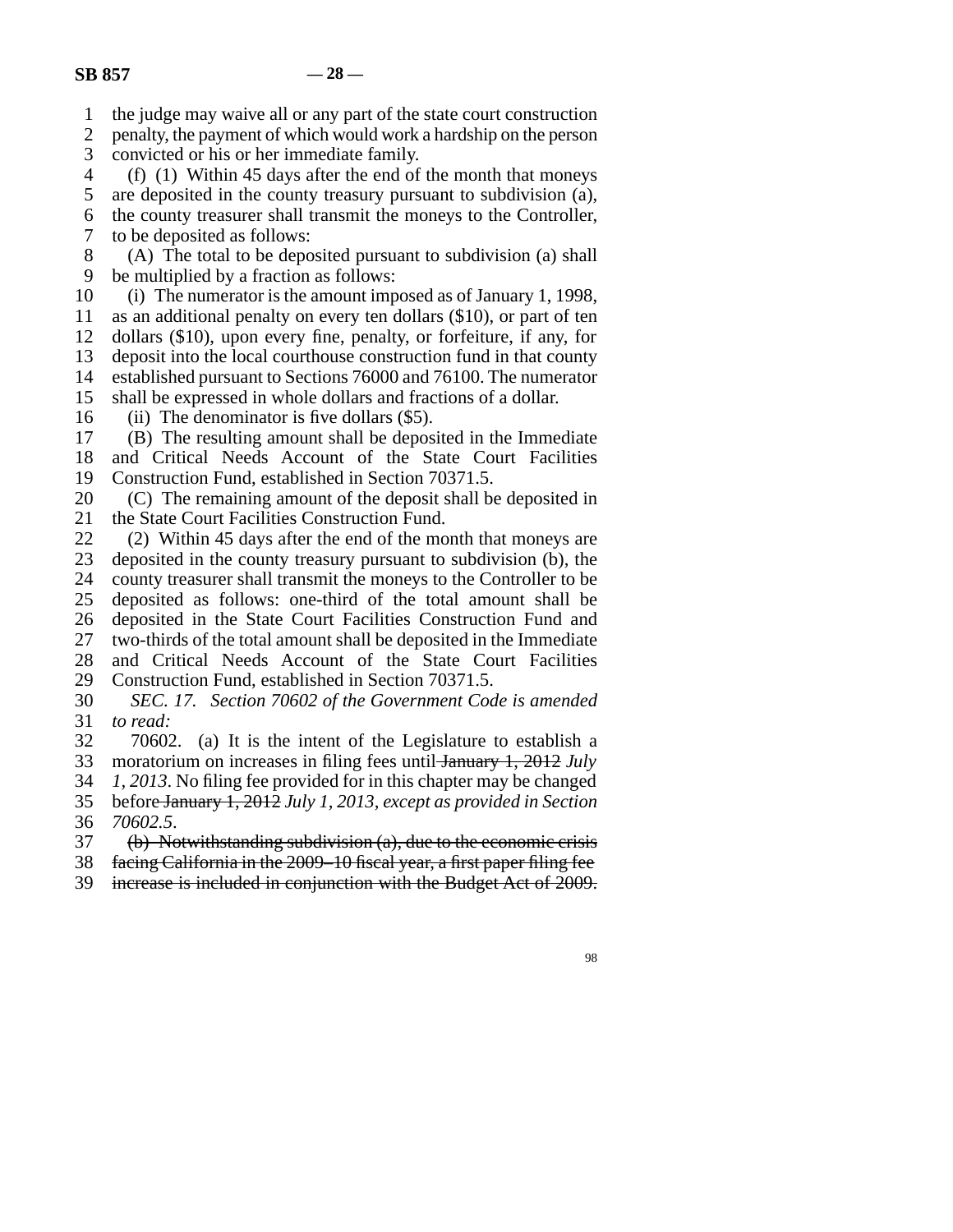the judge may waive all or any part of the state court construction penalty, the payment of which would work a hardship on the person convicted or his or her immediate family.

(f) (1) Within 45 days after the end of the month that moneys are deposited in the county treasury pursuant to subdivision (a), the county treasurer shall transmit the moneys to the Controller, to be deposited as follows:

(A) The total to be deposited pursuant to subdivision (a) shall be multiplied by a fraction as follows:

(i) The numerator is the amount imposed as of January 1, 1998, as an additional penalty on every ten dollars ($10), or part of ten dollars ($10), upon every fine, penalty, or forfeiture, if any, for deposit into the local courthouse construction fund in that county established pursuant to Sections 76000 and 76100. The numerator shall be expressed in whole dollars and fractions of a dollar.

(ii) The denominator is five dollars ($5).

(B) The resulting amount shall be deposited in the Immediate and Critical Needs Account of the State Court Facilities Construction Fund, established in Section 70371.5.

(C) The remaining amount of the deposit shall be deposited in the State Court Facilities Construction Fund.

(2) Within 45 days after the end of the month that moneys are deposited in the county treasury pursuant to subdivision (b), the county treasurer shall transmit the moneys to the Controller to be deposited as follows: one-third of the total amount shall be deposited in the State Court Facilities Construction Fund and two-thirds of the total amount shall be deposited in the Immediate and Critical Needs Account of the State Court Facilities Construction Fund, established in Section 70371.5.

*SEC. 17. Section 70602 of the Government Code is amended to read:*

70602. (a) It is the intent of the Legislature to establish a moratorium on increases in filing fees until ~~January 1, 2012~~ *July 1, 2013*. No filing fee provided for in this chapter may be changed before ~~January 1, 2012~~ *July 1, 2013, except as provided in Section 70602.5*.

~~(b) Notwithstanding subdivision (a), due to the economic crisis facing California in the 2009–10 fiscal year, a first paper filing fee increase is included in conjunction with the Budget Act of 2009.~~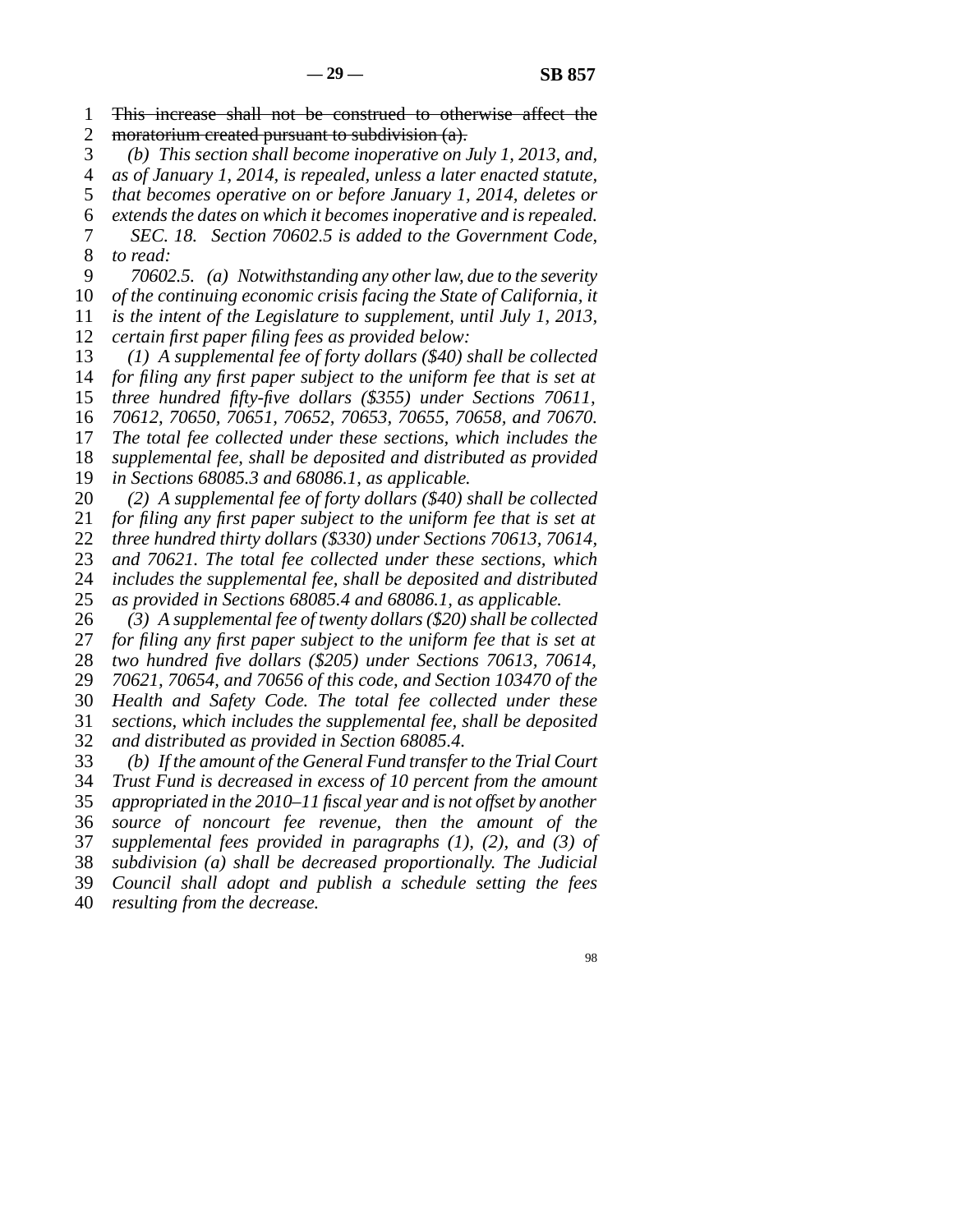~~This increase shall not be construed to otherwise affect the moratorium created pursuant to subdivision (a).~~

*(b) This section shall become inoperative on July 1, 2013, and, as of January 1, 2014, is repealed, unless a later enacted statute, that becomes operative on or before January 1, 2014, deletes or extends the dates on which it becomes inoperative and is repealed.*

*SEC. 18. Section 70602.5 is added to the Government Code, to read:*

*70602.5. (a) Notwithstanding any other law, due to the severity of the continuing economic crisis facing the State of California, it is the intent of the Legislature to supplement, until July 1, 2013, certain first paper filing fees as provided below:*

*(1) A supplemental fee of forty dollars ($40) shall be collected for filing any first paper subject to the uniform fee that is set at three hundred fifty-five dollars ($355) under Sections 70611, 70612, 70650, 70651, 70652, 70653, 70655, 70658, and 70670. The total fee collected under these sections, which includes the supplemental fee, shall be deposited and distributed as provided in Sections 68085.3 and 68086.1, as applicable.*

*(2) A supplemental fee of forty dollars ($40) shall be collected for filing any first paper subject to the uniform fee that is set at three hundred thirty dollars ($330) under Sections 70613, 70614, and 70621. The total fee collected under these sections, which includes the supplemental fee, shall be deposited and distributed as provided in Sections 68085.4 and 68086.1, as applicable.*

*(3) A supplemental fee of twenty dollars ($20) shall be collected for filing any first paper subject to the uniform fee that is set at two hundred five dollars ($205) under Sections 70613, 70614, 70621, 70654, and 70656 of this code, and Section 103470 of the Health and Safety Code. The total fee collected under these sections, which includes the supplemental fee, shall be deposited and distributed as provided in Section 68085.4.*

*(b) If the amount of the General Fund transfer to the Trial Court Trust Fund is decreased in excess of 10 percent from the amount appropriated in the 2010–11 fiscal year and is not offset by another source of noncourt fee revenue, then the amount of the supplemental fees provided in paragraphs (1), (2), and (3) of subdivision (a) shall be decreased proportionally. The Judicial Council shall adopt and publish a schedule setting the fees resulting from the decrease.*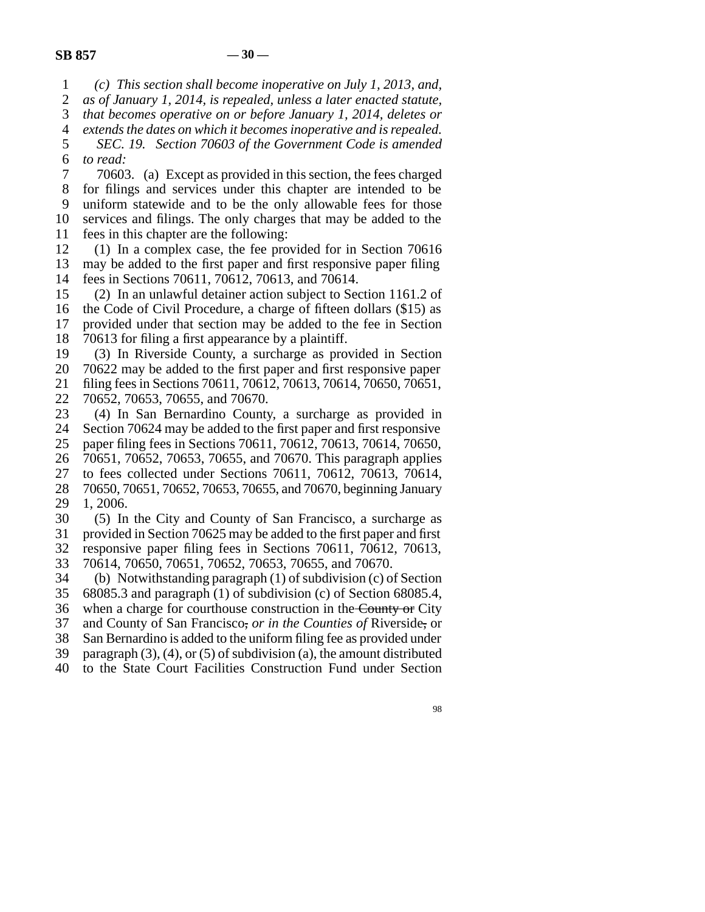*(c) This section shall become inoperative on July 1, 2013, and, as of January 1, 2014, is repealed, unless a later enacted statute, that becomes operative on or before January 1, 2014, deletes or extends the dates on which it becomes inoperative and is repealed.*

*SEC. 19. Section 70603 of the Government Code is amended to read:*

70603. (a) Except as provided in this section, the fees charged for filings and services under this chapter are intended to be uniform statewide and to be the only allowable fees for those services and filings. The only charges that may be added to the fees in this chapter are the following:

(1) In a complex case, the fee provided for in Section 70616 may be added to the first paper and first responsive paper filing fees in Sections 70611, 70612, 70613, and 70614.

(2) In an unlawful detainer action subject to Section 1161.2 of the Code of Civil Procedure, a charge of fifteen dollars ($15) as provided under that section may be added to the fee in Section 70613 for filing a first appearance by a plaintiff.

(3) In Riverside County, a surcharge as provided in Section 70622 may be added to the first paper and first responsive paper filing fees in Sections 70611, 70612, 70613, 70614, 70650, 70651, 70652, 70653, 70655, and 70670.

(4) In San Bernardino County, a surcharge as provided in Section 70624 may be added to the first paper and first responsive paper filing fees in Sections 70611, 70612, 70613, 70614, 70650, 70651, 70652, 70653, 70655, and 70670. This paragraph applies to fees collected under Sections 70611, 70612, 70613, 70614, 70650, 70651, 70652, 70653, 70655, and 70670, beginning January 1, 2006.

(5) In the City and County of San Francisco, a surcharge as provided in Section 70625 may be added to the first paper and first responsive paper filing fees in Sections 70611, 70612, 70613, 70614, 70650, 70651, 70652, 70653, 70655, and 70670.

(b) Notwithstanding paragraph (1) of subdivision (c) of Section 68085.3 and paragraph (1) of subdivision (c) of Section 68085.4, when a charge for courthouse construction in the ~~County or~~ City and County of San Francisco~~,~~ *or in the Counties of* Riverside~~,~~ or San Bernardino is added to the uniform filing fee as provided under paragraph (3), (4), or (5) of subdivision (a), the amount distributed to the State Court Facilities Construction Fund under Section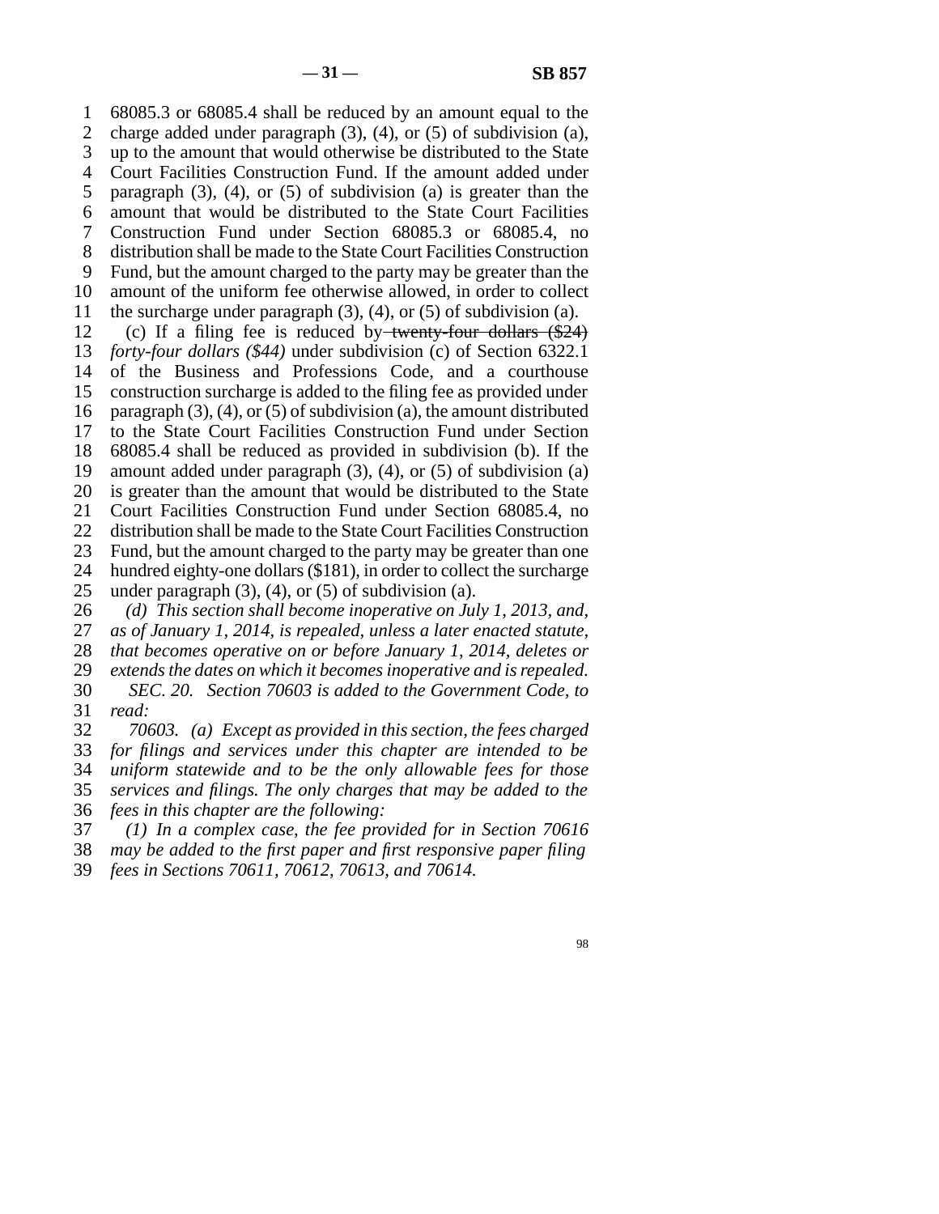68085.3 or 68085.4 shall be reduced by an amount equal to the charge added under paragraph (3), (4), or (5) of subdivision (a), up to the amount that would otherwise be distributed to the State Court Facilities Construction Fund. If the amount added under paragraph (3), (4), or (5) of subdivision (a) is greater than the amount that would be distributed to the State Court Facilities Construction Fund under Section 68085.3 or 68085.4, no distribution shall be made to the State Court Facilities Construction Fund, but the amount charged to the party may be greater than the amount of the uniform fee otherwise allowed, in order to collect the surcharge under paragraph (3), (4), or (5) of subdivision (a).

(c) If a filing fee is reduced by ~~twenty-four dollars ($24)~~ *forty-four dollars ($44)* under subdivision (c) of Section 6322.1 of the Business and Professions Code, and a courthouse construction surcharge is added to the filing fee as provided under paragraph (3), (4), or (5) of subdivision (a), the amount distributed to the State Court Facilities Construction Fund under Section 68085.4 shall be reduced as provided in subdivision (b). If the amount added under paragraph (3), (4), or (5) of subdivision (a) is greater than the amount that would be distributed to the State Court Facilities Construction Fund under Section 68085.4, no distribution shall be made to the State Court Facilities Construction Fund, but the amount charged to the party may be greater than one hundred eighty-one dollars ($181), in order to collect the surcharge under paragraph (3), (4), or (5) of subdivision (a).

*(d) This section shall become inoperative on July 1, 2013, and, as of January 1, 2014, is repealed, unless a later enacted statute, that becomes operative on or before January 1, 2014, deletes or extends the dates on which it becomes inoperative and is repealed.*

*SEC. 20. Section 70603 is added to the Government Code, to read:*

*70603. (a) Except as provided in this section, the fees charged for filings and services under this chapter are intended to be uniform statewide and to be the only allowable fees for those services and filings. The only charges that may be added to the fees in this chapter are the following:*

*(1) In a complex case, the fee provided for in Section 70616 may be added to the first paper and first responsive paper filing fees in Sections 70611, 70612, 70613, and 70614.*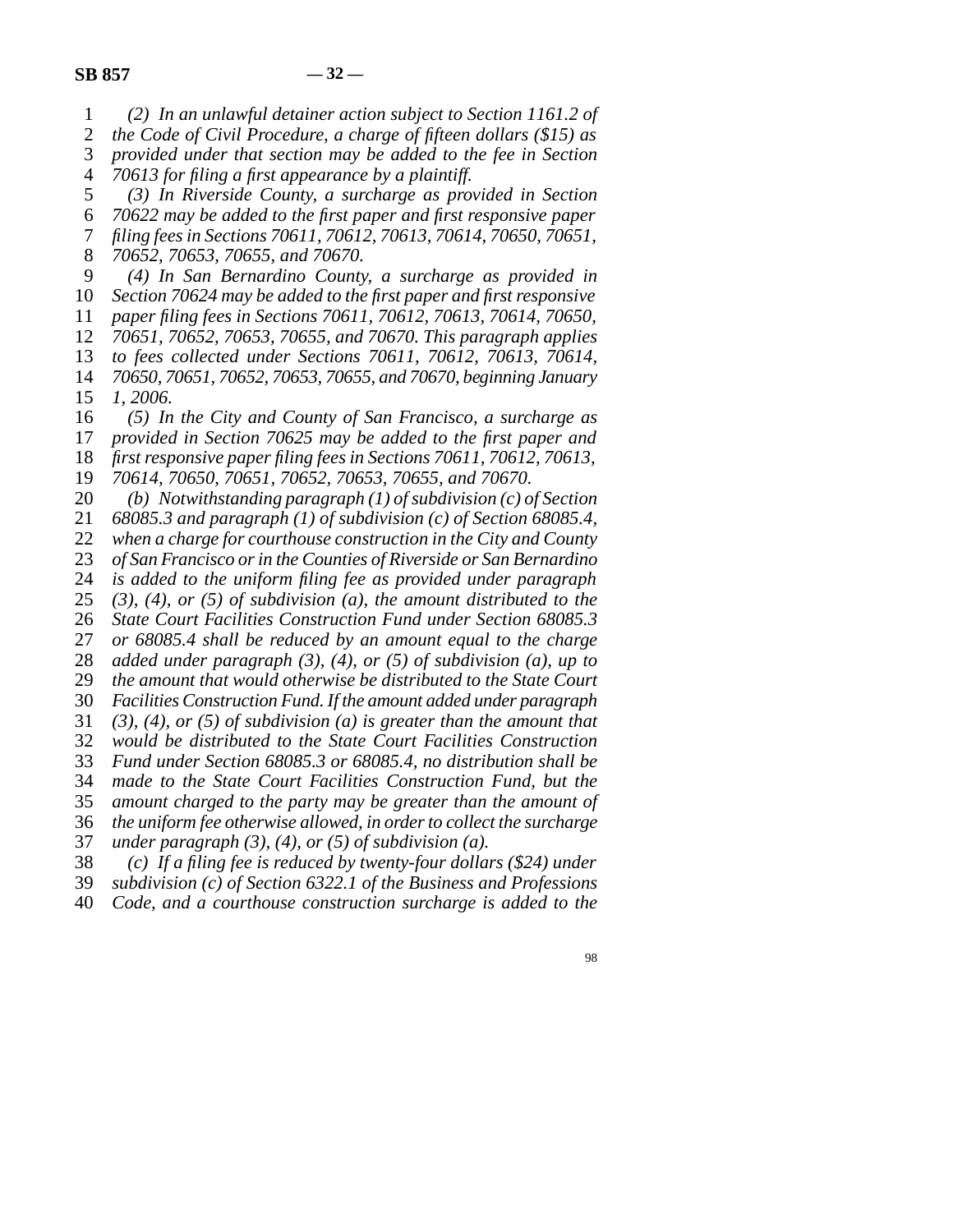*(2) In an unlawful detainer action subject to Section 1161.2 of the Code of Civil Procedure, a charge of fifteen dollars ($15) as provided under that section may be added to the fee in Section 70613 for filing a first appearance by a plaintiff.*

*(3) In Riverside County, a surcharge as provided in Section 70622 may be added to the first paper and first responsive paper filing fees in Sections 70611, 70612, 70613, 70614, 70650, 70651, 70652, 70653, 70655, and 70670.*

*(4) In San Bernardino County, a surcharge as provided in Section 70624 may be added to the first paper and first responsive paper filing fees in Sections 70611, 70612, 70613, 70614, 70650, 70651, 70652, 70653, 70655, and 70670. This paragraph applies to fees collected under Sections 70611, 70612, 70613, 70614, 70650, 70651, 70652, 70653, 70655, and 70670, beginning January 1, 2006.*

*(5) In the City and County of San Francisco, a surcharge as provided in Section 70625 may be added to the first paper and first responsive paper filing fees in Sections 70611, 70612, 70613, 70614, 70650, 70651, 70652, 70653, 70655, and 70670.*

*(b) Notwithstanding paragraph (1) of subdivision (c) of Section 68085.3 and paragraph (1) of subdivision (c) of Section 68085.4, when a charge for courthouse construction in the City and County of San Francisco or in the Counties of Riverside or San Bernardino is added to the uniform filing fee as provided under paragraph (3), (4), or (5) of subdivision (a), the amount distributed to the State Court Facilities Construction Fund under Section 68085.3 or 68085.4 shall be reduced by an amount equal to the charge added under paragraph (3), (4), or (5) of subdivision (a), up to the amount that would otherwise be distributed to the State Court Facilities Construction Fund. If the amount added under paragraph (3), (4), or (5) of subdivision (a) is greater than the amount that would be distributed to the State Court Facilities Construction Fund under Section 68085.3 or 68085.4, no distribution shall be made to the State Court Facilities Construction Fund, but the amount charged to the party may be greater than the amount of the uniform fee otherwise allowed, in order to collect the surcharge under paragraph (3), (4), or (5) of subdivision (a).*

*(c) If a filing fee is reduced by twenty-four dollars ($24) under subdivision (c) of Section 6322.1 of the Business and Professions Code, and a courthouse construction surcharge is added to the*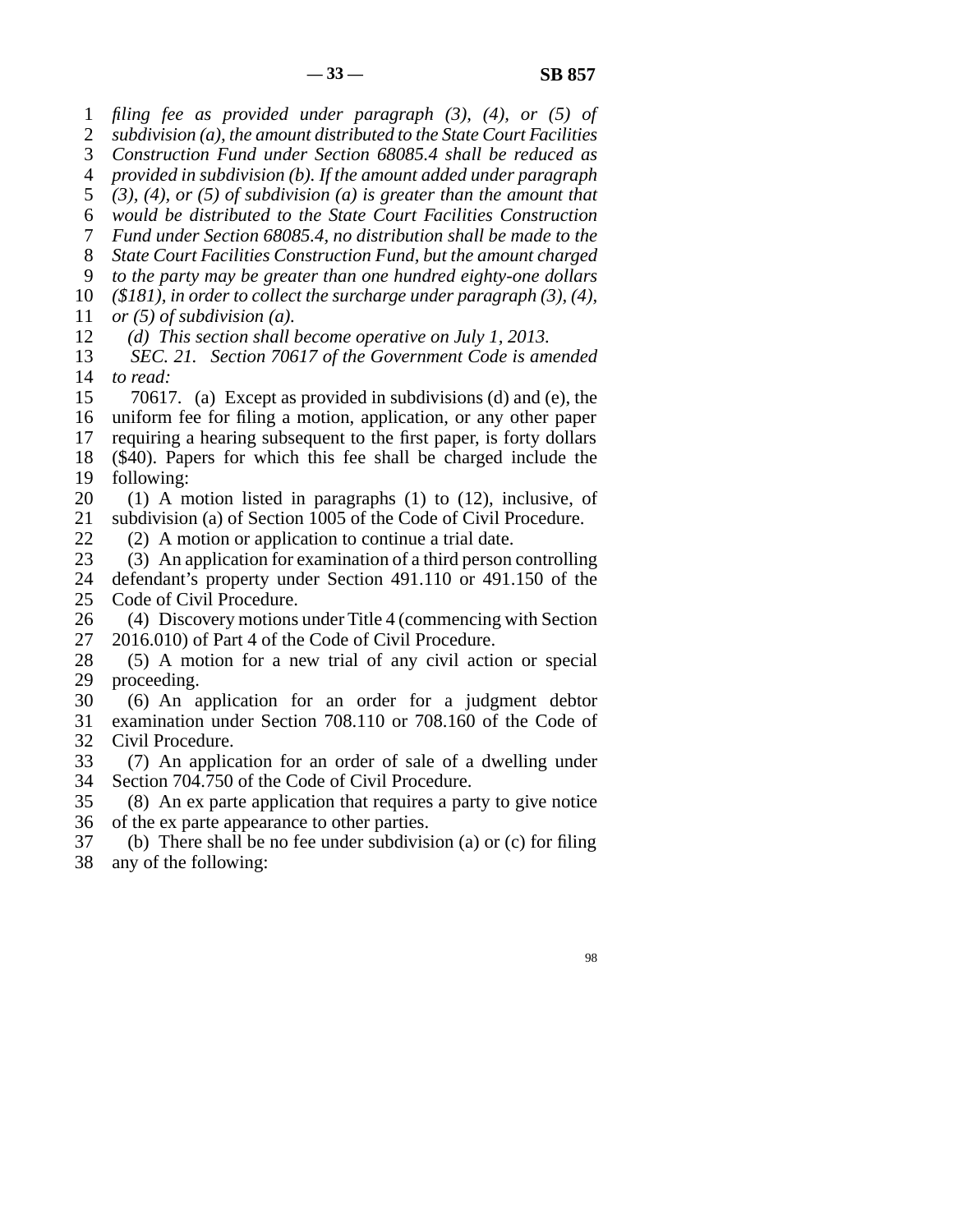*filing fee as provided under paragraph (3), (4), or (5) of subdivision (a), the amount distributed to the State Court Facilities Construction Fund under Section 68085.4 shall be reduced as provided in subdivision (b). If the amount added under paragraph (3), (4), or (5) of subdivision (a) is greater than the amount that would be distributed to the State Court Facilities Construction Fund under Section 68085.4, no distribution shall be made to the State Court Facilities Construction Fund, but the amount charged to the party may be greater than one hundred eighty-one dollars ($181), in order to collect the surcharge under paragraph (3), (4), or (5) of subdivision (a).*

*(d) This section shall become operative on July 1, 2013.*

*SEC. 21. Section 70617 of the Government Code is amended to read:*

70617. (a) Except as provided in subdivisions (d) and (e), the uniform fee for filing a motion, application, or any other paper requiring a hearing subsequent to the first paper, is forty dollars ($40). Papers for which this fee shall be charged include the following:

(1) A motion listed in paragraphs (1) to (12), inclusive, of subdivision (a) of Section 1005 of the Code of Civil Procedure.

(2) A motion or application to continue a trial date.

(3) An application for examination of a third person controlling defendant's property under Section 491.110 or 491.150 of the Code of Civil Procedure.

(4) Discovery motions under Title 4 (commencing with Section 2016.010) of Part 4 of the Code of Civil Procedure.

(5) A motion for a new trial of any civil action or special proceeding.

(6) An application for an order for a judgment debtor examination under Section 708.110 or 708.160 of the Code of Civil Procedure.

(7) An application for an order of sale of a dwelling under Section 704.750 of the Code of Civil Procedure.

(8) An ex parte application that requires a party to give notice of the ex parte appearance to other parties.

(b) There shall be no fee under subdivision (a) or (c) for filing any of the following: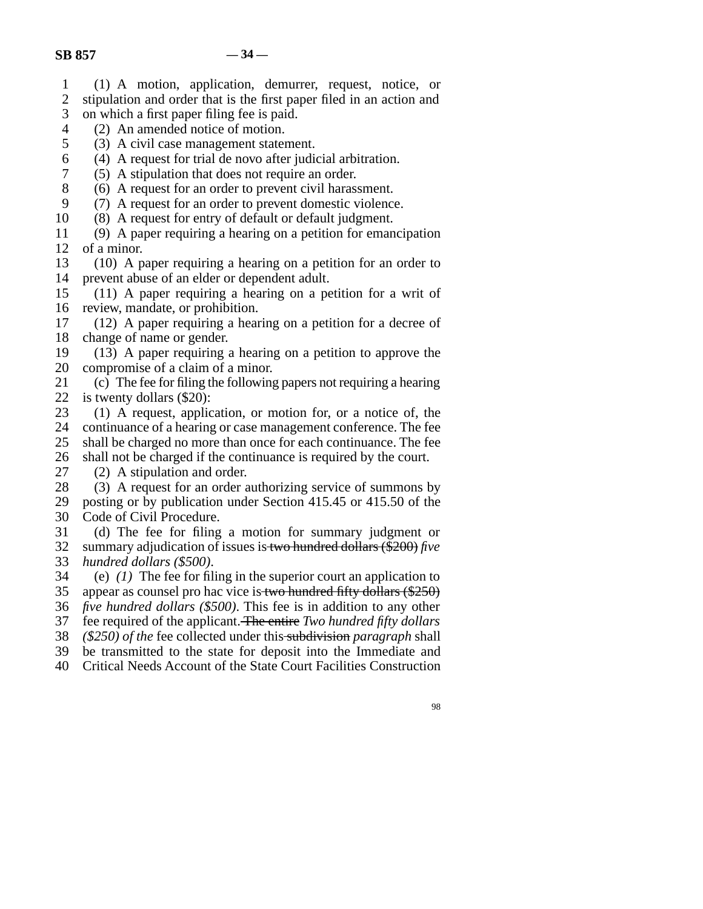(1) A motion, application, demurrer, request, notice, or stipulation and order that is the first paper filed in an action and on which a first paper filing fee is paid.

(2) An amended notice of motion.

(3) A civil case management statement.

(4) A request for trial de novo after judicial arbitration.

(5) A stipulation that does not require an order.

(6) A request for an order to prevent civil harassment.

(7) A request for an order to prevent domestic violence.

(8) A request for entry of default or default judgment.

(9) A paper requiring a hearing on a petition for emancipation of a minor.

(10) A paper requiring a hearing on a petition for an order to prevent abuse of an elder or dependent adult.

(11) A paper requiring a hearing on a petition for a writ of review, mandate, or prohibition.

(12) A paper requiring a hearing on a petition for a decree of change of name or gender.

(13) A paper requiring a hearing on a petition to approve the compromise of a claim of a minor.

(c) The fee for filing the following papers not requiring a hearing is twenty dollars ($20):

(1) A request, application, or motion for, or a notice of, the continuance of a hearing or case management conference. The fee shall be charged no more than once for each continuance. The fee shall not be charged if the continuance is required by the court.

(2) A stipulation and order.

(3) A request for an order authorizing service of summons by posting or by publication under Section 415.45 or 415.50 of the Code of Civil Procedure.

(d) The fee for filing a motion for summary judgment or summary adjudication of issues is ~~two hundred dollars ($200)~~ *five hundred dollars ($500)*.

(e) *(1)* The fee for filing in the superior court an application to appear as counsel pro hac vice is ~~two hundred fifty dollars ($250)~~ *five hundred dollars ($500)*. This fee is in addition to any other fee required of the applicant. ~~The entire~~ *Two hundred fifty dollars ($250) of the* fee collected under this ~~subdivision~~ *paragraph* shall be transmitted to the state for deposit into the Immediate and Critical Needs Account of the State Court Facilities Construction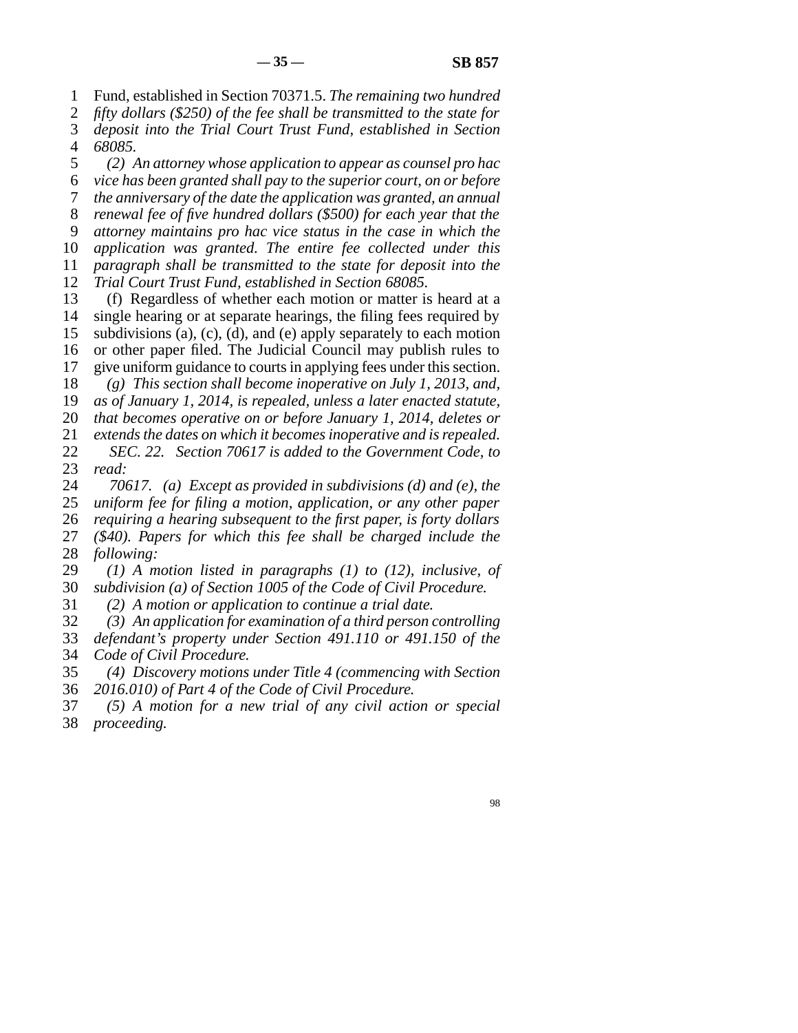Fund, established in Section 70371.5. *The remaining two hundred fifty dollars ($250) of the fee shall be transmitted to the state for deposit into the Trial Court Trust Fund, established in Section 68085.*

*(2) An attorney whose application to appear as counsel pro hac vice has been granted shall pay to the superior court, on or before the anniversary of the date the application was granted, an annual renewal fee of five hundred dollars ($500) for each year that the attorney maintains pro hac vice status in the case in which the application was granted. The entire fee collected under this paragraph shall be transmitted to the state for deposit into the Trial Court Trust Fund, established in Section 68085.*

(f) Regardless of whether each motion or matter is heard at a single hearing or at separate hearings, the filing fees required by subdivisions (a), (c), (d), and (e) apply separately to each motion or other paper filed. The Judicial Council may publish rules to give uniform guidance to courts in applying fees under this section.

*(g) This section shall become inoperative on July 1, 2013, and, as of January 1, 2014, is repealed, unless a later enacted statute, that becomes operative on or before January 1, 2014, deletes or extends the dates on which it becomes inoperative and is repealed.*

*SEC. 22. Section 70617 is added to the Government Code, to read:*

*70617. (a) Except as provided in subdivisions (d) and (e), the uniform fee for filing a motion, application, or any other paper requiring a hearing subsequent to the first paper, is forty dollars ($40). Papers for which this fee shall be charged include the following:*

*(1) A motion listed in paragraphs (1) to (12), inclusive, of subdivision (a) of Section 1005 of the Code of Civil Procedure.*

*(2) A motion or application to continue a trial date.*

*(3) An application for examination of a third person controlling defendant's property under Section 491.110 or 491.150 of the Code of Civil Procedure.*

*(4) Discovery motions under Title 4 (commencing with Section 2016.010) of Part 4 of the Code of Civil Procedure.*

*(5) A motion for a new trial of any civil action or special proceeding.*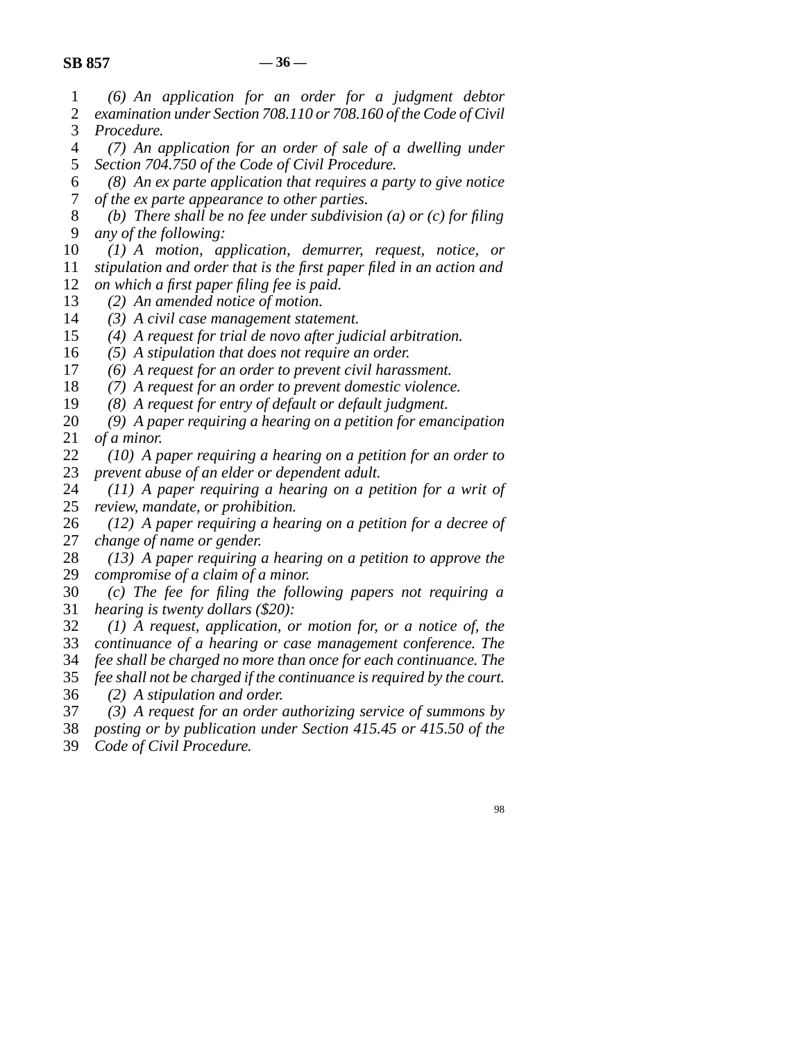*(6) An application for an order for a judgment debtor examination under Section 708.110 or 708.160 of the Code of Civil Procedure.*

*(7) An application for an order of sale of a dwelling under Section 704.750 of the Code of Civil Procedure.*

*(8) An ex parte application that requires a party to give notice of the ex parte appearance to other parties.*

*(b) There shall be no fee under subdivision (a) or (c) for filing any of the following:*

*(1) A motion, application, demurrer, request, notice, or stipulation and order that is the first paper filed in an action and on which a first paper filing fee is paid.*

*(2) An amended notice of motion.*

*(3) A civil case management statement.*

*(4) A request for trial de novo after judicial arbitration.*

*(5) A stipulation that does not require an order.*

*(6) A request for an order to prevent civil harassment.*

*(7) A request for an order to prevent domestic violence.*

*(8) A request for entry of default or default judgment.*

*(9) A paper requiring a hearing on a petition for emancipation of a minor.*

*(10) A paper requiring a hearing on a petition for an order to prevent abuse of an elder or dependent adult.*

*(11) A paper requiring a hearing on a petition for a writ of review, mandate, or prohibition.*

*(12) A paper requiring a hearing on a petition for a decree of change of name or gender.*

*(13) A paper requiring a hearing on a petition to approve the compromise of a claim of a minor.*

*(c) The fee for filing the following papers not requiring a hearing is twenty dollars ($20):*

*(1) A request, application, or motion for, or a notice of, the continuance of a hearing or case management conference. The fee shall be charged no more than once for each continuance. The fee shall not be charged if the continuance is required by the court.*

*(2) A stipulation and order.*

*(3) A request for an order authorizing service of summons by posting or by publication under Section 415.45 or 415.50 of the Code of Civil Procedure.*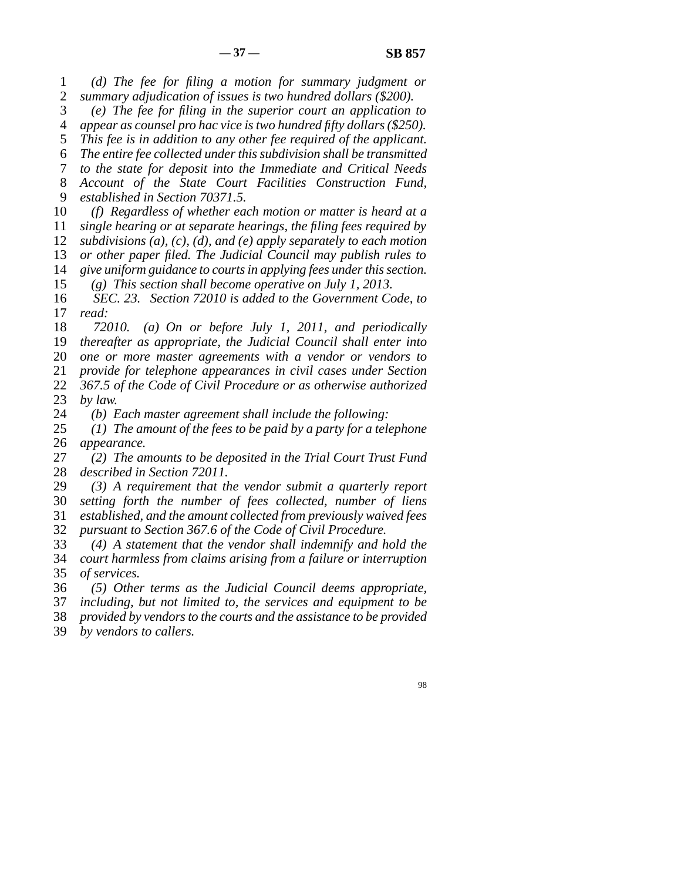*(d) The fee for filing a motion for summary judgment or summary adjudication of issues is two hundred dollars ($200).*

*(e) The fee for filing in the superior court an application to appear as counsel pro hac vice is two hundred fifty dollars ($250). This fee is in addition to any other fee required of the applicant. The entire fee collected under this subdivision shall be transmitted to the state for deposit into the Immediate and Critical Needs Account of the State Court Facilities Construction Fund, established in Section 70371.5.*

*(f) Regardless of whether each motion or matter is heard at a single hearing or at separate hearings, the filing fees required by subdivisions (a), (c), (d), and (e) apply separately to each motion or other paper filed. The Judicial Council may publish rules to give uniform guidance to courts in applying fees under this section.*

*(g) This section shall become operative on July 1, 2013.*

*SEC. 23. Section 72010 is added to the Government Code, to read:*

*72010. (a) On or before July 1, 2011, and periodically thereafter as appropriate, the Judicial Council shall enter into one or more master agreements with a vendor or vendors to provide for telephone appearances in civil cases under Section 367.5 of the Code of Civil Procedure or as otherwise authorized by law.*

*(b) Each master agreement shall include the following:*

*(1) The amount of the fees to be paid by a party for a telephone appearance.*

*(2) The amounts to be deposited in the Trial Court Trust Fund described in Section 72011.*

*(3) A requirement that the vendor submit a quarterly report setting forth the number of fees collected, number of liens established, and the amount collected from previously waived fees pursuant to Section 367.6 of the Code of Civil Procedure.*

*(4) A statement that the vendor shall indemnify and hold the court harmless from claims arising from a failure or interruption of services.*

*(5) Other terms as the Judicial Council deems appropriate, including, but not limited to, the services and equipment to be provided by vendors to the courts and the assistance to be provided by vendors to callers.*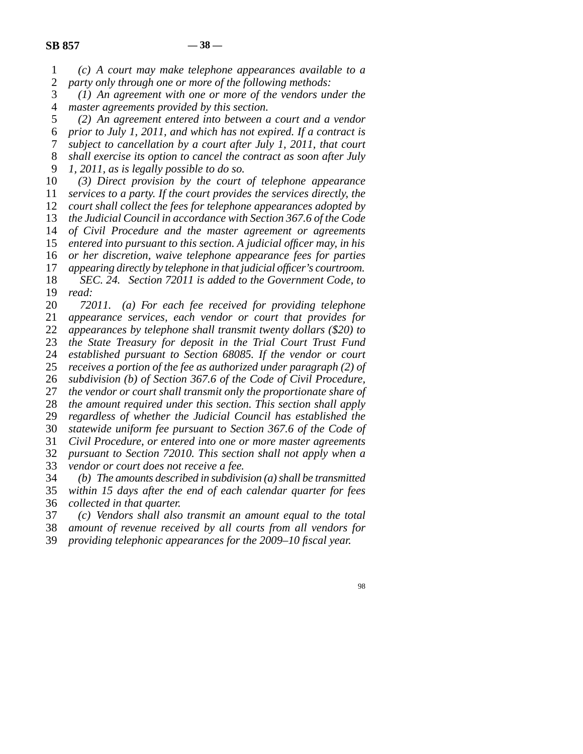*(c) A court may make telephone appearances available to a party only through one or more of the following methods:*

*(1) An agreement with one or more of the vendors under the master agreements provided by this section.*

*(2) An agreement entered into between a court and a vendor prior to July 1, 2011, and which has not expired. If a contract is subject to cancellation by a court after July 1, 2011, that court shall exercise its option to cancel the contract as soon after July 1, 2011, as is legally possible to do so.*

*(3) Direct provision by the court of telephone appearance services to a party. If the court provides the services directly, the court shall collect the fees for telephone appearances adopted by the Judicial Council in accordance with Section 367.6 of the Code of Civil Procedure and the master agreement or agreements entered into pursuant to this section. A judicial officer may, in his or her discretion, waive telephone appearance fees for parties appearing directly by telephone in that judicial officer's courtroom.*

*SEC. 24. Section 72011 is added to the Government Code, to read:*

*72011. (a) For each fee received for providing telephone appearance services, each vendor or court that provides for appearances by telephone shall transmit twenty dollars ($20) to the State Treasury for deposit in the Trial Court Trust Fund established pursuant to Section 68085. If the vendor or court receives a portion of the fee as authorized under paragraph (2) of subdivision (b) of Section 367.6 of the Code of Civil Procedure, the vendor or court shall transmit only the proportionate share of the amount required under this section. This section shall apply regardless of whether the Judicial Council has established the statewide uniform fee pursuant to Section 367.6 of the Code of Civil Procedure, or entered into one or more master agreements pursuant to Section 72010. This section shall not apply when a vendor or court does not receive a fee.*

*(b) The amounts described in subdivision (a) shall be transmitted within 15 days after the end of each calendar quarter for fees collected in that quarter.*

*(c) Vendors shall also transmit an amount equal to the total amount of revenue received by all courts from all vendors for providing telephonic appearances for the 2009–10 fiscal year.*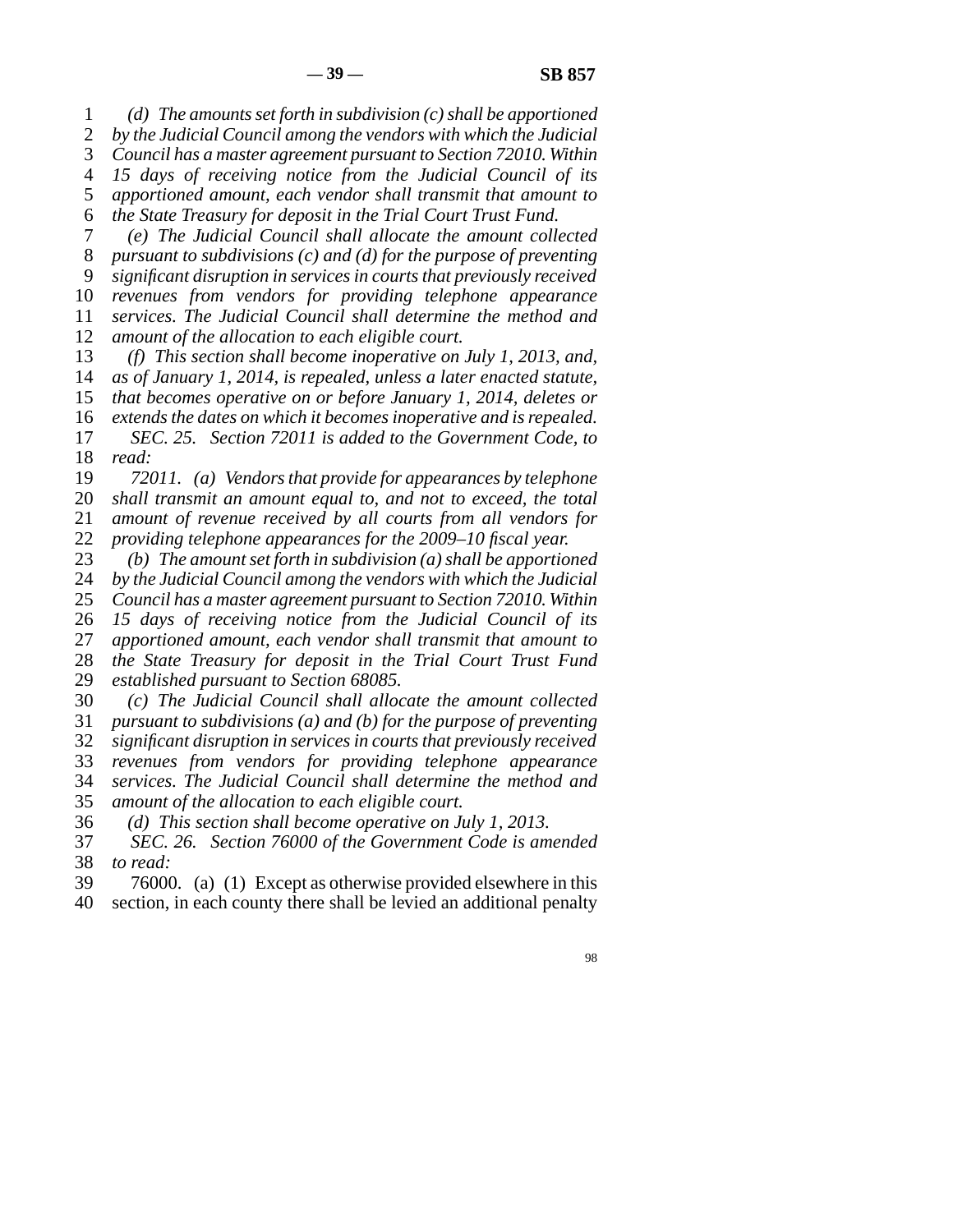*(d) The amounts set forth in subdivision (c) shall be apportioned by the Judicial Council among the vendors with which the Judicial Council has a master agreement pursuant to Section 72010. Within 15 days of receiving notice from the Judicial Council of its apportioned amount, each vendor shall transmit that amount to the State Treasury for deposit in the Trial Court Trust Fund.*

*(e) The Judicial Council shall allocate the amount collected pursuant to subdivisions (c) and (d) for the purpose of preventing significant disruption in services in courts that previously received revenues from vendors for providing telephone appearance services. The Judicial Council shall determine the method and amount of the allocation to each eligible court.*

*(f) This section shall become inoperative on July 1, 2013, and, as of January 1, 2014, is repealed, unless a later enacted statute, that becomes operative on or before January 1, 2014, deletes or extends the dates on which it becomes inoperative and is repealed.*

*SEC. 25. Section 72011 is added to the Government Code, to read:*

*72011. (a) Vendors that provide for appearances by telephone shall transmit an amount equal to, and not to exceed, the total amount of revenue received by all courts from all vendors for providing telephone appearances for the 2009–10 fiscal year.*

*(b) The amount set forth in subdivision (a) shall be apportioned by the Judicial Council among the vendors with which the Judicial Council has a master agreement pursuant to Section 72010. Within 15 days of receiving notice from the Judicial Council of its apportioned amount, each vendor shall transmit that amount to the State Treasury for deposit in the Trial Court Trust Fund established pursuant to Section 68085.*

*(c) The Judicial Council shall allocate the amount collected pursuant to subdivisions (a) and (b) for the purpose of preventing significant disruption in services in courts that previously received revenues from vendors for providing telephone appearance services. The Judicial Council shall determine the method and amount of the allocation to each eligible court.*

*(d) This section shall become operative on July 1, 2013.*

*SEC. 26. Section 76000 of the Government Code is amended to read:*

76000. (a) (1) Except as otherwise provided elsewhere in this section, in each county there shall be levied an additional penalty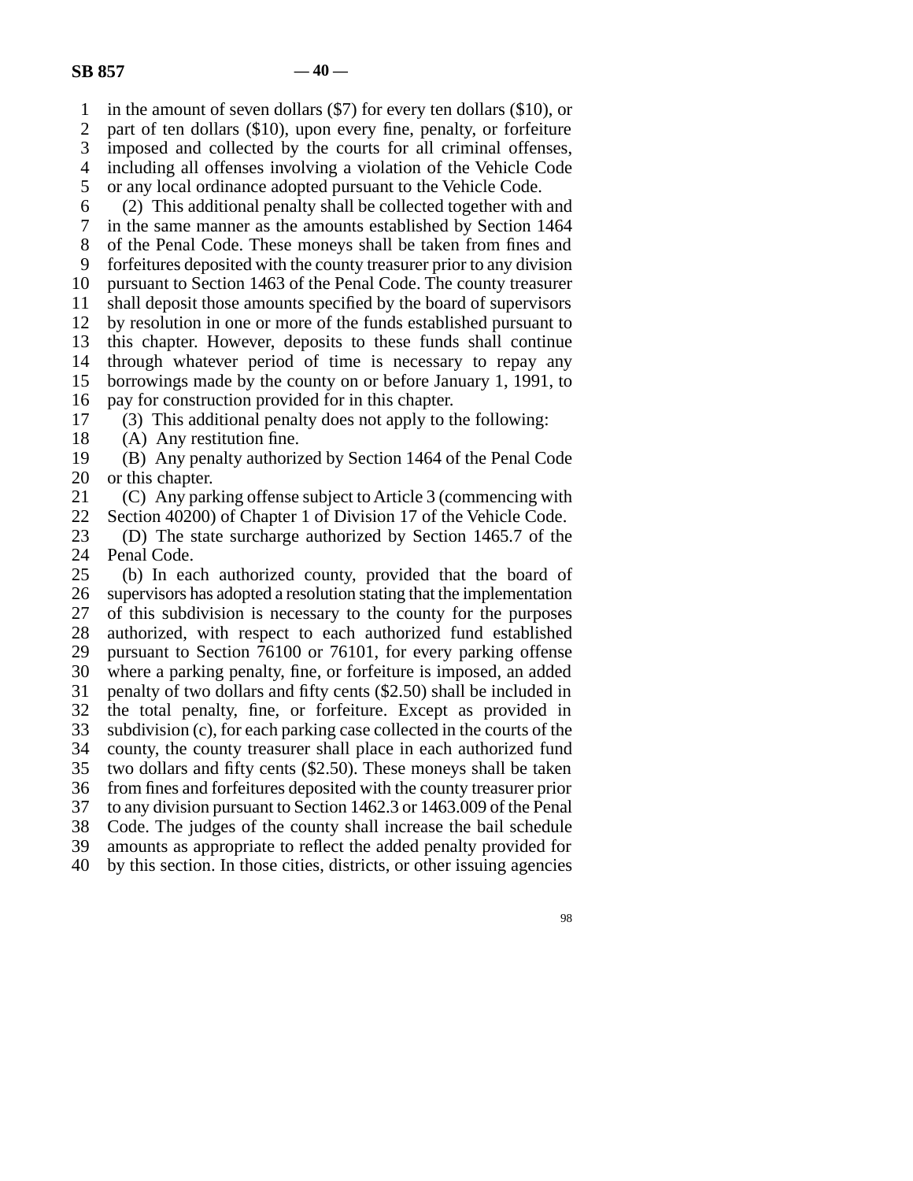in the amount of seven dollars ($7) for every ten dollars ($10), or part of ten dollars ($10), upon every fine, penalty, or forfeiture imposed and collected by the courts for all criminal offenses, including all offenses involving a violation of the Vehicle Code or any local ordinance adopted pursuant to the Vehicle Code.

(2) This additional penalty shall be collected together with and in the same manner as the amounts established by Section 1464 of the Penal Code. These moneys shall be taken from fines and forfeitures deposited with the county treasurer prior to any division pursuant to Section 1463 of the Penal Code. The county treasurer shall deposit those amounts specified by the board of supervisors by resolution in one or more of the funds established pursuant to this chapter. However, deposits to these funds shall continue through whatever period of time is necessary to repay any borrowings made by the county on or before January 1, 1991, to pay for construction provided for in this chapter.

(3) This additional penalty does not apply to the following:

(A) Any restitution fine.

(B) Any penalty authorized by Section 1464 of the Penal Code or this chapter.

(C) Any parking offense subject to Article 3 (commencing with Section 40200) of Chapter 1 of Division 17 of the Vehicle Code.

(D) The state surcharge authorized by Section 1465.7 of the Penal Code.

(b) In each authorized county, provided that the board of supervisors has adopted a resolution stating that the implementation of this subdivision is necessary to the county for the purposes authorized, with respect to each authorized fund established pursuant to Section 76100 or 76101, for every parking offense where a parking penalty, fine, or forfeiture is imposed, an added penalty of two dollars and fifty cents ($2.50) shall be included in the total penalty, fine, or forfeiture. Except as provided in subdivision (c), for each parking case collected in the courts of the county, the county treasurer shall place in each authorized fund two dollars and fifty cents ($2.50). These moneys shall be taken from fines and forfeitures deposited with the county treasurer prior to any division pursuant to Section 1462.3 or 1463.009 of the Penal Code. The judges of the county shall increase the bail schedule amounts as appropriate to reflect the added penalty provided for by this section. In those cities, districts, or other issuing agencies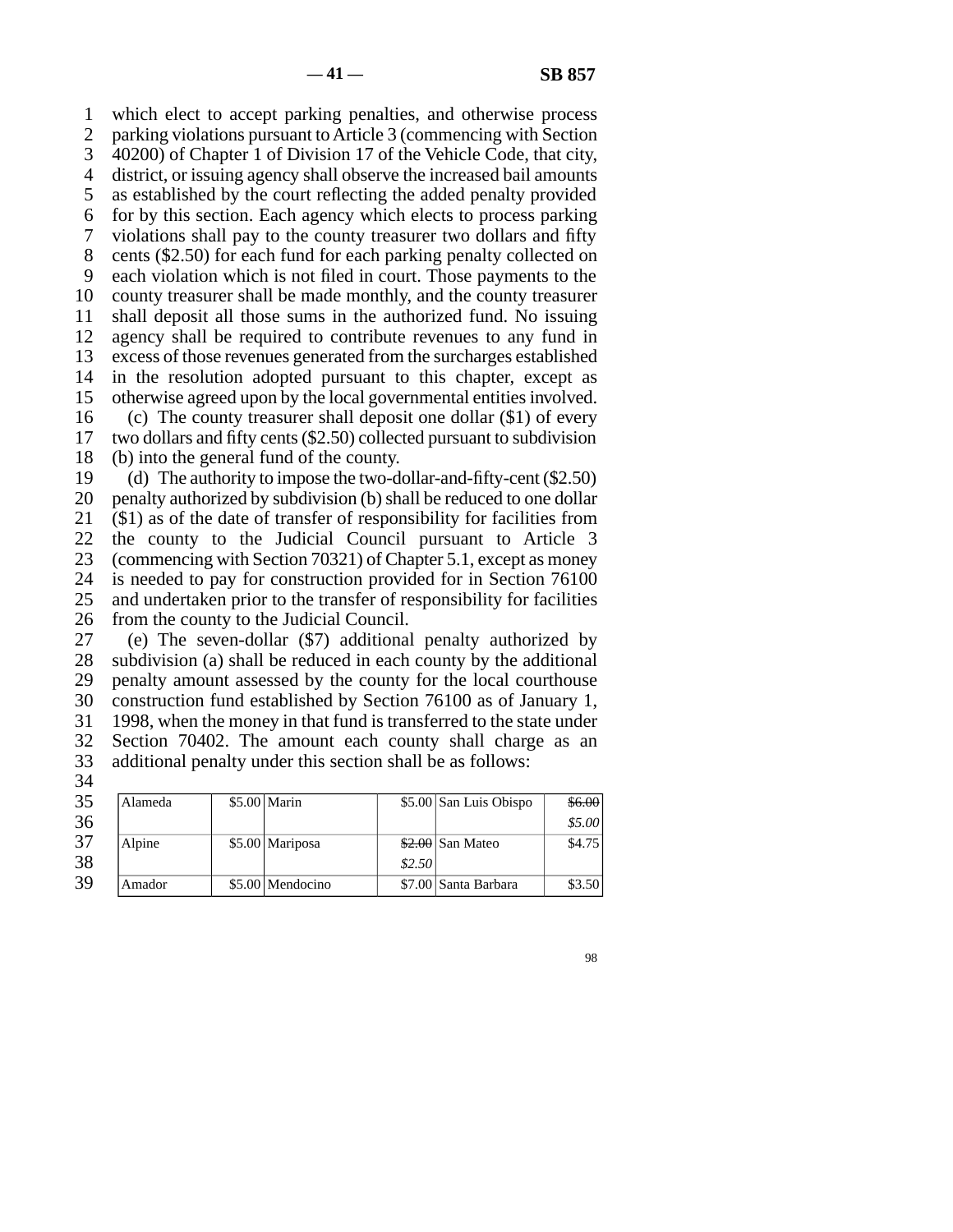which elect to accept parking penalties, and otherwise process parking violations pursuant to Article 3 (commencing with Section 40200) of Chapter 1 of Division 17 of the Vehicle Code, that city, district, or issuing agency shall observe the increased bail amounts as established by the court reflecting the added penalty provided for by this section. Each agency which elects to process parking violations shall pay to the county treasurer two dollars and fifty cents ($2.50) for each fund for each parking penalty collected on each violation which is not filed in court. Those payments to the county treasurer shall be made monthly, and the county treasurer shall deposit all those sums in the authorized fund. No issuing agency shall be required to contribute revenues to any fund in excess of those revenues generated from the surcharges established in the resolution adopted pursuant to this chapter, except as otherwise agreed upon by the local governmental entities involved.

(c) The county treasurer shall deposit one dollar ($1) of every two dollars and fifty cents ($2.50) collected pursuant to subdivision (b) into the general fund of the county.

(d) The authority to impose the two-dollar-and-fifty-cent ($2.50) penalty authorized by subdivision (b) shall be reduced to one dollar ($1) as of the date of transfer of responsibility for facilities from the county to the Judicial Council pursuant to Article 3 (commencing with Section 70321) of Chapter 5.1, except as money is needed to pay for construction provided for in Section 76100 and undertaken prior to the transfer of responsibility for facilities from the county to the Judicial Council.

(e) The seven-dollar ($7) additional penalty authorized by subdivision (a) shall be reduced in each county by the additional penalty amount assessed by the county for the local courthouse construction fund established by Section 76100 as of January 1, 1998, when the money in that fund is transferred to the state under Section 70402. The amount each county shall charge as an additional penalty under this section shall be as follows:

| | | | | | |
|---|---|---|---|---|---|
| Alameda | $5.00 | Marin | $5.00 | San Luis Obispo | ~~$6.00~~ *$5.00* |
| Alpine | $5.00 | Mariposa | ~~$2.00~~ *$2.50* | San Mateo | $4.75 |
| Amador | $5.00 | Mendocino | $7.00 | Santa Barbara | $3.50 |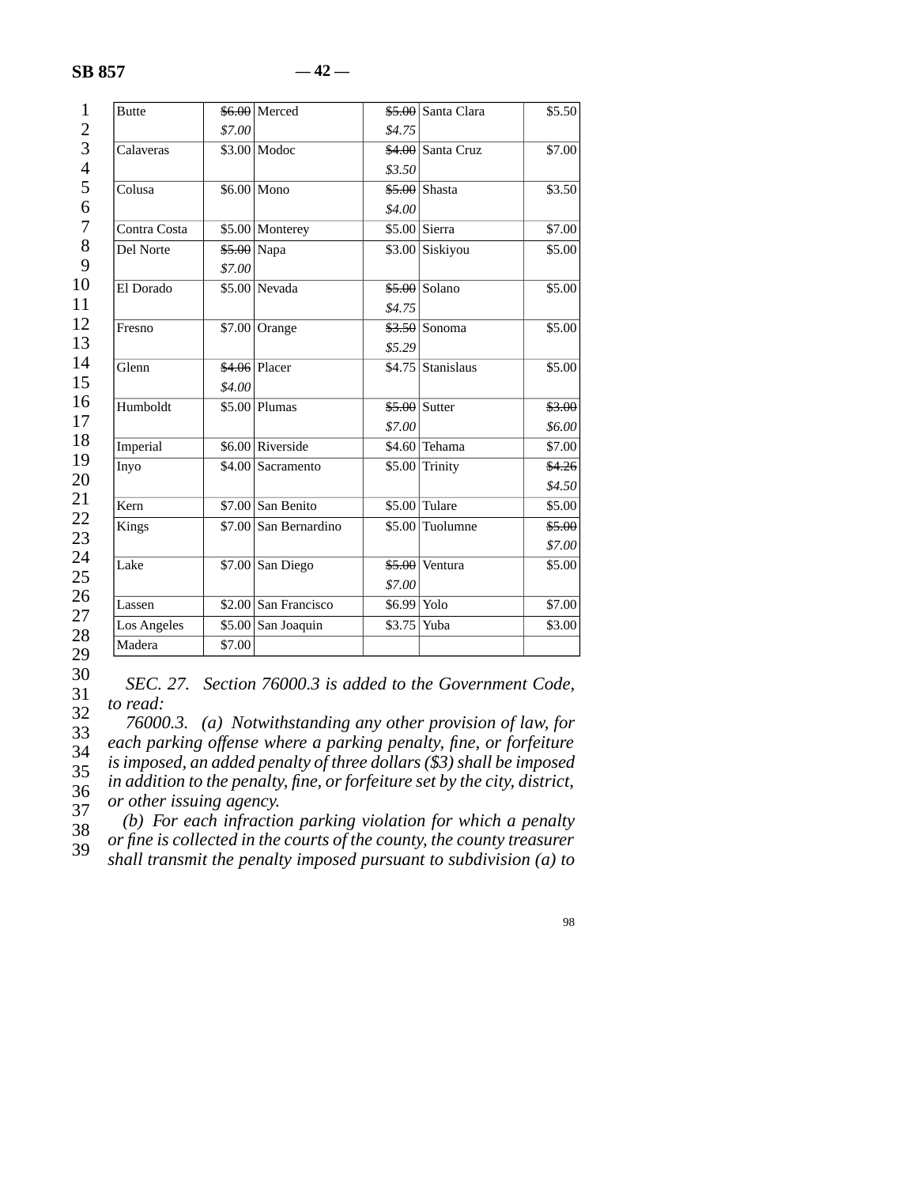| | | | | | |
|---|---|---|---|---|---|
| Butte | ~~$6.00~~ *$7.00* | Merced | ~~$5.00~~ *$4.75* | Santa Clara | $5.50 |
| Calaveras | $3.00 | Modoc | ~~$4.00~~ *$3.50* | Santa Cruz | $7.00 |
| Colusa | $6.00 | Mono | ~~$5.00~~ *$4.00* | Shasta | $3.50 |
| Contra Costa | $5.00 | Monterey | $5.00 | Sierra | $7.00 |
| Del Norte | ~~$5.00~~ *$7.00* | Napa | $3.00 | Siskiyou | $5.00 |
| El Dorado | $5.00 | Nevada | ~~$5.00~~ *$4.75* | Solano | $5.00 |
| Fresno | $7.00 | Orange | ~~$3.50~~ *$5.29* | Sonoma | $5.00 |
| Glenn | ~~$4.06~~ *$4.00* | Placer | $4.75 | Stanislaus | $5.00 |
| Humboldt | $5.00 | Plumas | ~~$5.00~~ *$7.00* | Sutter | ~~$3.00~~ *$6.00* |
| Imperial | $6.00 | Riverside | $4.60 | Tehama | $7.00 |
| Inyo | $4.00 | Sacramento | $5.00 | Trinity | ~~$4.26~~ *$4.50* |
| Kern | $7.00 | San Benito | $5.00 | Tulare | $5.00 |
| Kings | $7.00 | San Bernardino | $5.00 | Tuolumne | ~~$5.00~~ *$7.00* |
| Lake | $7.00 | San Diego | ~~$5.00~~ *$7.00* | Ventura | $5.00 |
| Lassen | $2.00 | San Francisco | $6.99 | Yolo | $7.00 |
| Los Angeles | $5.00 | San Joaquin | $3.75 | Yuba | $3.00 |
| Madera | $7.00 | | | | |

*SEC. 27. Section 76000.3 is added to the Government Code, to read:*

*76000.3. (a) Notwithstanding any other provision of law, for each parking offense where a parking penalty, fine, or forfeiture is imposed, an added penalty of three dollars ($3) shall be imposed in addition to the penalty, fine, or forfeiture set by the city, district, or other issuing agency.*

*(b) For each infraction parking violation for which a penalty or fine is collected in the courts of the county, the county treasurer shall transmit the penalty imposed pursuant to subdivision (a) to*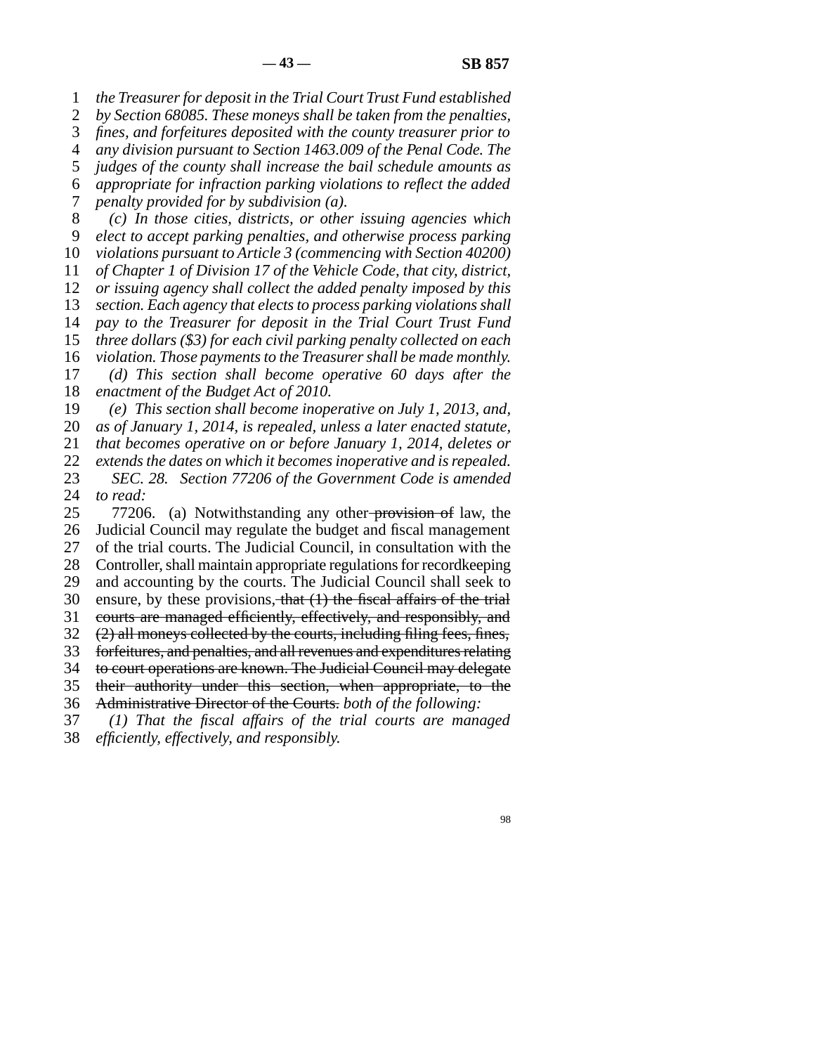*the Treasurer for deposit in the Trial Court Trust Fund established by Section 68085. These moneys shall be taken from the penalties, fines, and forfeitures deposited with the county treasurer prior to any division pursuant to Section 1463.009 of the Penal Code. The judges of the county shall increase the bail schedule amounts as appropriate for infraction parking violations to reflect the added penalty provided for by subdivision (a).*

*(c) In those cities, districts, or other issuing agencies which elect to accept parking penalties, and otherwise process parking violations pursuant to Article 3 (commencing with Section 40200) of Chapter 1 of Division 17 of the Vehicle Code, that city, district, or issuing agency shall collect the added penalty imposed by this section. Each agency that elects to process parking violations shall pay to the Treasurer for deposit in the Trial Court Trust Fund three dollars ($3) for each civil parking penalty collected on each violation. Those payments to the Treasurer shall be made monthly.*

*(d) This section shall become operative 60 days after the enactment of the Budget Act of 2010.*

*(e) This section shall become inoperative on July 1, 2013, and, as of January 1, 2014, is repealed, unless a later enacted statute, that becomes operative on or before January 1, 2014, deletes or extends the dates on which it becomes inoperative and is repealed.*

*SEC. 28. Section 77206 of the Government Code is amended to read:*

77206. (a) Notwithstanding any other ~~provision of~~ law, the Judicial Council may regulate the budget and fiscal management of the trial courts. The Judicial Council, in consultation with the Controller, shall maintain appropriate regulations for recordkeeping and accounting by the courts. The Judicial Council shall seek to ensure, by these provisions~~, that (1) the fiscal affairs of the trial courts are managed efficiently, effectively, and responsibly, and (2) all moneys collected by the courts, including filing fees, fines, forfeitures, and penalties, and all revenues and expenditures relating to court operations are known. The Judicial Council may delegate their authority under this section, when appropriate, to the Administrative Director of the Courts.~~ *both of the following:*

*(1) That the fiscal affairs of the trial courts are managed efficiently, effectively, and responsibly.*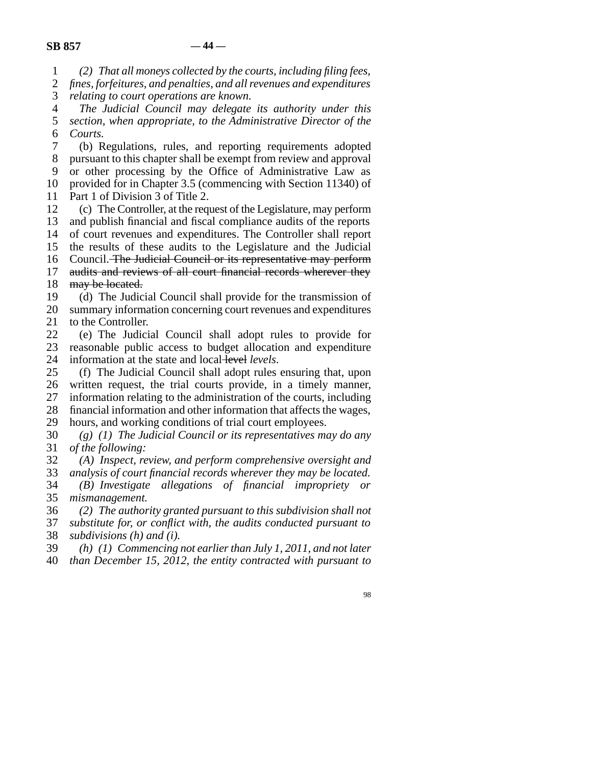*(2) That all moneys collected by the courts, including filing fees, fines, forfeitures, and penalties, and all revenues and expenditures relating to court operations are known.*

*The Judicial Council may delegate its authority under this section, when appropriate, to the Administrative Director of the Courts.*

(b) Regulations, rules, and reporting requirements adopted pursuant to this chapter shall be exempt from review and approval or other processing by the Office of Administrative Law as provided for in Chapter 3.5 (commencing with Section 11340) of Part 1 of Division 3 of Title 2.

(c) The Controller, at the request of the Legislature, may perform and publish financial and fiscal compliance audits of the reports of court revenues and expenditures. The Controller shall report the results of these audits to the Legislature and the Judicial Council. ~~The Judicial Council or its representative may perform audits and reviews of all court financial records wherever they may be located.~~

(d) The Judicial Council shall provide for the transmission of summary information concerning court revenues and expenditures to the Controller.

(e) The Judicial Council shall adopt rules to provide for reasonable public access to budget allocation and expenditure information at the state and local ~~level~~ *levels*.

(f) The Judicial Council shall adopt rules ensuring that, upon written request, the trial courts provide, in a timely manner, information relating to the administration of the courts, including financial information and other information that affects the wages, hours, and working conditions of trial court employees.

*(g) (1) The Judicial Council or its representatives may do any of the following:*

*(A) Inspect, review, and perform comprehensive oversight and analysis of court financial records wherever they may be located.*

*(B) Investigate allegations of financial impropriety or mismanagement.*

*(2) The authority granted pursuant to this subdivision shall not substitute for, or conflict with, the audits conducted pursuant to subdivisions (h) and (i).*

*(h) (1) Commencing not earlier than July 1, 2011, and not later than December 15, 2012, the entity contracted with pursuant to*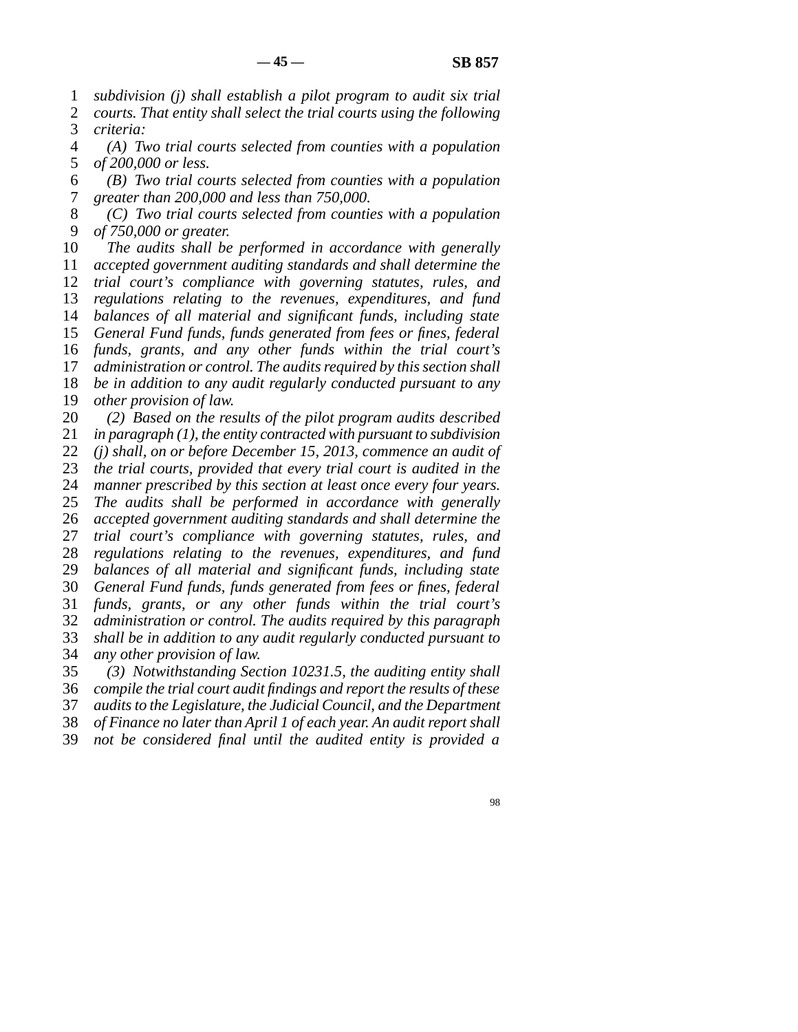*subdivision (j) shall establish a pilot program to audit six trial courts. That entity shall select the trial courts using the following criteria:*

*(A) Two trial courts selected from counties with a population of 200,000 or less.*

*(B) Two trial courts selected from counties with a population greater than 200,000 and less than 750,000.*

*(C) Two trial courts selected from counties with a population of 750,000 or greater.*

*The audits shall be performed in accordance with generally accepted government auditing standards and shall determine the trial court's compliance with governing statutes, rules, and regulations relating to the revenues, expenditures, and fund balances of all material and significant funds, including state General Fund funds, funds generated from fees or fines, federal funds, grants, and any other funds within the trial court's administration or control. The audits required by this section shall be in addition to any audit regularly conducted pursuant to any other provision of law.*

*(2) Based on the results of the pilot program audits described in paragraph (1), the entity contracted with pursuant to subdivision (j) shall, on or before December 15, 2013, commence an audit of the trial courts, provided that every trial court is audited in the manner prescribed by this section at least once every four years. The audits shall be performed in accordance with generally accepted government auditing standards and shall determine the trial court's compliance with governing statutes, rules, and regulations relating to the revenues, expenditures, and fund balances of all material and significant funds, including state General Fund funds, funds generated from fees or fines, federal funds, grants, or any other funds within the trial court's administration or control. The audits required by this paragraph shall be in addition to any audit regularly conducted pursuant to any other provision of law.*

*(3) Notwithstanding Section 10231.5, the auditing entity shall compile the trial court audit findings and report the results of these audits to the Legislature, the Judicial Council, and the Department of Finance no later than April 1 of each year. An audit report shall not be considered final until the audited entity is provided a*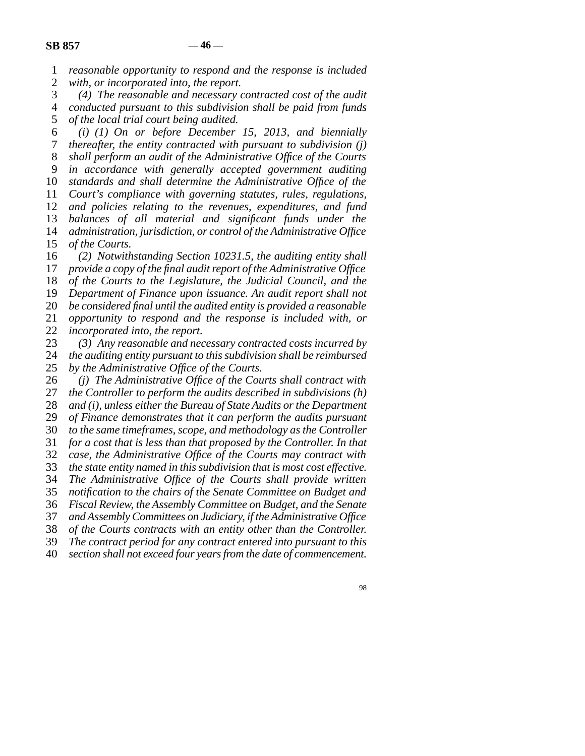*reasonable opportunity to respond and the response is included with, or incorporated into, the report.*

*(4) The reasonable and necessary contracted cost of the audit conducted pursuant to this subdivision shall be paid from funds of the local trial court being audited.*

*(i) (1) On or before December 15, 2013, and biennially thereafter, the entity contracted with pursuant to subdivision (j) shall perform an audit of the Administrative Office of the Courts in accordance with generally accepted government auditing standards and shall determine the Administrative Office of the Court's compliance with governing statutes, rules, regulations, and policies relating to the revenues, expenditures, and fund balances of all material and significant funds under the administration, jurisdiction, or control of the Administrative Office of the Courts.*

*(2) Notwithstanding Section 10231.5, the auditing entity shall provide a copy of the final audit report of the Administrative Office of the Courts to the Legislature, the Judicial Council, and the Department of Finance upon issuance. An audit report shall not be considered final until the audited entity is provided a reasonable opportunity to respond and the response is included with, or incorporated into, the report.*

*(3) Any reasonable and necessary contracted costs incurred by the auditing entity pursuant to this subdivision shall be reimbursed by the Administrative Office of the Courts.*

*(j) The Administrative Office of the Courts shall contract with the Controller to perform the audits described in subdivisions (h) and (i), unless either the Bureau of State Audits or the Department of Finance demonstrates that it can perform the audits pursuant to the same timeframes, scope, and methodology as the Controller for a cost that is less than that proposed by the Controller. In that case, the Administrative Office of the Courts may contract with the state entity named in this subdivision that is most cost effective. The Administrative Office of the Courts shall provide written notification to the chairs of the Senate Committee on Budget and Fiscal Review, the Assembly Committee on Budget, and the Senate and Assembly Committees on Judiciary, if the Administrative Office of the Courts contracts with an entity other than the Controller. The contract period for any contract entered into pursuant to this section shall not exceed four years from the date of commencement.*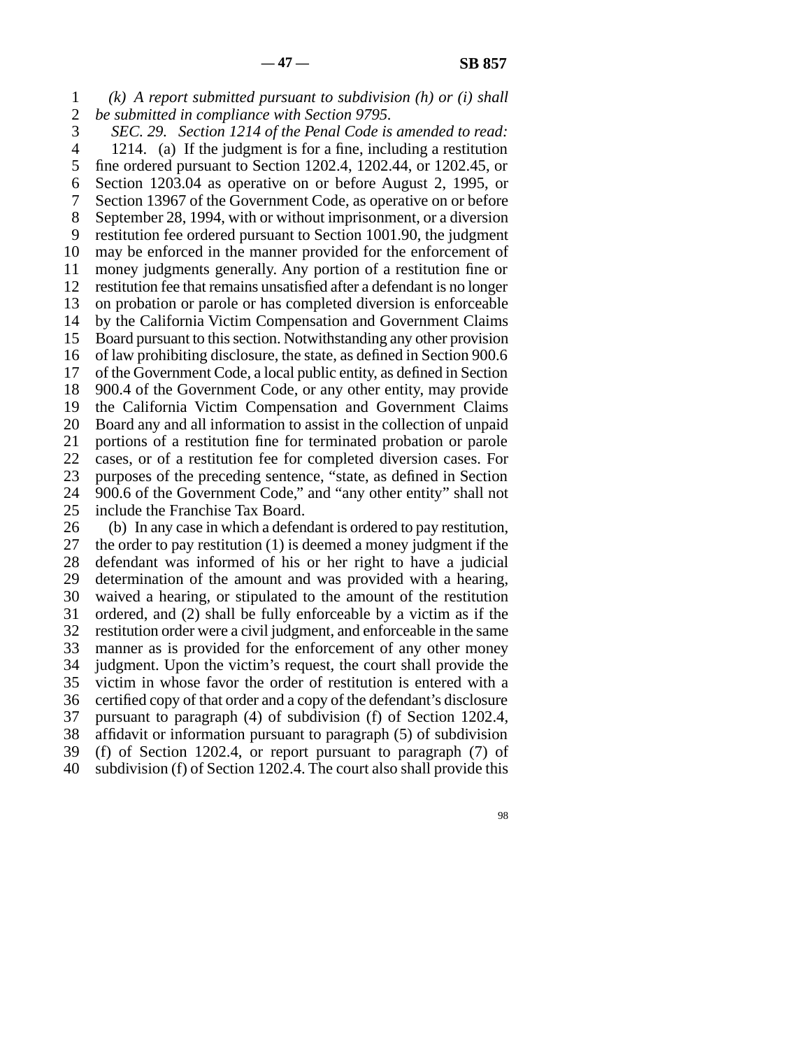*(k) A report submitted pursuant to subdivision (h) or (i) shall be submitted in compliance with Section 9795.*

*SEC. 29. Section 1214 of the Penal Code is amended to read:*

1214. (a) If the judgment is for a fine, including a restitution fine ordered pursuant to Section 1202.4, 1202.44, or 1202.45, or Section 1203.04 as operative on or before August 2, 1995, or Section 13967 of the Government Code, as operative on or before September 28, 1994, with or without imprisonment, or a diversion restitution fee ordered pursuant to Section 1001.90, the judgment may be enforced in the manner provided for the enforcement of money judgments generally. Any portion of a restitution fine or restitution fee that remains unsatisfied after a defendant is no longer on probation or parole or has completed diversion is enforceable by the California Victim Compensation and Government Claims Board pursuant to this section. Notwithstanding any other provision of law prohibiting disclosure, the state, as defined in Section 900.6 of the Government Code, a local public entity, as defined in Section 900.4 of the Government Code, or any other entity, may provide the California Victim Compensation and Government Claims Board any and all information to assist in the collection of unpaid portions of a restitution fine for terminated probation or parole cases, or of a restitution fee for completed diversion cases. For purposes of the preceding sentence, "state, as defined in Section 900.6 of the Government Code," and "any other entity" shall not include the Franchise Tax Board.

(b) In any case in which a defendant is ordered to pay restitution, the order to pay restitution (1) is deemed a money judgment if the defendant was informed of his or her right to have a judicial determination of the amount and was provided with a hearing, waived a hearing, or stipulated to the amount of the restitution ordered, and (2) shall be fully enforceable by a victim as if the restitution order were a civil judgment, and enforceable in the same manner as is provided for the enforcement of any other money judgment. Upon the victim's request, the court shall provide the victim in whose favor the order of restitution is entered with a certified copy of that order and a copy of the defendant's disclosure pursuant to paragraph (4) of subdivision (f) of Section 1202.4, affidavit or information pursuant to paragraph (5) of subdivision (f) of Section 1202.4, or report pursuant to paragraph (7) of subdivision (f) of Section 1202.4. The court also shall provide this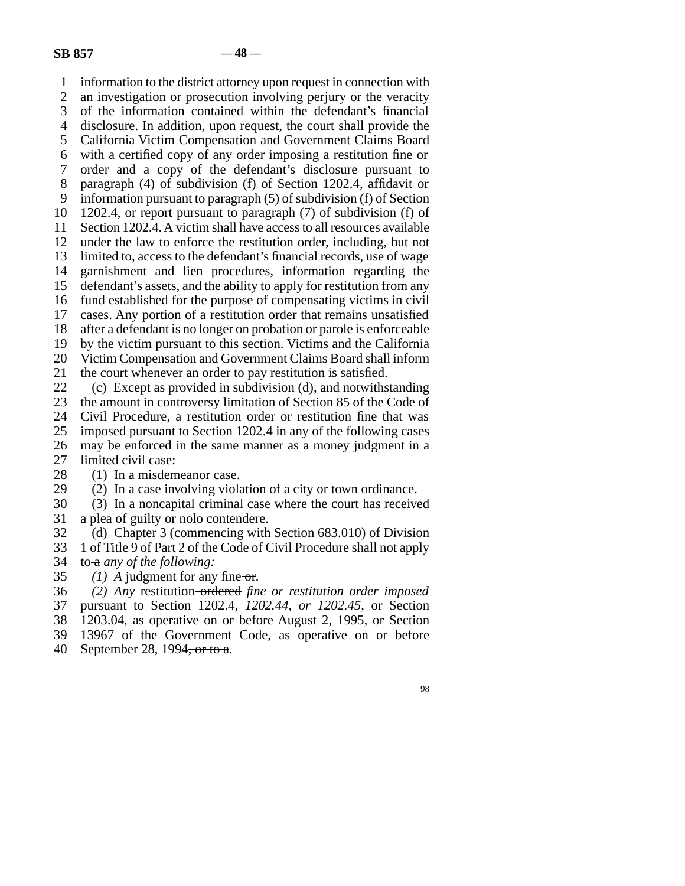information to the district attorney upon request in connection with an investigation or prosecution involving perjury or the veracity of the information contained within the defendant's financial disclosure. In addition, upon request, the court shall provide the California Victim Compensation and Government Claims Board with a certified copy of any order imposing a restitution fine or order and a copy of the defendant's disclosure pursuant to paragraph (4) of subdivision (f) of Section 1202.4, affidavit or information pursuant to paragraph (5) of subdivision (f) of Section 1202.4, or report pursuant to paragraph (7) of subdivision (f) of Section 1202.4. A victim shall have access to all resources available under the law to enforce the restitution order, including, but not limited to, access to the defendant's financial records, use of wage garnishment and lien procedures, information regarding the defendant's assets, and the ability to apply for restitution from any fund established for the purpose of compensating victims in civil cases. Any portion of a restitution order that remains unsatisfied after a defendant is no longer on probation or parole is enforceable by the victim pursuant to this section. Victims and the California Victim Compensation and Government Claims Board shall inform the court whenever an order to pay restitution is satisfied.

(c) Except as provided in subdivision (d), and notwithstanding the amount in controversy limitation of Section 85 of the Code of Civil Procedure, a restitution order or restitution fine that was imposed pursuant to Section 1202.4 in any of the following cases may be enforced in the same manner as a money judgment in a limited civil case:

(1) In a misdemeanor case.

(2) In a case involving violation of a city or town ordinance.

(3) In a noncapital criminal case where the court has received a plea of guilty or nolo contendere.

(d) Chapter 3 (commencing with Section 683.010) of Division 1 of Title 9 of Part 2 of the Code of Civil Procedure shall not apply to ~~a~~ *any of the following:*

*(1) A* judgment for any fine ~~or~~.

*(2) Any* restitution ~~ordered~~ *fine or restitution order imposed* pursuant to Section 1202.4, *1202.44, or 1202.45,* or Section 1203.04, as operative on or before August 2, 1995, or Section 13967 of the Government Code, as operative on or before September 28, 1994~~, or to a~~.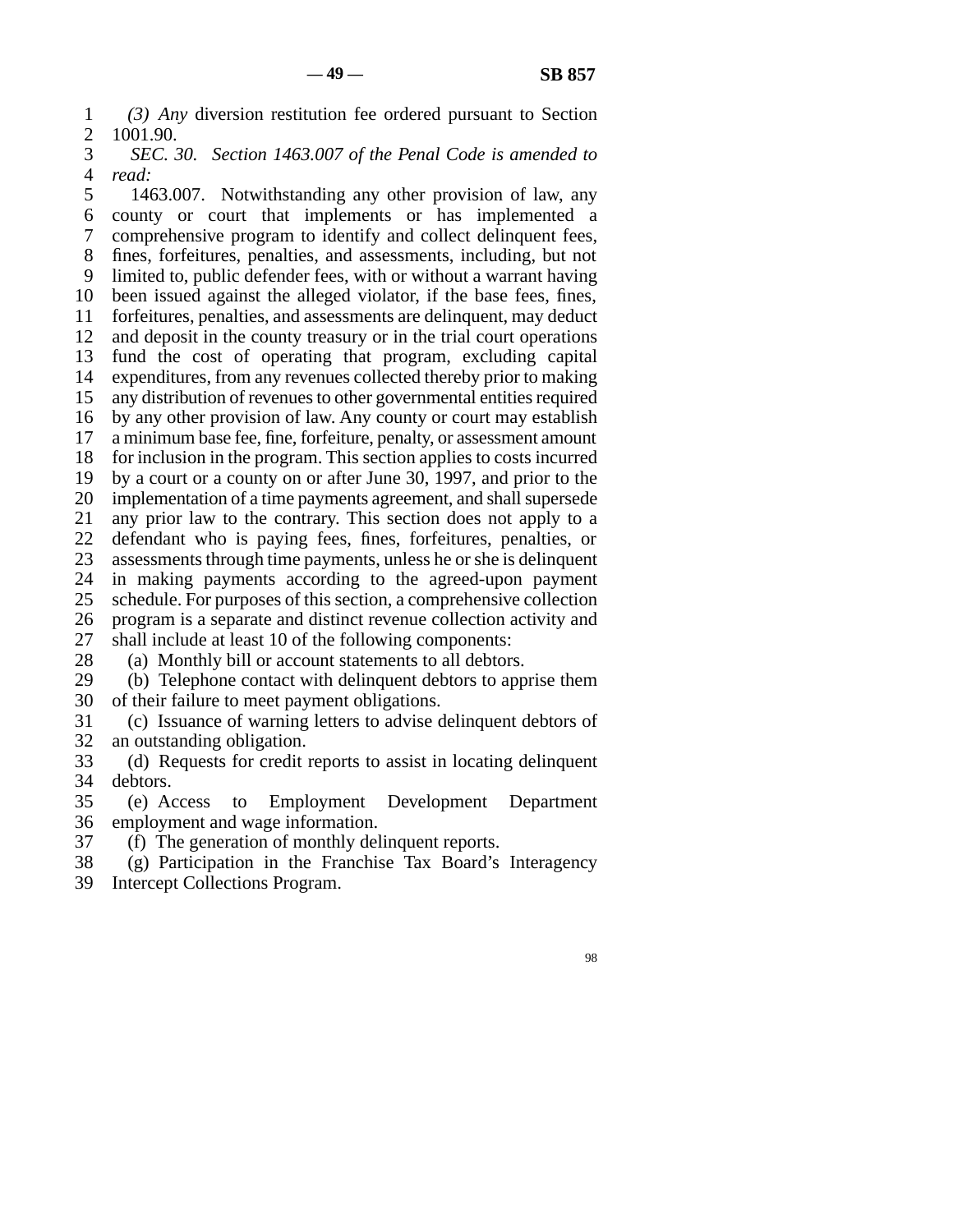*(3) Any* diversion restitution fee ordered pursuant to Section 1001.90.

*SEC. 30. Section 1463.007 of the Penal Code is amended to read:*

1463.007. Notwithstanding any other provision of law, any county or court that implements or has implemented a comprehensive program to identify and collect delinquent fees, fines, forfeitures, penalties, and assessments, including, but not limited to, public defender fees, with or without a warrant having been issued against the alleged violator, if the base fees, fines, forfeitures, penalties, and assessments are delinquent, may deduct and deposit in the county treasury or in the trial court operations fund the cost of operating that program, excluding capital expenditures, from any revenues collected thereby prior to making any distribution of revenues to other governmental entities required by any other provision of law. Any county or court may establish a minimum base fee, fine, forfeiture, penalty, or assessment amount for inclusion in the program. This section applies to costs incurred by a court or a county on or after June 30, 1997, and prior to the implementation of a time payments agreement, and shall supersede any prior law to the contrary. This section does not apply to a defendant who is paying fees, fines, forfeitures, penalties, or assessments through time payments, unless he or she is delinquent in making payments according to the agreed-upon payment schedule. For purposes of this section, a comprehensive collection program is a separate and distinct revenue collection activity and shall include at least 10 of the following components:

(a) Monthly bill or account statements to all debtors.

(b) Telephone contact with delinquent debtors to apprise them of their failure to meet payment obligations.

(c) Issuance of warning letters to advise delinquent debtors of an outstanding obligation.

(d) Requests for credit reports to assist in locating delinquent debtors.

(e) Access to Employment Development Department employment and wage information.

(f) The generation of monthly delinquent reports.

(g) Participation in the Franchise Tax Board's Interagency Intercept Collections Program.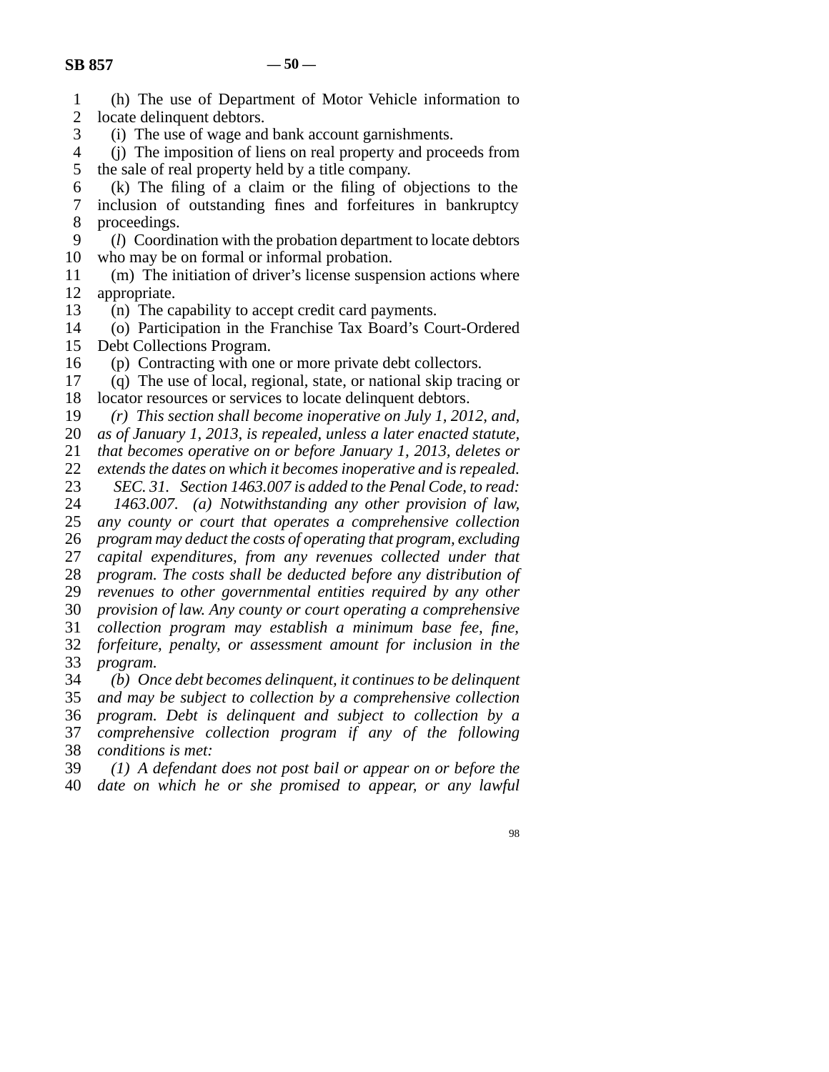(h) The use of Department of Motor Vehicle information to locate delinquent debtors.

(i) The use of wage and bank account garnishments.

(j) The imposition of liens on real property and proceeds from the sale of real property held by a title company.

(k) The filing of a claim or the filing of objections to the inclusion of outstanding fines and forfeitures in bankruptcy proceedings.

(*l*) Coordination with the probation department to locate debtors who may be on formal or informal probation.

(m) The initiation of driver's license suspension actions where appropriate.

(n) The capability to accept credit card payments.

(o) Participation in the Franchise Tax Board's Court-Ordered Debt Collections Program.

(p) Contracting with one or more private debt collectors.

(q) The use of local, regional, state, or national skip tracing or locator resources or services to locate delinquent debtors.

*(r) This section shall become inoperative on July 1, 2012, and, as of January 1, 2013, is repealed, unless a later enacted statute, that becomes operative on or before January 1, 2013, deletes or extends the dates on which it becomes inoperative and is repealed.*

*SEC. 31. Section 1463.007 is added to the Penal Code, to read:*

*1463.007. (a) Notwithstanding any other provision of law, any county or court that operates a comprehensive collection program may deduct the costs of operating that program, excluding capital expenditures, from any revenues collected under that program. The costs shall be deducted before any distribution of revenues to other governmental entities required by any other provision of law. Any county or court operating a comprehensive collection program may establish a minimum base fee, fine, forfeiture, penalty, or assessment amount for inclusion in the program.*

*(b) Once debt becomes delinquent, it continues to be delinquent and may be subject to collection by a comprehensive collection program. Debt is delinquent and subject to collection by a comprehensive collection program if any of the following conditions is met:*

*(1) A defendant does not post bail or appear on or before the date on which he or she promised to appear, or any lawful*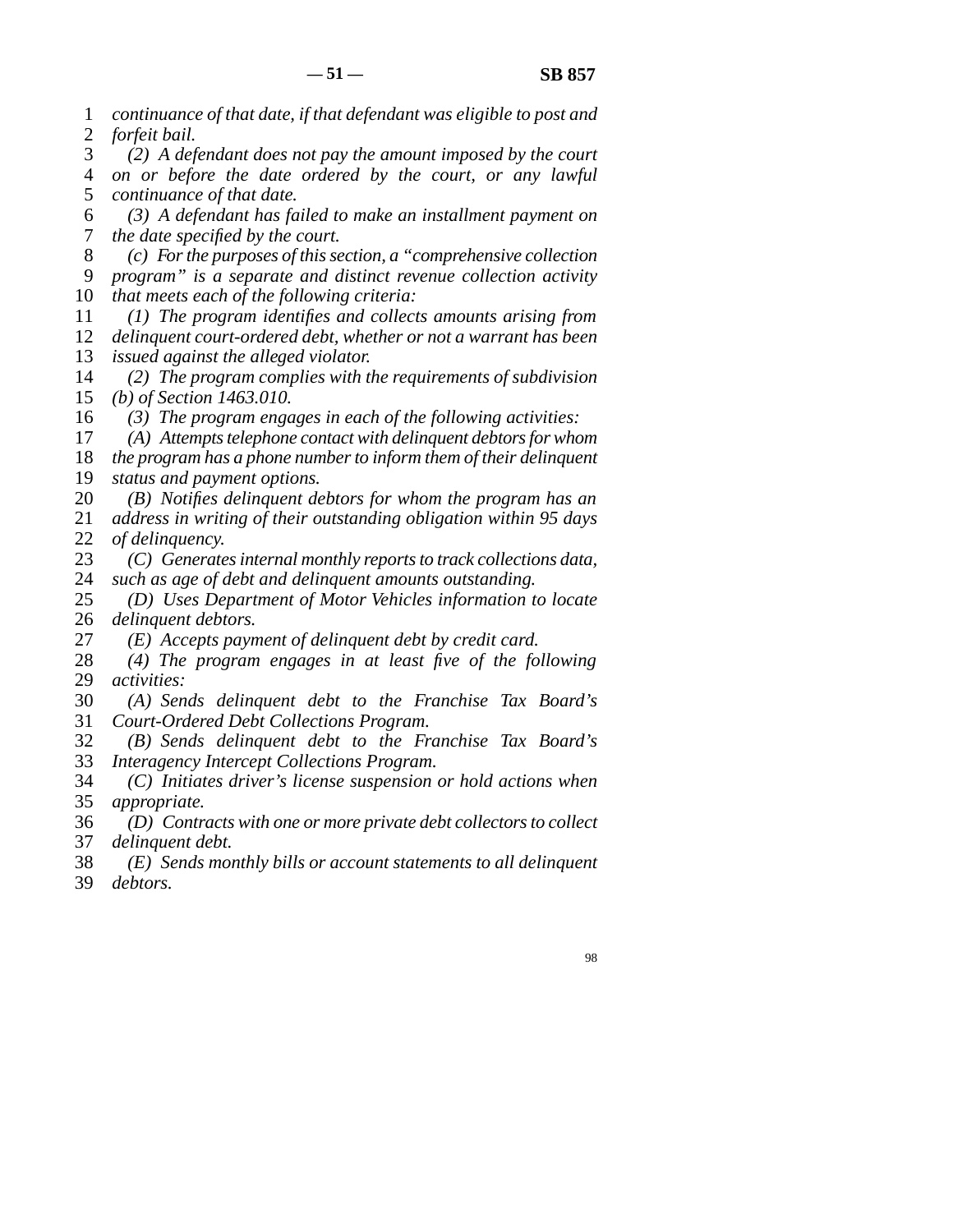*continuance of that date, if that defendant was eligible to post and forfeit bail.*

*(2) A defendant does not pay the amount imposed by the court on or before the date ordered by the court, or any lawful continuance of that date.*

*(3) A defendant has failed to make an installment payment on the date specified by the court.*

*(c) For the purposes of this section, a "comprehensive collection program" is a separate and distinct revenue collection activity that meets each of the following criteria:*

*(1) The program identifies and collects amounts arising from delinquent court-ordered debt, whether or not a warrant has been issued against the alleged violator.*

*(2) The program complies with the requirements of subdivision (b) of Section 1463.010.*

*(3) The program engages in each of the following activities:*

*(A) Attempts telephone contact with delinquent debtors for whom the program has a phone number to inform them of their delinquent status and payment options.*

*(B) Notifies delinquent debtors for whom the program has an address in writing of their outstanding obligation within 95 days of delinquency.*

*(C) Generates internal monthly reports to track collections data, such as age of debt and delinquent amounts outstanding.*

*(D) Uses Department of Motor Vehicles information to locate delinquent debtors.*

*(E) Accepts payment of delinquent debt by credit card.*

*(4) The program engages in at least five of the following activities:*

*(A) Sends delinquent debt to the Franchise Tax Board's Court-Ordered Debt Collections Program.*

*(B) Sends delinquent debt to the Franchise Tax Board's Interagency Intercept Collections Program.*

*(C) Initiates driver's license suspension or hold actions when appropriate.*

*(D) Contracts with one or more private debt collectors to collect delinquent debt.*

*(E) Sends monthly bills or account statements to all delinquent debtors.*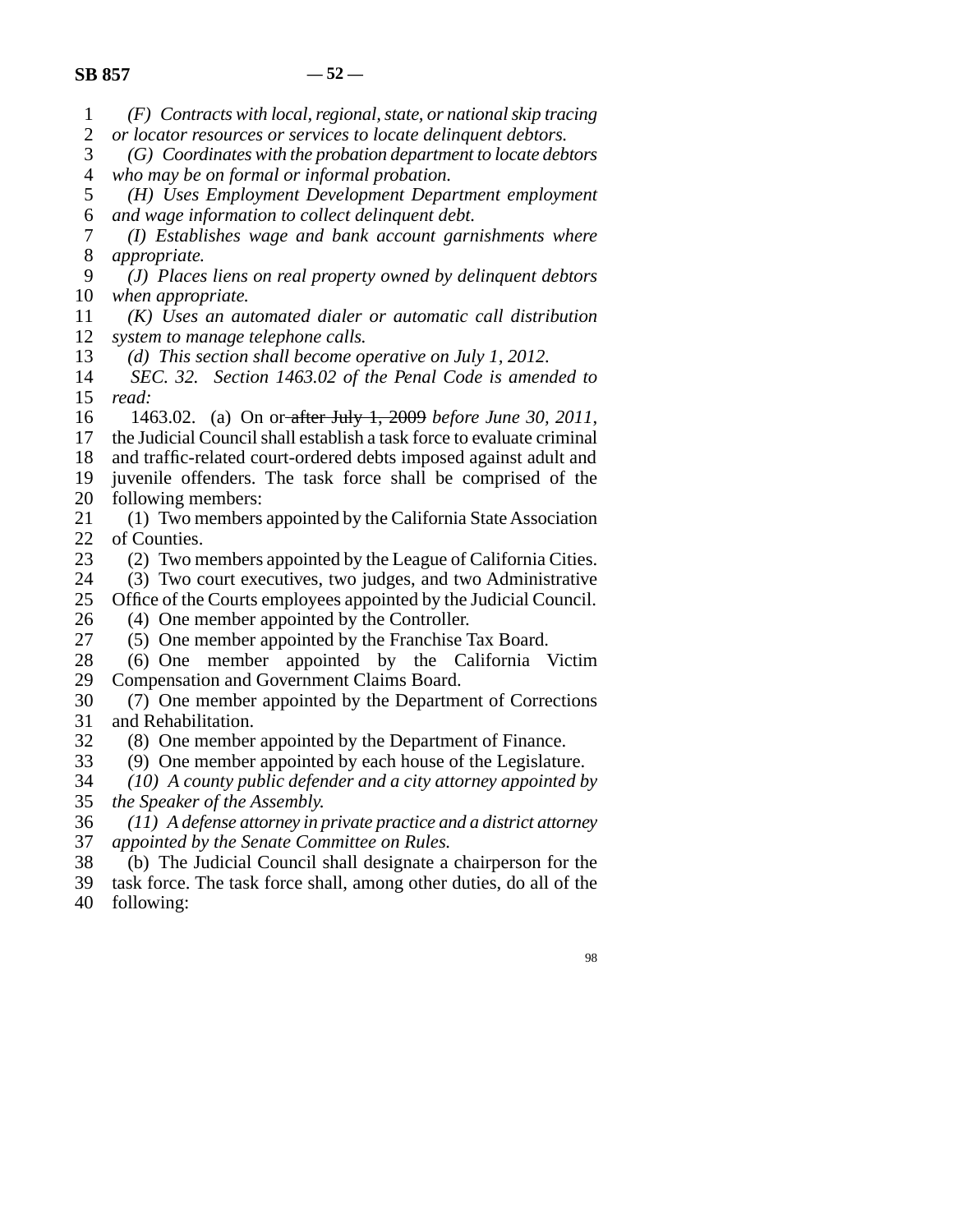*(F) Contracts with local, regional, state, or national skip tracing or locator resources or services to locate delinquent debtors.*

*(G) Coordinates with the probation department to locate debtors who may be on formal or informal probation.*

*(H) Uses Employment Development Department employment and wage information to collect delinquent debt.*

*(I) Establishes wage and bank account garnishments where appropriate.*

*(J) Places liens on real property owned by delinquent debtors when appropriate.*

*(K) Uses an automated dialer or automatic call distribution system to manage telephone calls.*

*(d) This section shall become operative on July 1, 2012.*

*SEC. 32. Section 1463.02 of the Penal Code is amended to read:*

1463.02. (a) On or ~~after July 1, 2009~~ *before June 30, 2011*, the Judicial Council shall establish a task force to evaluate criminal and traffic-related court-ordered debts imposed against adult and juvenile offenders. The task force shall be comprised of the following members:

(1) Two members appointed by the California State Association of Counties.

(2) Two members appointed by the League of California Cities.

(3) Two court executives, two judges, and two Administrative Office of the Courts employees appointed by the Judicial Council.

(4) One member appointed by the Controller.

(5) One member appointed by the Franchise Tax Board.

(6) One member appointed by the California Victim Compensation and Government Claims Board.

(7) One member appointed by the Department of Corrections and Rehabilitation.

(8) One member appointed by the Department of Finance.

(9) One member appointed by each house of the Legislature.

*(10) A county public defender and a city attorney appointed by the Speaker of the Assembly.*

*(11) A defense attorney in private practice and a district attorney appointed by the Senate Committee on Rules.*

(b) The Judicial Council shall designate a chairperson for the task force. The task force shall, among other duties, do all of the following: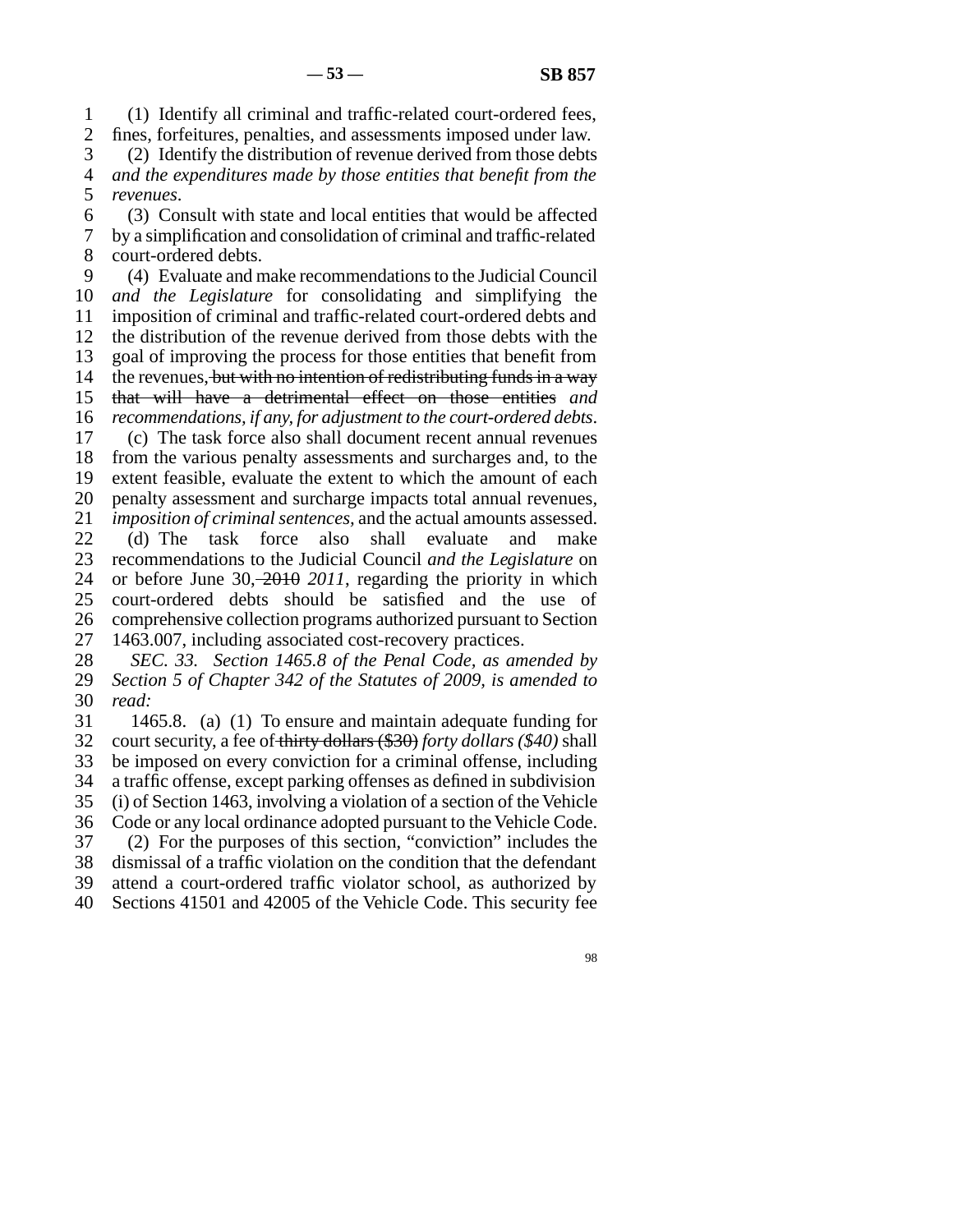(1) Identify all criminal and traffic-related court-ordered fees, fines, forfeitures, penalties, and assessments imposed under law.

(2) Identify the distribution of revenue derived from those debts *and the expenditures made by those entities that benefit from the revenues*.

(3) Consult with state and local entities that would be affected by a simplification and consolidation of criminal and traffic-related court-ordered debts.

(4) Evaluate and make recommendations to the Judicial Council *and the Legislature* for consolidating and simplifying the imposition of criminal and traffic-related court-ordered debts and the distribution of the revenue derived from those debts with the goal of improving the process for those entities that benefit from the revenues~~, but with no intention of redistributing funds in a way that will have a detrimental effect on those entities~~ *and recommendations, if any, for adjustment to the court-ordered debts*.

(c) The task force also shall document recent annual revenues from the various penalty assessments and surcharges and, to the extent feasible, evaluate the extent to which the amount of each penalty assessment and surcharge impacts total annual revenues, *imposition of criminal sentences,* and the actual amounts assessed.

(d) The task force also shall evaluate and make recommendations to the Judicial Council *and the Legislature* on or before June 30~~, 2010~~ *2011*, regarding the priority in which court-ordered debts should be satisfied and the use of comprehensive collection programs authorized pursuant to Section 1463.007, including associated cost-recovery practices.

*SEC. 33. Section 1465.8 of the Penal Code, as amended by Section 5 of Chapter 342 of the Statutes of 2009, is amended to read:*

1465.8. (a) (1) To ensure and maintain adequate funding for court security, a fee of ~~thirty dollars ($30)~~ *forty dollars ($40)* shall be imposed on every conviction for a criminal offense, including a traffic offense, except parking offenses as defined in subdivision (i) of Section 1463, involving a violation of a section of the Vehicle Code or any local ordinance adopted pursuant to the Vehicle Code.

(2) For the purposes of this section, "conviction" includes the dismissal of a traffic violation on the condition that the defendant attend a court-ordered traffic violator school, as authorized by Sections 41501 and 42005 of the Vehicle Code. This security fee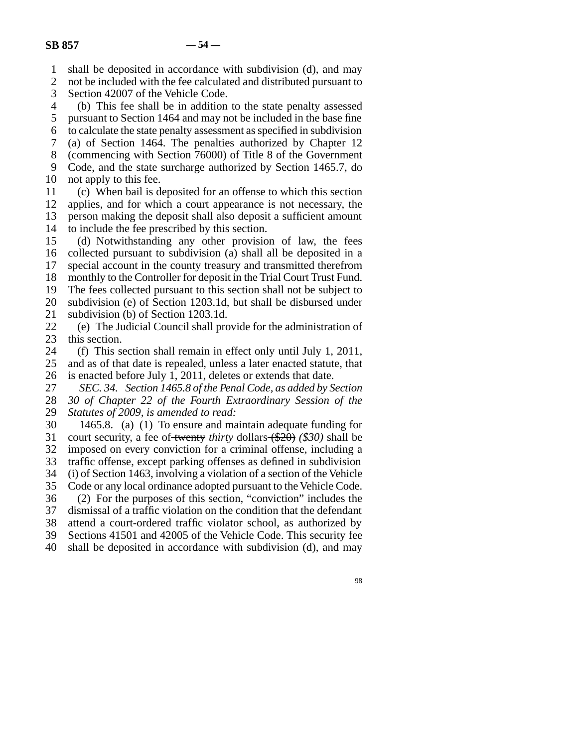shall be deposited in accordance with subdivision (d), and may not be included with the fee calculated and distributed pursuant to Section 42007 of the Vehicle Code.

(b) This fee shall be in addition to the state penalty assessed pursuant to Section 1464 and may not be included in the base fine to calculate the state penalty assessment as specified in subdivision (a) of Section 1464. The penalties authorized by Chapter 12 (commencing with Section 76000) of Title 8 of the Government Code, and the state surcharge authorized by Section 1465.7, do not apply to this fee.

(c) When bail is deposited for an offense to which this section applies, and for which a court appearance is not necessary, the person making the deposit shall also deposit a sufficient amount to include the fee prescribed by this section.

(d) Notwithstanding any other provision of law, the fees collected pursuant to subdivision (a) shall all be deposited in a special account in the county treasury and transmitted therefrom monthly to the Controller for deposit in the Trial Court Trust Fund. The fees collected pursuant to this section shall not be subject to subdivision (e) of Section 1203.1d, but shall be disbursed under subdivision (b) of Section 1203.1d.

(e) The Judicial Council shall provide for the administration of this section.

(f) This section shall remain in effect only until July 1, 2011, and as of that date is repealed, unless a later enacted statute, that is enacted before July 1, 2011, deletes or extends that date.

*SEC. 34. Section 1465.8 of the Penal Code, as added by Section 30 of Chapter 22 of the Fourth Extraordinary Session of the Statutes of 2009, is amended to read:*

1465.8. (a) (1) To ensure and maintain adequate funding for court security, a fee of ~~twenty~~ *thirty* dollars ~~($20)~~ *($30)* shall be imposed on every conviction for a criminal offense, including a traffic offense, except parking offenses as defined in subdivision (i) of Section 1463, involving a violation of a section of the Vehicle Code or any local ordinance adopted pursuant to the Vehicle Code.

(2) For the purposes of this section, "conviction" includes the dismissal of a traffic violation on the condition that the defendant attend a court-ordered traffic violator school, as authorized by Sections 41501 and 42005 of the Vehicle Code. This security fee shall be deposited in accordance with subdivision (d), and may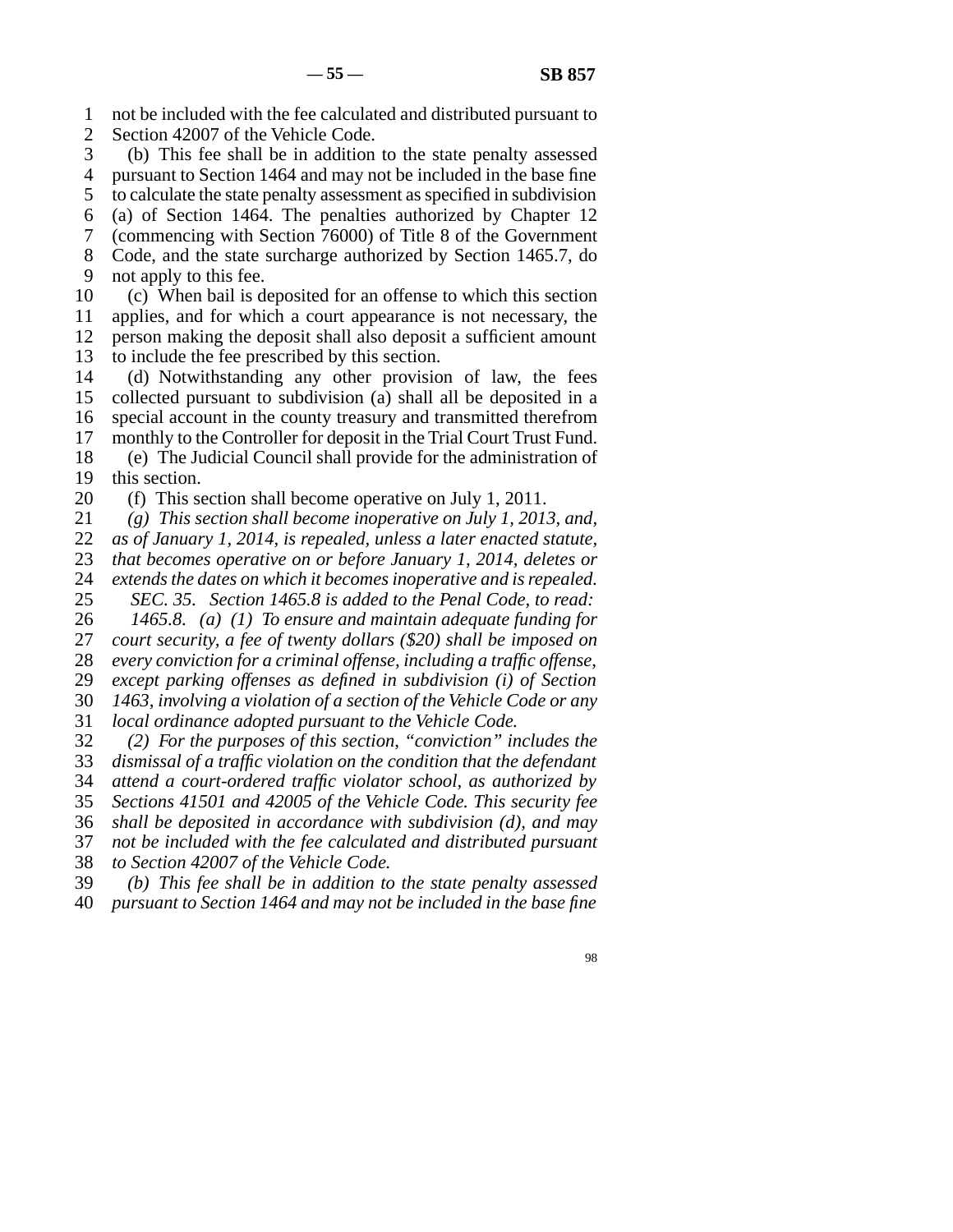not be included with the fee calculated and distributed pursuant to Section 42007 of the Vehicle Code.

(b) This fee shall be in addition to the state penalty assessed pursuant to Section 1464 and may not be included in the base fine to calculate the state penalty assessment as specified in subdivision (a) of Section 1464. The penalties authorized by Chapter 12 (commencing with Section 76000) of Title 8 of the Government Code, and the state surcharge authorized by Section 1465.7, do not apply to this fee.

(c) When bail is deposited for an offense to which this section applies, and for which a court appearance is not necessary, the person making the deposit shall also deposit a sufficient amount to include the fee prescribed by this section.

(d) Notwithstanding any other provision of law, the fees collected pursuant to subdivision (a) shall all be deposited in a special account in the county treasury and transmitted therefrom monthly to the Controller for deposit in the Trial Court Trust Fund.

(e) The Judicial Council shall provide for the administration of this section.

(f) This section shall become operative on July 1, 2011.

*(g) This section shall become inoperative on July 1, 2013, and, as of January 1, 2014, is repealed, unless a later enacted statute, that becomes operative on or before January 1, 2014, deletes or extends the dates on which it becomes inoperative and is repealed.*

*SEC. 35. Section 1465.8 is added to the Penal Code, to read:*

*1465.8. (a) (1) To ensure and maintain adequate funding for court security, a fee of twenty dollars ($20) shall be imposed on every conviction for a criminal offense, including a traffic offense, except parking offenses as defined in subdivision (i) of Section 1463, involving a violation of a section of the Vehicle Code or any local ordinance adopted pursuant to the Vehicle Code.*

*(2) For the purposes of this section, "conviction" includes the dismissal of a traffic violation on the condition that the defendant attend a court-ordered traffic violator school, as authorized by Sections 41501 and 42005 of the Vehicle Code. This security fee shall be deposited in accordance with subdivision (d), and may not be included with the fee calculated and distributed pursuant to Section 42007 of the Vehicle Code.*

*(b) This fee shall be in addition to the state penalty assessed pursuant to Section 1464 and may not be included in the base fine*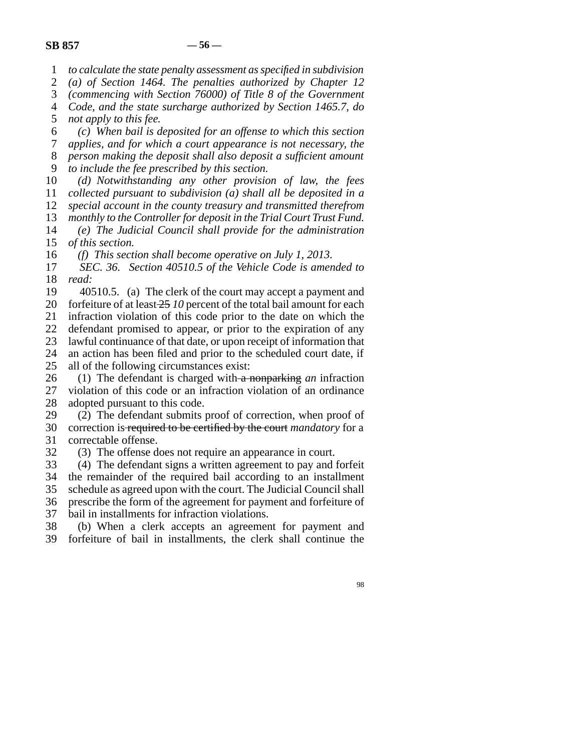*to calculate the state penalty assessment as specified in subdivision (a) of Section 1464. The penalties authorized by Chapter 12 (commencing with Section 76000) of Title 8 of the Government Code, and the state surcharge authorized by Section 1465.7, do not apply to this fee.*

*(c) When bail is deposited for an offense to which this section applies, and for which a court appearance is not necessary, the person making the deposit shall also deposit a sufficient amount to include the fee prescribed by this section.*

*(d) Notwithstanding any other provision of law, the fees collected pursuant to subdivision (a) shall all be deposited in a special account in the county treasury and transmitted therefrom monthly to the Controller for deposit in the Trial Court Trust Fund.*

*(e) The Judicial Council shall provide for the administration of this section.*

*(f) This section shall become operative on July 1, 2013.*

*SEC. 36. Section 40510.5 of the Vehicle Code is amended to read:*

40510.5. (a) The clerk of the court may accept a payment and forfeiture of at least ~~25~~ *10* percent of the total bail amount for each infraction violation of this code prior to the date on which the defendant promised to appear, or prior to the expiration of any lawful continuance of that date, or upon receipt of information that an action has been filed and prior to the scheduled court date, if all of the following circumstances exist:

(1) The defendant is charged with ~~a nonparking~~ *an* infraction violation of this code or an infraction violation of an ordinance adopted pursuant to this code.

(2) The defendant submits proof of correction, when proof of correction is ~~required to be certified by the court~~ *mandatory* for a correctable offense.

(3) The offense does not require an appearance in court.

(4) The defendant signs a written agreement to pay and forfeit the remainder of the required bail according to an installment schedule as agreed upon with the court. The Judicial Council shall prescribe the form of the agreement for payment and forfeiture of bail in installments for infraction violations.

(b) When a clerk accepts an agreement for payment and forfeiture of bail in installments, the clerk shall continue the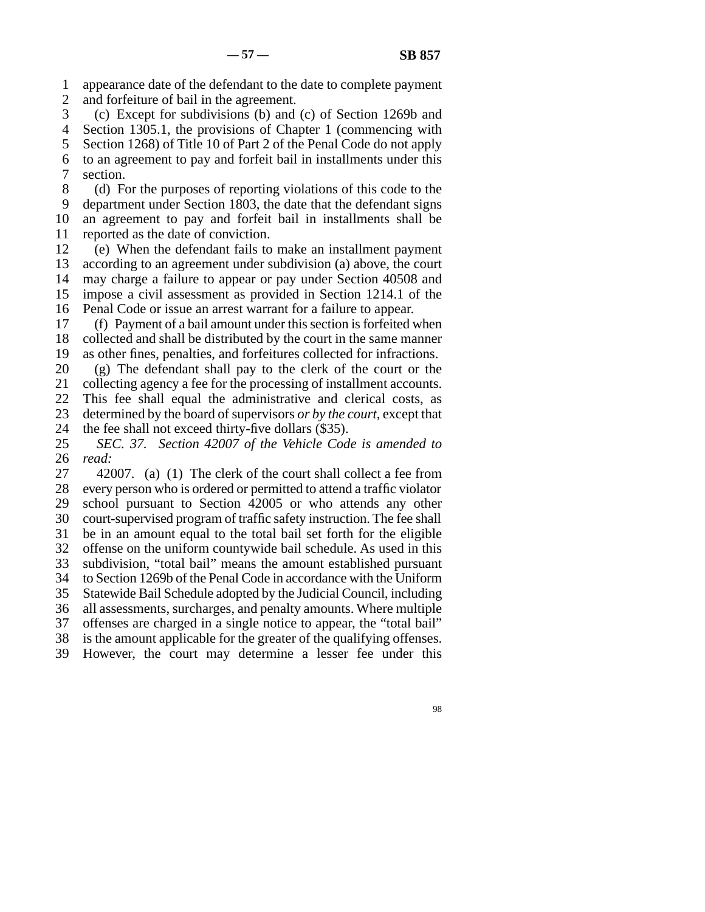appearance date of the defendant to the date to complete payment and forfeiture of bail in the agreement.

(c) Except for subdivisions (b) and (c) of Section 1269b and Section 1305.1, the provisions of Chapter 1 (commencing with Section 1268) of Title 10 of Part 2 of the Penal Code do not apply to an agreement to pay and forfeit bail in installments under this section.

(d) For the purposes of reporting violations of this code to the department under Section 1803, the date that the defendant signs an agreement to pay and forfeit bail in installments shall be reported as the date of conviction.

(e) When the defendant fails to make an installment payment according to an agreement under subdivision (a) above, the court may charge a failure to appear or pay under Section 40508 and impose a civil assessment as provided in Section 1214.1 of the Penal Code or issue an arrest warrant for a failure to appear.

(f) Payment of a bail amount under this section is forfeited when collected and shall be distributed by the court in the same manner as other fines, penalties, and forfeitures collected for infractions.

(g) The defendant shall pay to the clerk of the court or the collecting agency a fee for the processing of installment accounts. This fee shall equal the administrative and clerical costs, as determined by the board of supervisors *or by the court*, except that the fee shall not exceed thirty-five dollars ($35).

*SEC. 37. Section 42007 of the Vehicle Code is amended to read:*

42007. (a) (1) The clerk of the court shall collect a fee from every person who is ordered or permitted to attend a traffic violator school pursuant to Section 42005 or who attends any other court-supervised program of traffic safety instruction. The fee shall be in an amount equal to the total bail set forth for the eligible offense on the uniform countywide bail schedule. As used in this subdivision, "total bail" means the amount established pursuant to Section 1269b of the Penal Code in accordance with the Uniform Statewide Bail Schedule adopted by the Judicial Council, including all assessments, surcharges, and penalty amounts. Where multiple offenses are charged in a single notice to appear, the "total bail" is the amount applicable for the greater of the qualifying offenses. However, the court may determine a lesser fee under this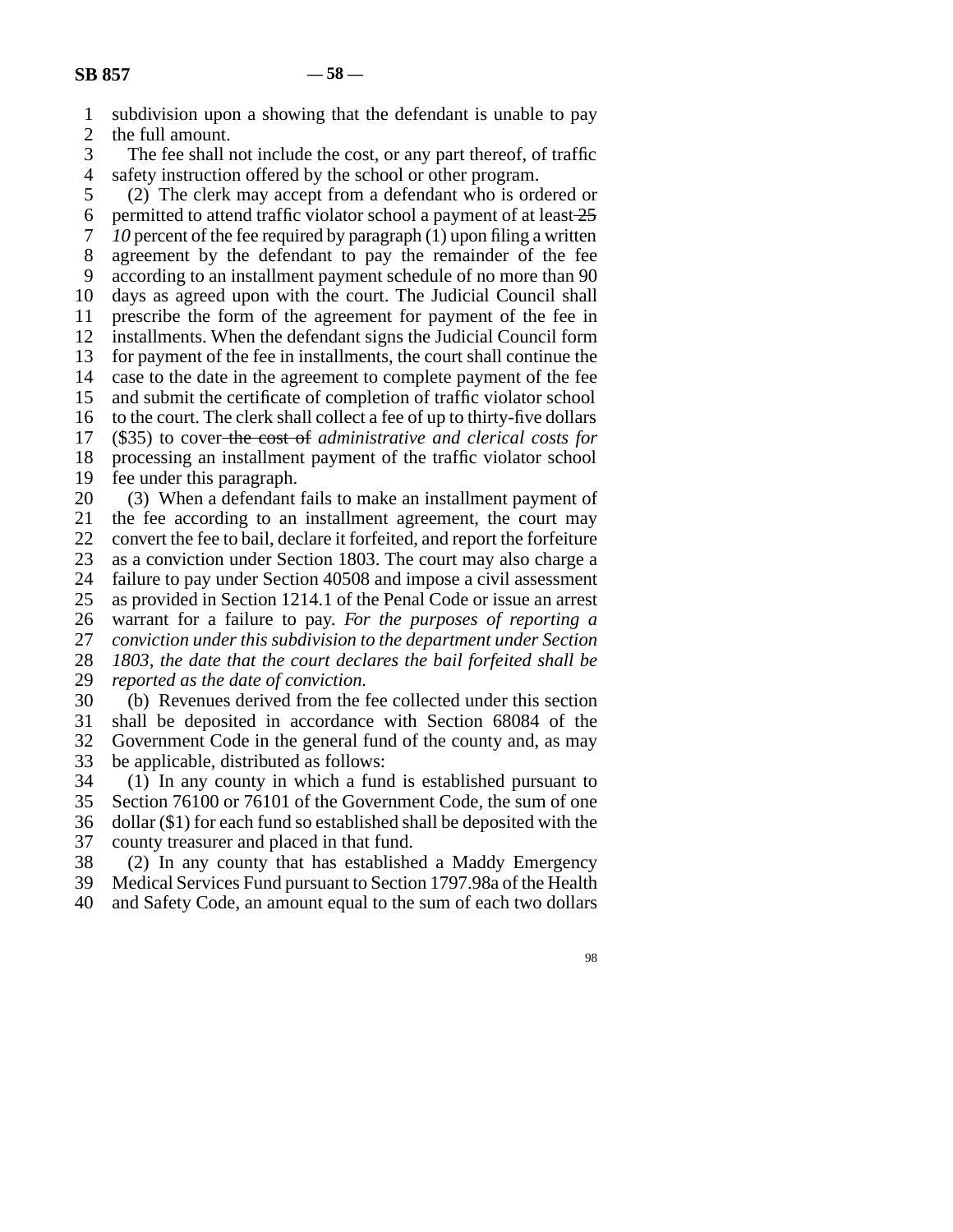subdivision upon a showing that the defendant is unable to pay the full amount.

The fee shall not include the cost, or any part thereof, of traffic safety instruction offered by the school or other program.

(2) The clerk may accept from a defendant who is ordered or permitted to attend traffic violator school a payment of at least ~~25~~ *10* percent of the fee required by paragraph (1) upon filing a written agreement by the defendant to pay the remainder of the fee according to an installment payment schedule of no more than 90 days as agreed upon with the court. The Judicial Council shall prescribe the form of the agreement for payment of the fee in installments. When the defendant signs the Judicial Council form for payment of the fee in installments, the court shall continue the case to the date in the agreement to complete payment of the fee and submit the certificate of completion of traffic violator school to the court. The clerk shall collect a fee of up to thirty-five dollars ($35) to cover ~~the cost of~~ *administrative and clerical costs for* processing an installment payment of the traffic violator school fee under this paragraph.

(3) When a defendant fails to make an installment payment of the fee according to an installment agreement, the court may convert the fee to bail, declare it forfeited, and report the forfeiture as a conviction under Section 1803. The court may also charge a failure to pay under Section 40508 and impose a civil assessment as provided in Section 1214.1 of the Penal Code or issue an arrest warrant for a failure to pay. *For the purposes of reporting a conviction under this subdivision to the department under Section 1803, the date that the court declares the bail forfeited shall be reported as the date of conviction.*

(b) Revenues derived from the fee collected under this section shall be deposited in accordance with Section 68084 of the Government Code in the general fund of the county and, as may be applicable, distributed as follows:

(1) In any county in which a fund is established pursuant to Section 76100 or 76101 of the Government Code, the sum of one dollar ($1) for each fund so established shall be deposited with the county treasurer and placed in that fund.

(2) In any county that has established a Maddy Emergency Medical Services Fund pursuant to Section 1797.98a of the Health and Safety Code, an amount equal to the sum of each two dollars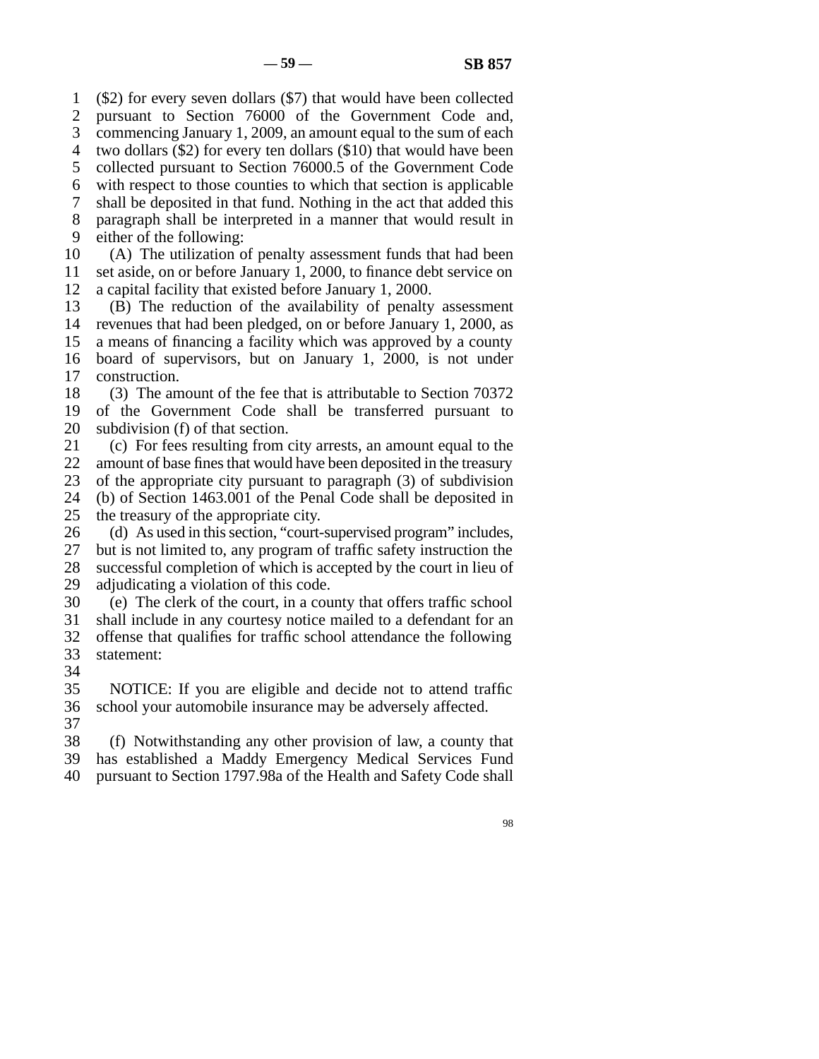($2) for every seven dollars ($7) that would have been collected pursuant to Section 76000 of the Government Code and, commencing January 1, 2009, an amount equal to the sum of each two dollars ($2) for every ten dollars ($10) that would have been collected pursuant to Section 76000.5 of the Government Code with respect to those counties to which that section is applicable shall be deposited in that fund. Nothing in the act that added this paragraph shall be interpreted in a manner that would result in either of the following:

(A) The utilization of penalty assessment funds that had been set aside, on or before January 1, 2000, to finance debt service on a capital facility that existed before January 1, 2000.

(B) The reduction of the availability of penalty assessment revenues that had been pledged, on or before January 1, 2000, as a means of financing a facility which was approved by a county board of supervisors, but on January 1, 2000, is not under construction.

(3) The amount of the fee that is attributable to Section 70372 of the Government Code shall be transferred pursuant to subdivision (f) of that section.

(c) For fees resulting from city arrests, an amount equal to the amount of base fines that would have been deposited in the treasury of the appropriate city pursuant to paragraph (3) of subdivision (b) of Section 1463.001 of the Penal Code shall be deposited in the treasury of the appropriate city.

(d) As used in this section, "court-supervised program" includes, but is not limited to, any program of traffic safety instruction the successful completion of which is accepted by the court in lieu of adjudicating a violation of this code.

(e) The clerk of the court, in a county that offers traffic school shall include in any courtesy notice mailed to a defendant for an offense that qualifies for traffic school attendance the following statement:

NOTICE: If you are eligible and decide not to attend traffic school your automobile insurance may be adversely affected.

(f) Notwithstanding any other provision of law, a county that has established a Maddy Emergency Medical Services Fund pursuant to Section 1797.98a of the Health and Safety Code shall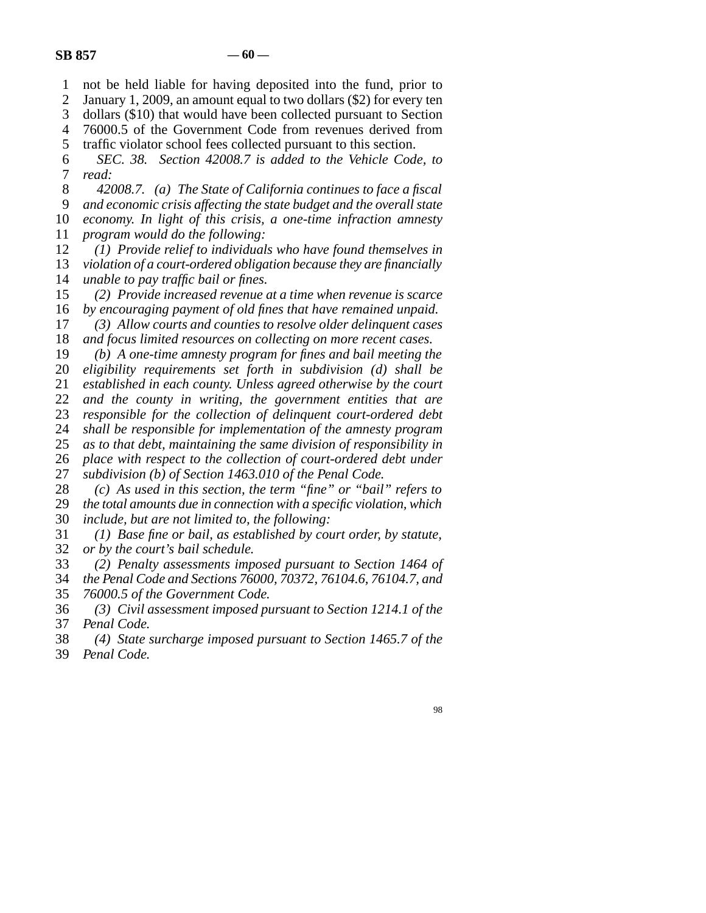not be held liable for having deposited into the fund, prior to January 1, 2009, an amount equal to two dollars ($2) for every ten dollars ($10) that would have been collected pursuant to Section 76000.5 of the Government Code from revenues derived from traffic violator school fees collected pursuant to this section.

*SEC. 38. Section 42008.7 is added to the Vehicle Code, to read:*

*42008.7. (a) The State of California continues to face a fiscal and economic crisis affecting the state budget and the overall state economy. In light of this crisis, a one-time infraction amnesty program would do the following:*

*(1) Provide relief to individuals who have found themselves in violation of a court-ordered obligation because they are financially unable to pay traffic bail or fines.*

*(2) Provide increased revenue at a time when revenue is scarce by encouraging payment of old fines that have remained unpaid.*

*(3) Allow courts and counties to resolve older delinquent cases and focus limited resources on collecting on more recent cases.*

*(b) A one-time amnesty program for fines and bail meeting the eligibility requirements set forth in subdivision (d) shall be established in each county. Unless agreed otherwise by the court and the county in writing, the government entities that are responsible for the collection of delinquent court-ordered debt shall be responsible for implementation of the amnesty program as to that debt, maintaining the same division of responsibility in place with respect to the collection of court-ordered debt under subdivision (b) of Section 1463.010 of the Penal Code.*

*(c) As used in this section, the term "fine" or "bail" refers to the total amounts due in connection with a specific violation, which include, but are not limited to, the following:*

*(1) Base fine or bail, as established by court order, by statute, or by the court's bail schedule.*

*(2) Penalty assessments imposed pursuant to Section 1464 of the Penal Code and Sections 76000, 70372, 76104.6, 76104.7, and 76000.5 of the Government Code.*

*(3) Civil assessment imposed pursuant to Section 1214.1 of the Penal Code.*

*(4) State surcharge imposed pursuant to Section 1465.7 of the Penal Code.*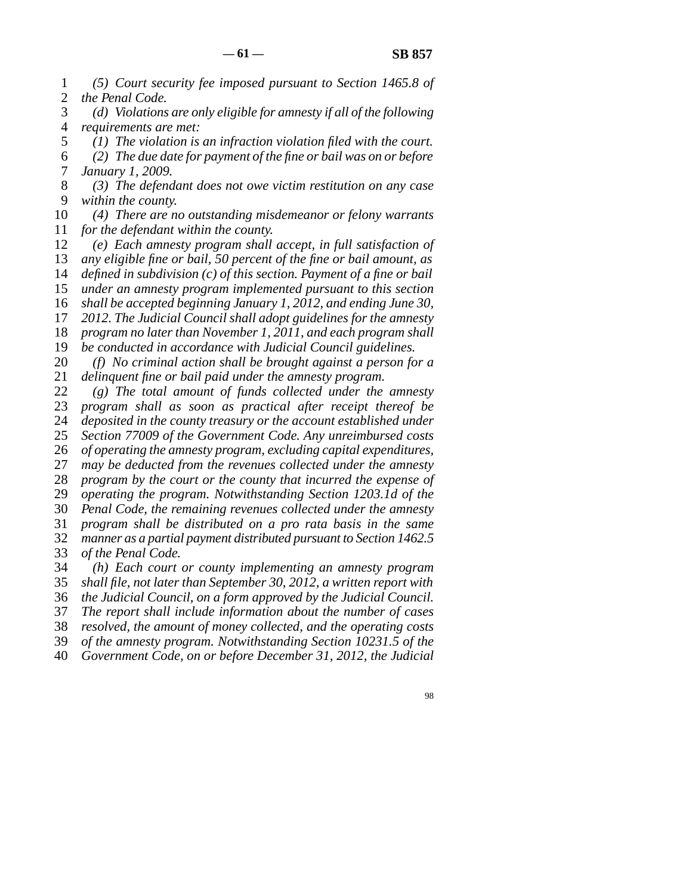*(5) Court security fee imposed pursuant to Section 1465.8 of the Penal Code.*

*(d) Violations are only eligible for amnesty if all of the following requirements are met:*

*(1) The violation is an infraction violation filed with the court.*

*(2) The due date for payment of the fine or bail was on or before January 1, 2009.*

*(3) The defendant does not owe victim restitution on any case within the county.*

*(4) There are no outstanding misdemeanor or felony warrants for the defendant within the county.*

*(e) Each amnesty program shall accept, in full satisfaction of any eligible fine or bail, 50 percent of the fine or bail amount, as defined in subdivision (c) of this section. Payment of a fine or bail under an amnesty program implemented pursuant to this section shall be accepted beginning January 1, 2012, and ending June 30, 2012. The Judicial Council shall adopt guidelines for the amnesty program no later than November 1, 2011, and each program shall be conducted in accordance with Judicial Council guidelines.*

*(f) No criminal action shall be brought against a person for a delinquent fine or bail paid under the amnesty program.*

*(g) The total amount of funds collected under the amnesty program shall as soon as practical after receipt thereof be deposited in the county treasury or the account established under Section 77009 of the Government Code. Any unreimbursed costs of operating the amnesty program, excluding capital expenditures, may be deducted from the revenues collected under the amnesty program by the court or the county that incurred the expense of operating the program. Notwithstanding Section 1203.1d of the Penal Code, the remaining revenues collected under the amnesty program shall be distributed on a pro rata basis in the same manner as a partial payment distributed pursuant to Section 1462.5 of the Penal Code.*

*(h) Each court or county implementing an amnesty program shall file, not later than September 30, 2012, a written report with the Judicial Council, on a form approved by the Judicial Council. The report shall include information about the number of cases resolved, the amount of money collected, and the operating costs of the amnesty program. Notwithstanding Section 10231.5 of the Government Code, on or before December 31, 2012, the Judicial*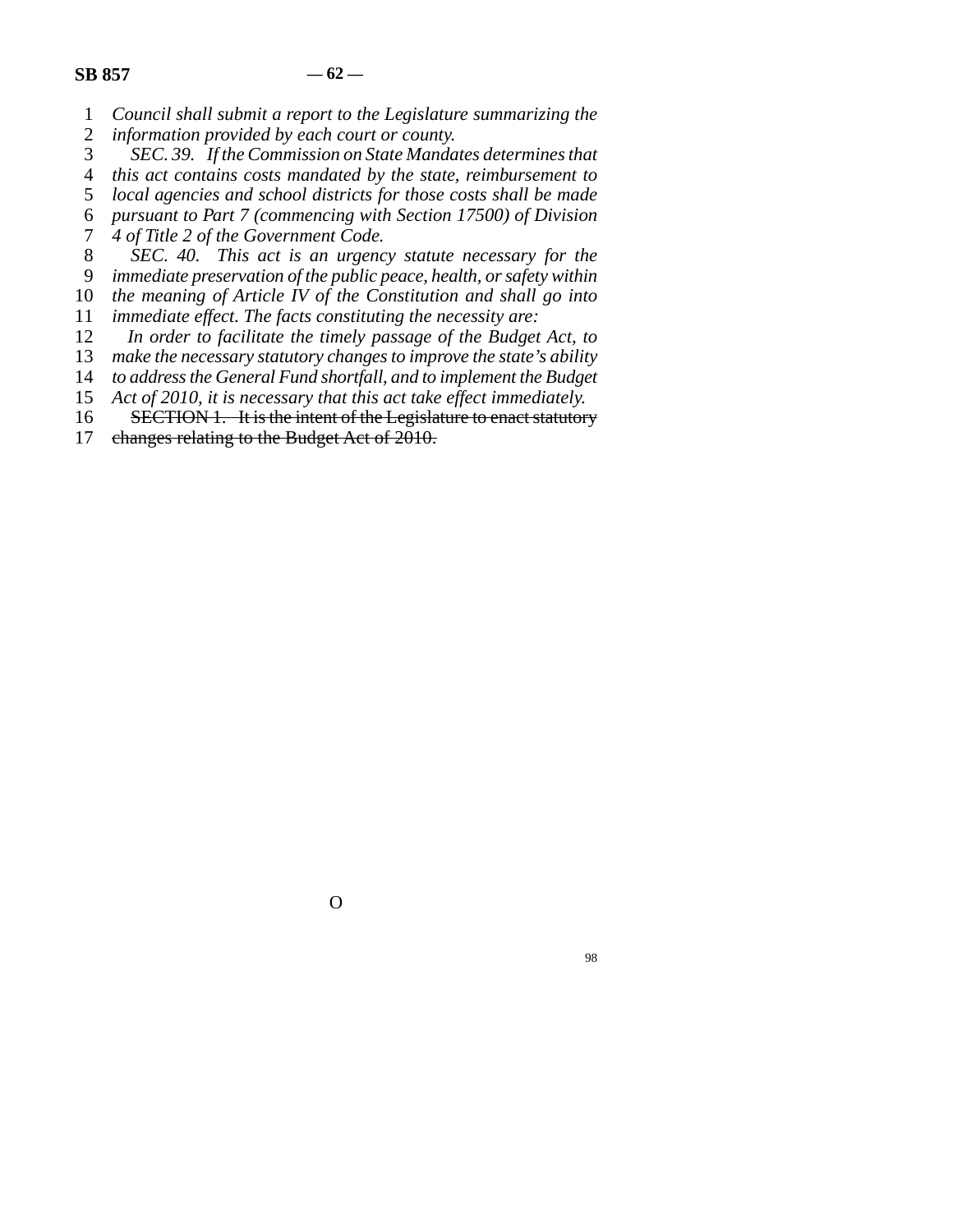*Council shall submit a report to the Legislature summarizing the information provided by each court or county.*

*SEC. 39. If the Commission on State Mandates determines that this act contains costs mandated by the state, reimbursement to local agencies and school districts for those costs shall be made pursuant to Part 7 (commencing with Section 17500) of Division 4 of Title 2 of the Government Code.*

*SEC. 40. This act is an urgency statute necessary for the immediate preservation of the public peace, health, or safety within the meaning of Article IV of the Constitution and shall go into immediate effect. The facts constituting the necessity are:*

*In order to facilitate the timely passage of the Budget Act, to make the necessary statutory changes to improve the state's ability to address the General Fund shortfall, and to implement the Budget Act of 2010, it is necessary that this act take effect immediately.*

~~SECTION 1. It is the intent of the Legislature to enact statutory changes relating to the Budget Act of 2010.~~

O